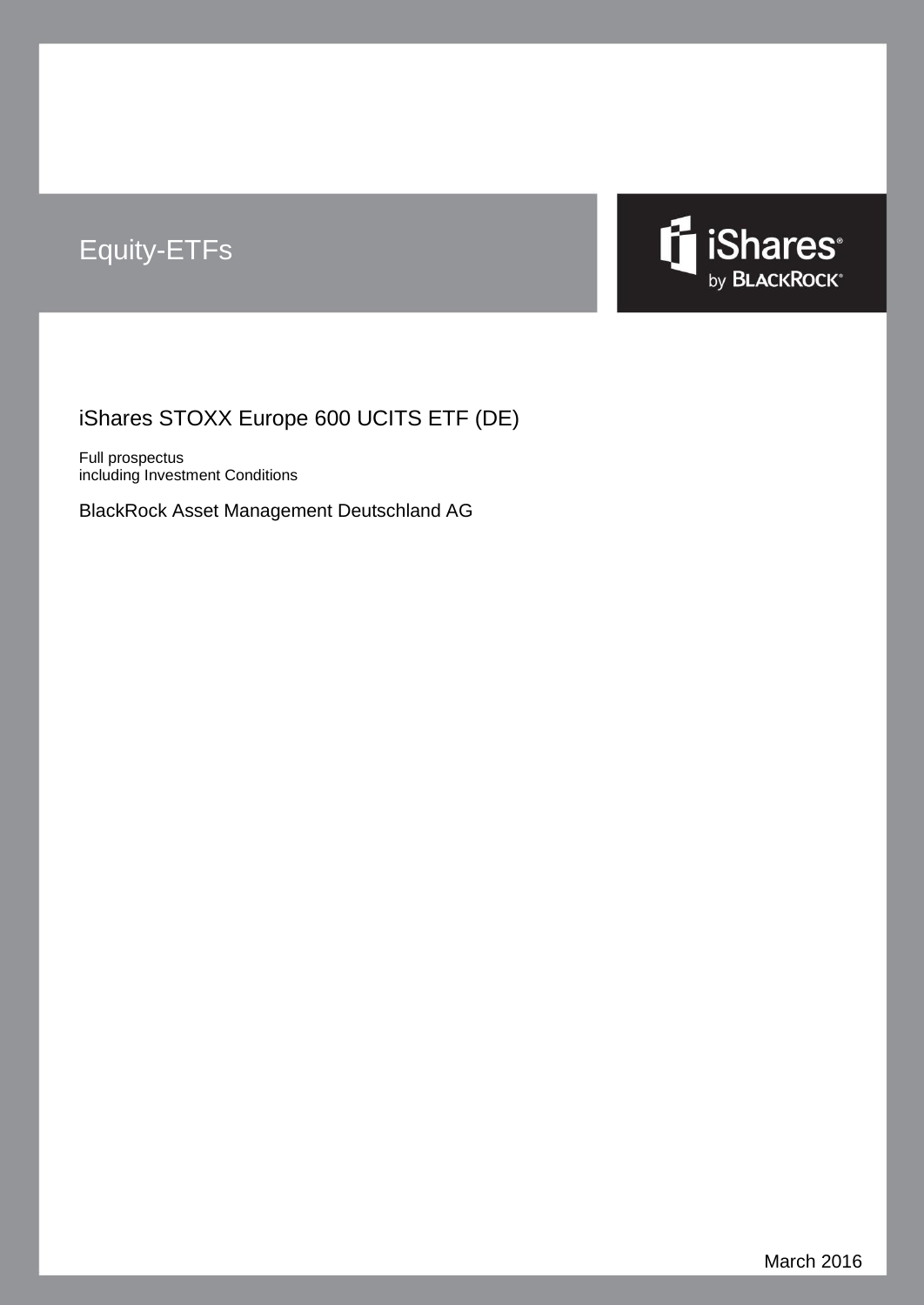Equity-ETFs

iShares by BLACKROCK

# iShares STOXX Europe 600 UCITS ETF (DE)

Full prospectus
including Investment Conditions

BlackRock Asset Management Deutschland AG

March 2016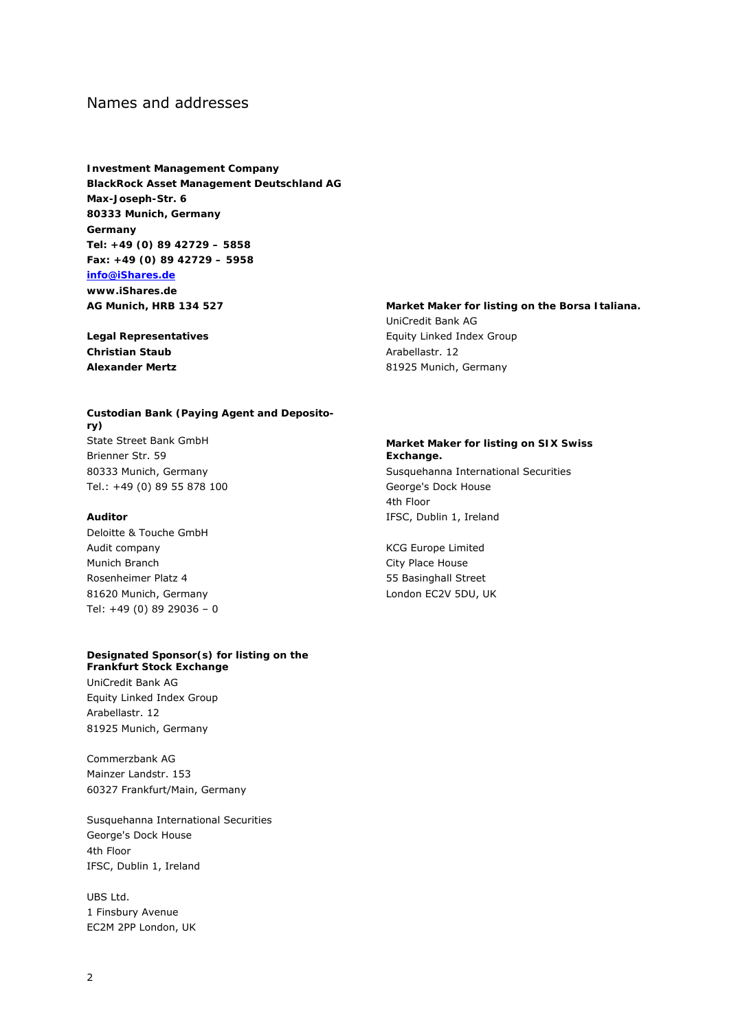# Names and addresses

**Investment Management Company**
**BlackRock Asset Management Deutschland AG**
**Max-Joseph-Str. 6**
**80333 Munich, Germany**
**Germany**
**Tel: +49 (0) 89 42729 – 5858**
**Fax: +49 (0) 89 42729 – 5958**
**info@iShares.de**
**www.iShares.de**
**AG Munich, HRB 134 527**

**Legal Representatives**
**Christian Staub**
**Alexander Mertz**

**Custodian Bank (Paying Agent and Depository)**
State Street Bank GmbH
Brienner Str. 59
80333 Munich, Germany
Tel.: +49 (0) 89 55 878 100

**Auditor**
Deloitte & Touche GmbH
Audit company
Munich Branch
Rosenheimer Platz 4
81620 Munich, Germany
Tel: +49 (0) 89 29036 – 0

**Designated Sponsor(s) for listing on the Frankfurt Stock Exchange**
UniCredit Bank AG
Equity Linked Index Group
Arabellastr. 12
81925 Munich, Germany

Commerzbank AG
Mainzer Landstr. 153
60327 Frankfurt/Main, Germany

Susquehanna International Securities
George's Dock House
4th Floor
IFSC, Dublin 1, Ireland

UBS Ltd.
1 Finsbury Avenue
EC2M 2PP London, UK

**Market Maker for listing on the Borsa Italiana.**
UniCredit Bank AG
Equity Linked Index Group
Arabellastr. 12
81925 Munich, Germany

**Market Maker for listing on SIX Swiss Exchange.**
Susquehanna International Securities
George's Dock House
4th Floor
IFSC, Dublin 1, Ireland

KCG Europe Limited
City Place House
55 Basinghall Street
London EC2V 5DU, UK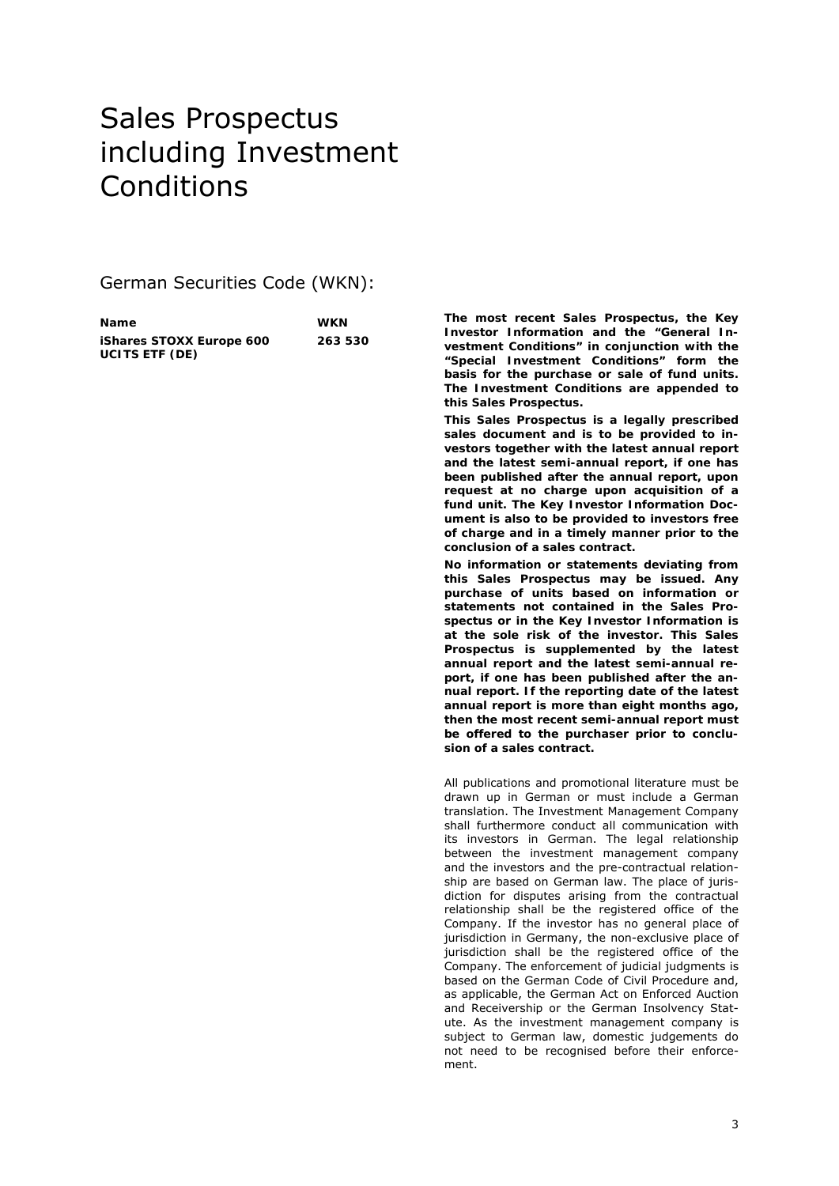# Sales Prospectus including Investment Conditions

## German Securities Code (WKN):

| Name | WKN |
| --- | --- |
| **iShares STOXX Europe 600 UCITS ETF (DE)** | **263 530** |

**The most recent Sales Prospectus, the Key Investor Information and the "General Investment Conditions" in conjunction with the "Special Investment Conditions" form the basis for the purchase or sale of fund units. The Investment Conditions are appended to this Sales Prospectus.**

**This Sales Prospectus is a legally prescribed sales document and is to be provided to investors together with the latest annual report and the latest semi-annual report, if one has been published after the annual report, upon request at no charge upon acquisition of a fund unit. The Key Investor Information Document is also to be provided to investors free of charge and in a timely manner prior to the conclusion of a sales contract.**

**No information or statements deviating from this Sales Prospectus may be issued. Any purchase of units based on information or statements not contained in the Sales Prospectus or in the Key Investor Information is at the sole risk of the investor. This Sales Prospectus is supplemented by the latest annual report and the latest semi-annual report, if one has been published after the annual report. If the reporting date of the latest annual report is more than eight months ago, then the most recent semi-annual report must be offered to the purchaser prior to conclusion of a sales contract.**

All publications and promotional literature must be drawn up in German or must include a German translation. The Investment Management Company shall furthermore conduct all communication with its investors in German. The legal relationship between the investment management company and the investors and the pre-contractual relationship are based on German law. The place of jurisdiction for disputes arising from the contractual relationship shall be the registered office of the Company. If the investor has no general place of jurisdiction in Germany, the non-exclusive place of jurisdiction shall be the registered office of the Company. The enforcement of judicial judgments is based on the German Code of Civil Procedure and, as applicable, the German Act on Enforced Auction and Receivership or the German Insolvency Statute. As the investment management company is subject to German law, domestic judgements do not need to be recognised before their enforcement.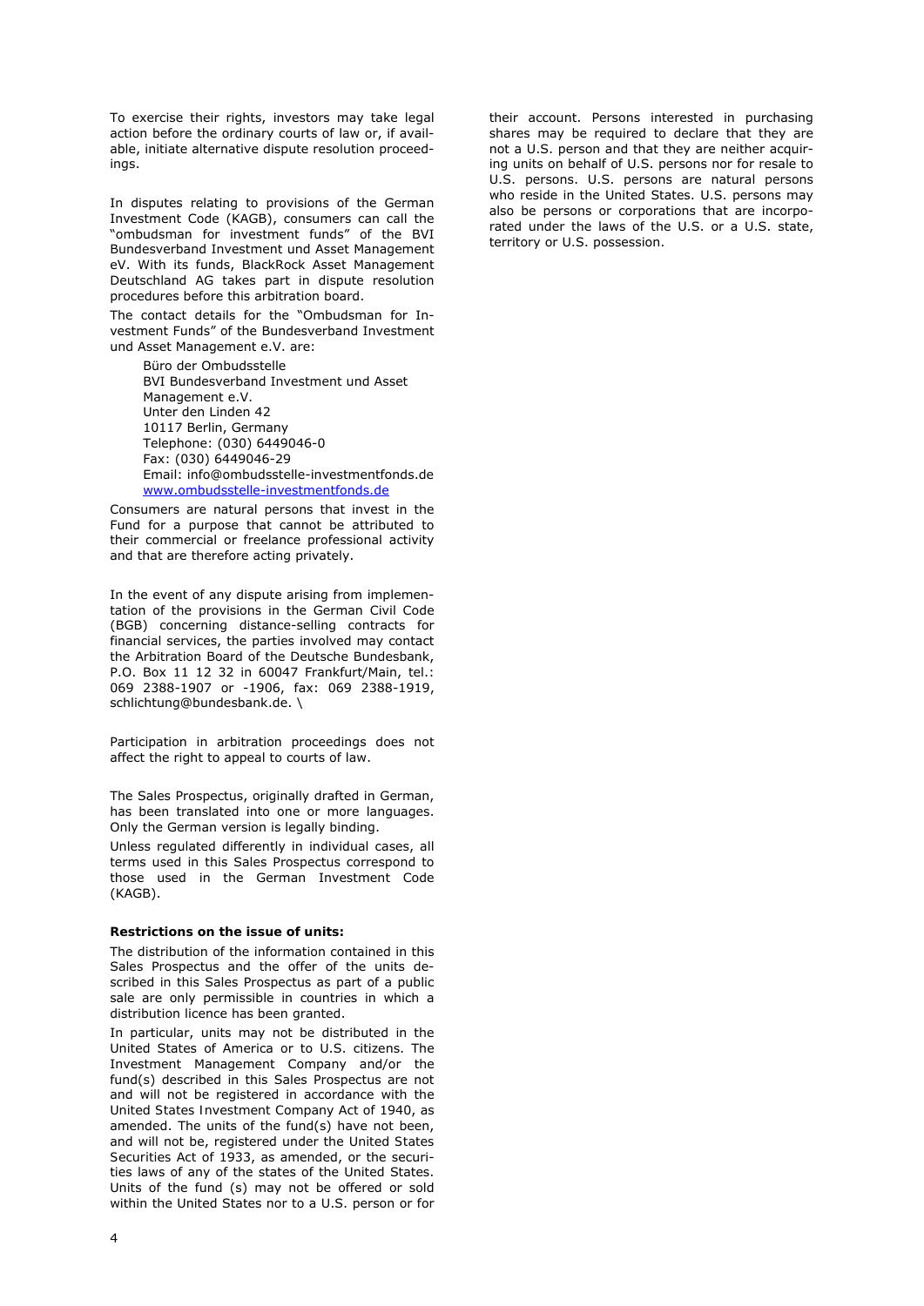To exercise their rights, investors may take legal action before the ordinary courts of law or, if available, initiate alternative dispute resolution proceedings.

In disputes relating to provisions of the German Investment Code (KAGB), consumers can call the "ombudsman for investment funds" of the BVI Bundesverband Investment und Asset Management eV. With its funds, BlackRock Asset Management Deutschland AG takes part in dispute resolution procedures before this arbitration board.

The contact details for the "Ombudsman for Investment Funds" of the Bundesverband Investment und Asset Management e.V. are:

Büro der Ombudsstelle
BVI Bundesverband Investment und Asset Management e.V.
Unter den Linden 42
10117 Berlin, Germany
Telephone: (030) 6449046-0
Fax: (030) 6449046-29
Email: info@ombudsstelle-investmentfonds.de
www.ombudsstelle-investmentfonds.de

Consumers are natural persons that invest in the Fund for a purpose that cannot be attributed to their commercial or freelance professional activity and that are therefore acting privately.

In the event of any dispute arising from implementation of the provisions in the German Civil Code (BGB) concerning distance-selling contracts for financial services, the parties involved may contact the Arbitration Board of the Deutsche Bundesbank, P.O. Box 11 12 32 in 60047 Frankfurt/Main, tel.: 069 2388-1907 or -1906, fax: 069 2388-1919, schlichtung@bundesbank.de. \

Participation in arbitration proceedings does not affect the right to appeal to courts of law.

The Sales Prospectus, originally drafted in German, has been translated into one or more languages. Only the German version is legally binding.

Unless regulated differently in individual cases, all terms used in this Sales Prospectus correspond to those used in the German Investment Code (KAGB).

**Restrictions on the issue of units:**

The distribution of the information contained in this Sales Prospectus and the offer of the units described in this Sales Prospectus as part of a public sale are only permissible in countries in which a distribution licence has been granted.

In particular, units may not be distributed in the United States of America or to U.S. citizens. The Investment Management Company and/or the fund(s) described in this Sales Prospectus are not and will not be registered in accordance with the United States Investment Company Act of 1940, as amended. The units of the fund(s) have not been, and will not be, registered under the United States Securities Act of 1933, as amended, or the securities laws of any of the states of the United States. Units of the fund (s) may not be offered or sold within the United States nor to a U.S. person or for their account. Persons interested in purchasing shares may be required to declare that they are not a U.S. person and that they are neither acquiring units on behalf of U.S. persons nor for resale to U.S. persons. U.S. persons are natural persons who reside in the United States. U.S. persons may also be persons or corporations that are incorporated under the laws of the U.S. or a U.S. state, territory or U.S. possession.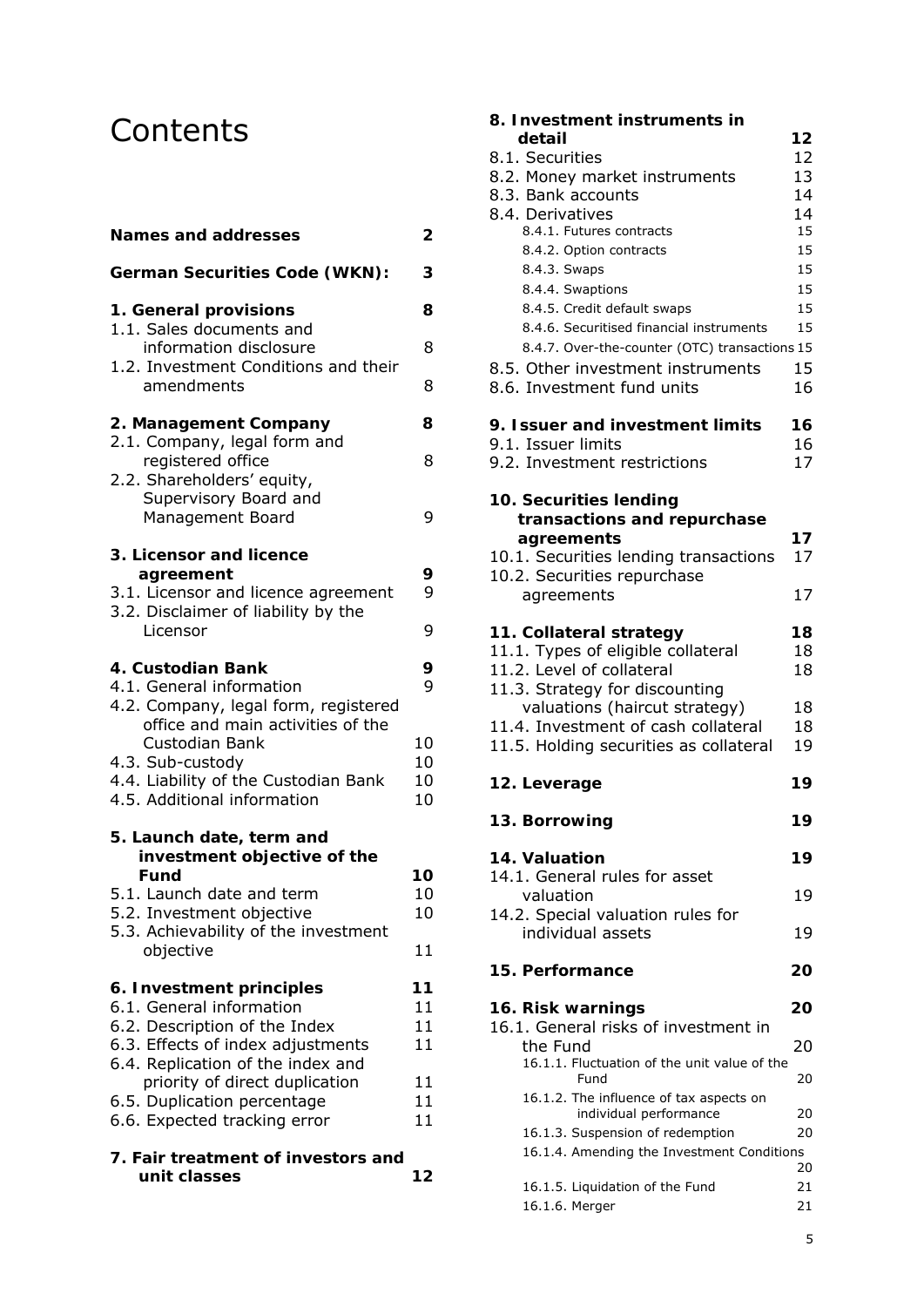# Contents

| | |
|---|---|
| **Names and addresses** | **2** |
| **German Securities Code (WKN):** | **3** |
| **1. General provisions** | **8** |
| 1.1. Sales documents and information disclosure | 8 |
| 1.2. Investment Conditions and their amendments | 8 |
| **2. Management Company** | **8** |
| 2.1. Company, legal form and registered office | 8 |
| 2.2. Shareholders' equity, Supervisory Board and Management Board | 9 |
| **3. Licensor and licence agreement** | **9** |
| 3.1. Licensor and licence agreement | 9 |
| 3.2. Disclaimer of liability by the Licensor | 9 |
| **4. Custodian Bank** | **9** |
| 4.1. General information | 9 |
| 4.2. Company, legal form, registered office and main activities of the Custodian Bank | 10 |
| 4.3. Sub-custody | 10 |
| 4.4. Liability of the Custodian Bank | 10 |
| 4.5. Additional information | 10 |
| **5. Launch date, term and investment objective of the Fund** | **10** |
| 5.1. Launch date and term | 10 |
| 5.2. Investment objective | 10 |
| 5.3. Achievability of the investment objective | 11 |
| **6. Investment principles** | **11** |
| 6.1. General information | 11 |
| 6.2. Description of the Index | 11 |
| 6.3. Effects of index adjustments | 11 |
| 6.4. Replication of the index and priority of direct duplication | 11 |
| 6.5. Duplication percentage | 11 |
| 6.6. Expected tracking error | 11 |
| **7. Fair treatment of investors and unit classes** | **12** |
| **8. Investment instruments in detail** | **12** |
| 8.1. Securities | 12 |
| 8.2. Money market instruments | 13 |
| 8.3. Bank accounts | 14 |
| 8.4. Derivatives | 14 |
| 8.4.1. Futures contracts | 15 |
| 8.4.2. Option contracts | 15 |
| 8.4.3. Swaps | 15 |
| 8.4.4. Swaptions | 15 |
| 8.4.5. Credit default swaps | 15 |
| 8.4.6. Securitised financial instruments | 15 |
| 8.4.7. Over-the-counter (OTC) transactions | 15 |
| 8.5. Other investment instruments | 15 |
| 8.6. Investment fund units | 16 |
| **9. Issuer and investment limits** | **16** |
| 9.1. Issuer limits | 16 |
| 9.2. Investment restrictions | 17 |
| **10. Securities lending transactions and repurchase agreements** | **17** |
| 10.1. Securities lending transactions | 17 |
| 10.2. Securities repurchase agreements | 17 |
| **11. Collateral strategy** | **18** |
| 11.1. Types of eligible collateral | 18 |
| 11.2. Level of collateral | 18 |
| 11.3. Strategy for discounting valuations (haircut strategy) | 18 |
| 11.4. Investment of cash collateral | 18 |
| 11.5. Holding securities as collateral | 19 |
| **12. Leverage** | **19** |
| **13. Borrowing** | **19** |
| **14. Valuation** | **19** |
| 14.1. General rules for asset valuation | 19 |
| 14.2. Special valuation rules for individual assets | 19 |
| **15. Performance** | **20** |
| **16. Risk warnings** | **20** |
| 16.1. General risks of investment in the Fund | 20 |
| 16.1.1. Fluctuation of the unit value of the Fund | 20 |
| 16.1.2. The influence of tax aspects on individual performance | 20 |
| 16.1.3. Suspension of redemption | 20 |
| 16.1.4. Amending the Investment Conditions | 20 |
| 16.1.5. Liquidation of the Fund | 21 |
| 16.1.6. Merger | 21 |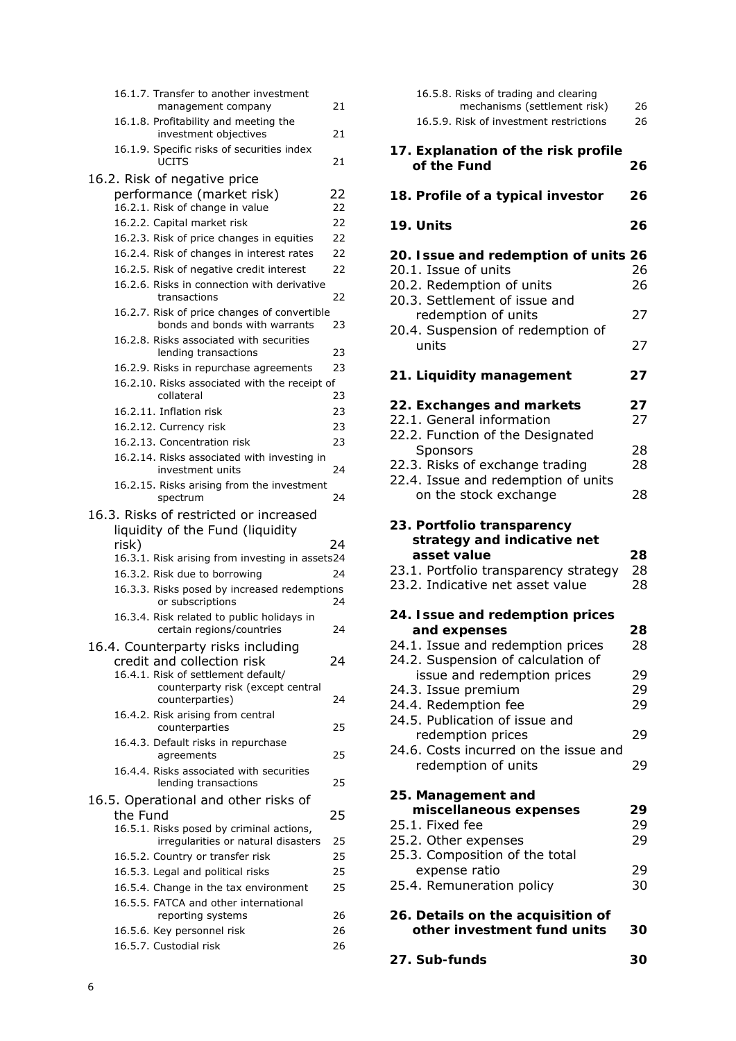16.1.7. Transfer to another investment management company 21
16.1.8. Profitability and meeting the investment objectives 21
16.1.9. Specific risks of securities index UCITS 21

16.2. Risk of negative price performance (market risk) 22
16.2.1. Risk of change in value 22
16.2.2. Capital market risk 22
16.2.3. Risk of price changes in equities 22
16.2.4. Risk of changes in interest rates 22
16.2.5. Risk of negative credit interest 22
16.2.6. Risks in connection with derivative transactions 22
16.2.7. Risk of price changes of convertible bonds and bonds with warrants 23
16.2.8. Risks associated with securities lending transactions 23
16.2.9. Risks in repurchase agreements 23
16.2.10. Risks associated with the receipt of collateral 23
16.2.11. Inflation risk 23
16.2.12. Currency risk 23
16.2.13. Concentration risk 23
16.2.14. Risks associated with investing in investment units 24
16.2.15. Risks arising from the investment spectrum 24

16.3. Risks of restricted or increased liquidity of the Fund (liquidity risk) 24
16.3.1. Risk arising from investing in assets 24
16.3.2. Risk due to borrowing 24
16.3.3. Risks posed by increased redemptions or subscriptions 24
16.3.4. Risk related to public holidays in certain regions/countries 24

16.4. Counterparty risks including credit and collection risk 24
16.4.1. Risk of settlement default/counterparty risk (except central counterparties) 24
16.4.2. Risk arising from central counterparties 25
16.4.3. Default risks in repurchase agreements 25
16.4.4. Risks associated with securities lending transactions 25

16.5. Operational and other risks of the Fund 25
16.5.1. Risks posed by criminal actions, irregularities or natural disasters 25
16.5.2. Country or transfer risk 25
16.5.3. Legal and political risks 25
16.5.4. Change in the tax environment 25
16.5.5. FATCA and other international reporting systems 26
16.5.6. Key personnel risk 26
16.5.7. Custodial risk 26
16.5.8. Risks of trading and clearing mechanisms (settlement risk) 26
16.5.9. Risk of investment restrictions 26

**17. Explanation of the risk profile of the Fund 26**

**18. Profile of a typical investor 26**

**19. Units 26**

**20. Issue and redemption of units 26**
20.1. Issue of units 26
20.2. Redemption of units 26
20.3. Settlement of issue and redemption of units 27
20.4. Suspension of redemption of units 27

**21. Liquidity management 27**

**22. Exchanges and markets 27**
22.1. General information 27
22.2. Function of the Designated Sponsors 28
22.3. Risks of exchange trading 28
22.4. Issue and redemption of units on the stock exchange 28

**23. Portfolio transparency strategy and indicative net asset value 28**
23.1. Portfolio transparency strategy 28
23.2. Indicative net asset value 28

**24. Issue and redemption prices and expenses 28**
24.1. Issue and redemption prices 28
24.2. Suspension of calculation of issue and redemption prices 29
24.3. Issue premium 29
24.4. Redemption fee 29
24.5. Publication of issue and redemption prices 29
24.6. Costs incurred on the issue and redemption of units 29

**25. Management and miscellaneous expenses 29**
25.1. Fixed fee 29
25.2. Other expenses 29
25.3. Composition of the total expense ratio 29
25.4. Remuneration policy 30

**26. Details on the acquisition of other investment fund units 30**

**27. Sub-funds 30**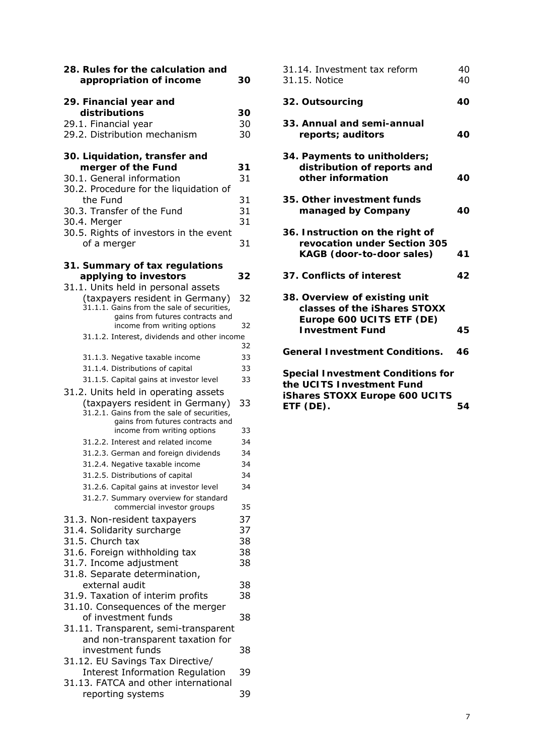**28. Rules for the calculation and appropriation of income** 30

**29. Financial year and distributions** 30

29.1. Financial year 30

29.2. Distribution mechanism 30

**30. Liquidation, transfer and merger of the Fund** 31

30.1. General information 31

30.2. Procedure for the liquidation of the Fund 31

30.3. Transfer of the Fund 31

30.4. Merger 31

30.5. Rights of investors in the event of a merger 31

**31. Summary of tax regulations applying to investors** 32

31.1. Units held in personal assets (taxpayers resident in Germany) 32

31.1.1. Gains from the sale of securities, gains from futures contracts and income from writing options 32

31.1.2. Interest, dividends and other income 32

31.1.3. Negative taxable income 33

31.1.4. Distributions of capital 33

31.1.5. Capital gains at investor level 33

31.2. Units held in operating assets (taxpayers resident in Germany) 33

31.2.1. Gains from the sale of securities, gains from futures contracts and income from writing options 33

31.2.2. Interest and related income 34

31.2.3. German and foreign dividends 34

31.2.4. Negative taxable income 34

31.2.5. Distributions of capital 34

31.2.6. Capital gains at investor level 34

31.2.7. Summary overview for standard commercial investor groups 35

31.3. Non-resident taxpayers 37

31.4. Solidarity surcharge 37

31.5. Church tax 38

31.6. Foreign withholding tax 38

31.7. Income adjustment 38

31.8. Separate determination, external audit 38

31.9. Taxation of interim profits 38

31.10. Consequences of the merger of investment funds 38

31.11. Transparent, semi-transparent and non-transparent taxation for investment funds 38

31.12. EU Savings Tax Directive/ Interest Information Regulation 39

31.13. FATCA and other international reporting systems 39

31.14. Investment tax reform 40

31.15. Notice 40

**32. Outsourcing** 40

**33. Annual and semi-annual reports; auditors** 40

**34. Payments to unitholders; distribution of reports and other information** 40

**35. Other investment funds managed by Company** 40

**36. Instruction on the right of revocation under Section 305 KAGB (door-to-door sales)** 41

**37. Conflicts of interest** 42

**38. Overview of existing unit classes of the iShares STOXX Europe 600 UCITS ETF (DE) Investment Fund** 45

**General Investment Conditions.** 46

**Special Investment Conditions for the UCITS Investment Fund iShares STOXX Europe 600 UCITS ETF (DE).** 54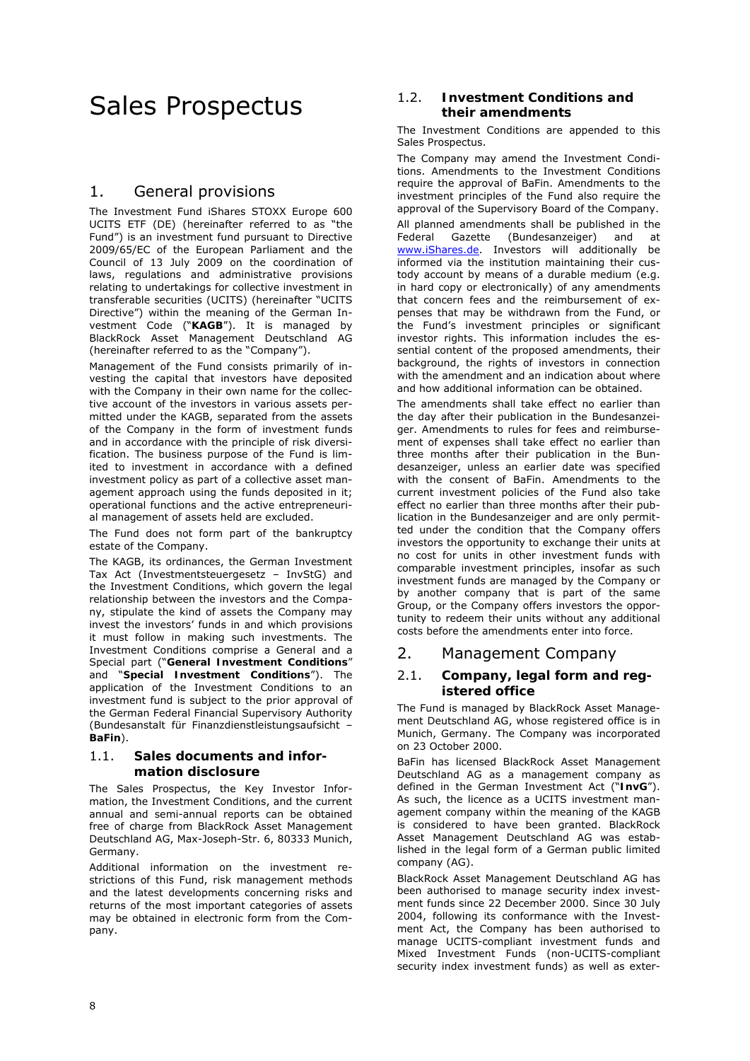# Sales Prospectus

## 1. General provisions

The Investment Fund iShares STOXX Europe 600 UCITS ETF (DE) (hereinafter referred to as "the Fund") is an investment fund pursuant to Directive 2009/65/EC of the European Parliament and the Council of 13 July 2009 on the coordination of laws, regulations and administrative provisions relating to undertakings for collective investment in transferable securities (UCITS) (hereinafter "UCITS Directive") within the meaning of the German Investment Code ("**KAGB**"). It is managed by BlackRock Asset Management Deutschland AG (hereinafter referred to as the "Company").

Management of the Fund consists primarily of investing the capital that investors have deposited with the Company in their own name for the collective account of the investors in various assets permitted under the KAGB, separated from the assets of the Company in the form of investment funds and in accordance with the principle of risk diversification. The business purpose of the Fund is limited to investment in accordance with a defined investment policy as part of a collective asset management approach using the funds deposited in it; operational functions and the active entrepreneurial management of assets held are excluded.

The Fund does not form part of the bankruptcy estate of the Company.

The KAGB, its ordinances, the German Investment Tax Act (Investmentsteuergesetz – InvStG) and the Investment Conditions, which govern the legal relationship between the investors and the Company, stipulate the kind of assets the Company may invest the investors' funds in and which provisions it must follow in making such investments. The Investment Conditions comprise a General and a Special part ("**General Investment Conditions**" and "**Special Investment Conditions**"). The application of the Investment Conditions to an investment fund is subject to the prior approval of the German Federal Financial Supervisory Authority (Bundesanstalt für Finanzdienstleistungsaufsicht – **BaFin**).

### 1.1. Sales documents and information disclosure

The Sales Prospectus, the Key Investor Information, the Investment Conditions, and the current annual and semi-annual reports can be obtained free of charge from BlackRock Asset Management Deutschland AG, Max-Joseph-Str. 6, 80333 Munich, Germany.

Additional information on the investment restrictions of this Fund, risk management methods and the latest developments concerning risks and returns of the most important categories of assets may be obtained in electronic form from the Company.

### 1.2. Investment Conditions and their amendments

The Investment Conditions are appended to this Sales Prospectus.

The Company may amend the Investment Conditions. Amendments to the Investment Conditions require the approval of BaFin. Amendments to the investment principles of the Fund also require the approval of the Supervisory Board of the Company.

All planned amendments shall be published in the Federal Gazette (Bundesanzeiger) and at www.iShares.de. Investors will additionally be informed via the institution maintaining their custody account by means of a durable medium (e.g. in hard copy or electronically) of any amendments that concern fees and the reimbursement of expenses that may be withdrawn from the Fund, or the Fund's investment principles or significant investor rights. This information includes the essential content of the proposed amendments, their background, the rights of investors in connection with the amendment and an indication about where and how additional information can be obtained.

The amendments shall take effect no earlier than the day after their publication in the Bundesanzeiger. Amendments to rules for fees and reimbursement of expenses shall take effect no earlier than three months after their publication in the Bundesanzeiger, unless an earlier date was specified with the consent of BaFin. Amendments to the current investment policies of the Fund also take effect no earlier than three months after their publication in the Bundesanzeiger and are only permitted under the condition that the Company offers investors the opportunity to exchange their units at no cost for units in other investment funds with comparable investment principles, insofar as such investment funds are managed by the Company or by another company that is part of the same Group, or the Company offers investors the opportunity to redeem their units without any additional costs before the amendments enter into force.

## 2. Management Company

### 2.1. Company, legal form and registered office

The Fund is managed by BlackRock Asset Management Deutschland AG, whose registered office is in Munich, Germany. The Company was incorporated on 23 October 2000.

BaFin has licensed BlackRock Asset Management Deutschland AG as a management company as defined in the German Investment Act ("**InvG**"). As such, the licence as a UCITS investment management company within the meaning of the KAGB is considered to have been granted. BlackRock Asset Management Deutschland AG was established in the legal form of a German public limited company (AG).

BlackRock Asset Management Deutschland AG has been authorised to manage security index investment funds since 22 December 2000. Since 30 July 2004, following its conformance with the Investment Act, the Company has been authorised to manage UCITS-compliant investment funds and Mixed Investment Funds (non-UCITS-compliant security index investment funds) as well as exter-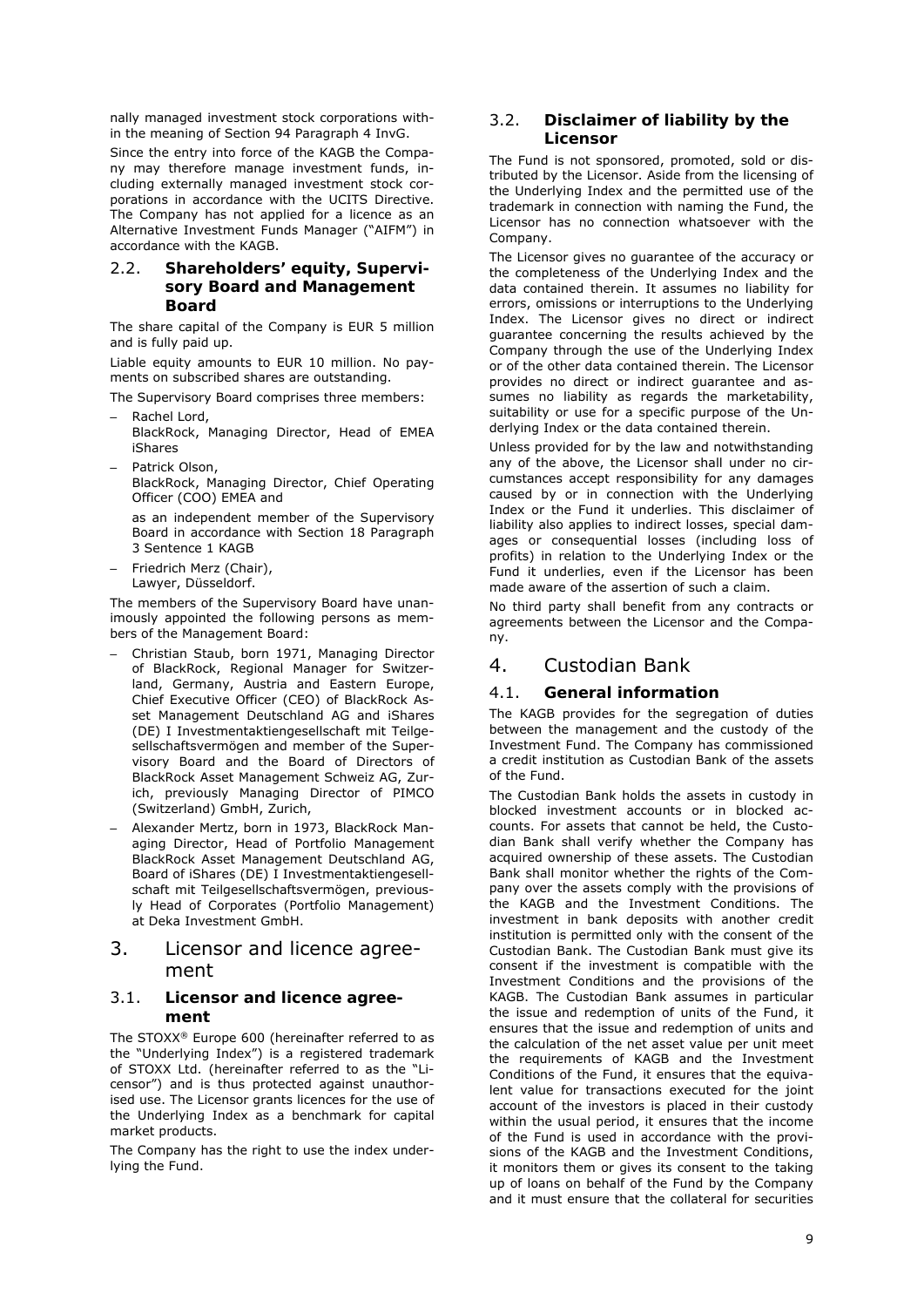nally managed investment stock corporations within the meaning of Section 94 Paragraph 4 InvG.

Since the entry into force of the KAGB the Company may therefore manage investment funds, including externally managed investment stock corporations in accordance with the UCITS Directive. The Company has not applied for a licence as an Alternative Investment Funds Manager ("AIFM") in accordance with the KAGB.

### 2.2. Shareholders' equity, Supervisory Board and Management Board

The share capital of the Company is EUR 5 million and is fully paid up.

Liable equity amounts to EUR 10 million. No payments on subscribed shares are outstanding.

The Supervisory Board comprises three members:

- Rachel Lord,
  BlackRock, Managing Director, Head of EMEA iShares
- Patrick Olson,
  BlackRock, Managing Director, Chief Operating Officer (COO) EMEA and

  as an independent member of the Supervisory Board in accordance with Section 18 Paragraph 3 Sentence 1 KAGB
- Friedrich Merz (Chair),
  Lawyer, Düsseldorf.

The members of the Supervisory Board have unanimously appointed the following persons as members of the Management Board:

- Christian Staub, born 1971, Managing Director of BlackRock, Regional Manager for Switzerland, Germany, Austria and Eastern Europe, Chief Executive Officer (CEO) of BlackRock Asset Management Deutschland AG and iShares (DE) I Investmentaktiengesellschaft mit Teilgesellschaftsvermögen and member of the Supervisory Board and the Board of Directors of BlackRock Asset Management Schweiz AG, Zurich, previously Managing Director of PIMCO (Switzerland) GmbH, Zurich,
- Alexander Mertz, born in 1973, BlackRock Managing Director, Head of Portfolio Management BlackRock Asset Management Deutschland AG, Board of iShares (DE) I Investmentaktiengesellschaft mit Teilgesellschaftsvermögen, previously Head of Corporates (Portfolio Management) at Deka Investment GmbH.

## 3. Licensor and licence agreement

### 3.1. Licensor and licence agreement

The STOXX® Europe 600 (hereinafter referred to as the "Underlying Index") is a registered trademark of STOXX Ltd. (hereinafter referred to as the "Licensor") and is thus protected against unauthorised use. The Licensor grants licences for the use of the Underlying Index as a benchmark for capital market products.

The Company has the right to use the index underlying the Fund.

### 3.2. Disclaimer of liability by the Licensor

The Fund is not sponsored, promoted, sold or distributed by the Licensor. Aside from the licensing of the Underlying Index and the permitted use of the trademark in connection with naming the Fund, the Licensor has no connection whatsoever with the Company.

The Licensor gives no guarantee of the accuracy or the completeness of the Underlying Index and the data contained therein. It assumes no liability for errors, omissions or interruptions to the Underlying Index. The Licensor gives no direct or indirect guarantee concerning the results achieved by the Company through the use of the Underlying Index or of the other data contained therein. The Licensor provides no direct or indirect guarantee and assumes no liability as regards the marketability, suitability or use for a specific purpose of the Underlying Index or the data contained therein.

Unless provided for by the law and notwithstanding any of the above, the Licensor shall under no circumstances accept responsibility for any damages caused by or in connection with the Underlying Index or the Fund it underlies. This disclaimer of liability also applies to indirect losses, special damages or consequential losses (including loss of profits) in relation to the Underlying Index or the Fund it underlies, even if the Licensor has been made aware of the assertion of such a claim.

No third party shall benefit from any contracts or agreements between the Licensor and the Company.

## 4. Custodian Bank

### 4.1. General information

The KAGB provides for the segregation of duties between the management and the custody of the Investment Fund. The Company has commissioned a credit institution as Custodian Bank of the assets of the Fund.

The Custodian Bank holds the assets in custody in blocked investment accounts or in blocked accounts. For assets that cannot be held, the Custodian Bank shall verify whether the Company has acquired ownership of these assets. The Custodian Bank shall monitor whether the rights of the Company over the assets comply with the provisions of the KAGB and the Investment Conditions. The investment in bank deposits with another credit institution is permitted only with the consent of the Custodian Bank. The Custodian Bank must give its consent if the investment is compatible with the Investment Conditions and the provisions of the KAGB. The Custodian Bank assumes in particular the issue and redemption of units of the Fund, it ensures that the issue and redemption of units and the calculation of the net asset value per unit meet the requirements of KAGB and the Investment Conditions of the Fund, it ensures that the equivalent value for transactions executed for the joint account of the investors is placed in their custody within the usual period, it ensures that the income of the Fund is used in accordance with the provisions of the KAGB and the Investment Conditions, it monitors them or gives its consent to the taking up of loans on behalf of the Fund by the Company and it must ensure that the collateral for securities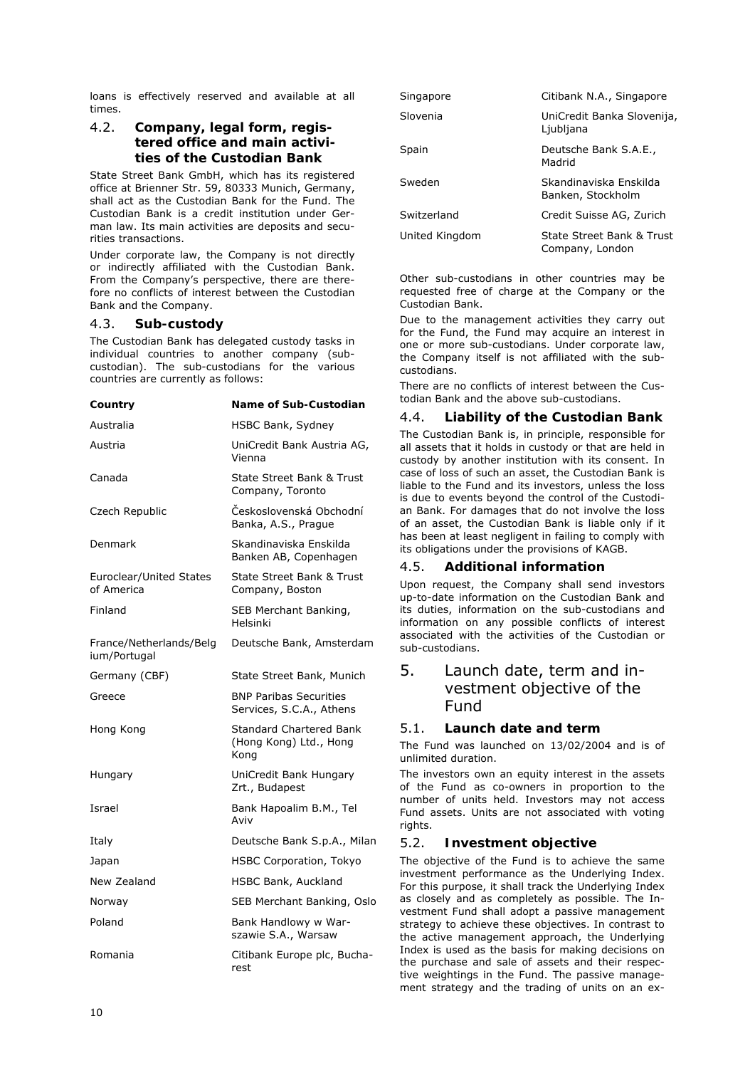loans is effectively reserved and available at all times.

### 4.2. Company, legal form, registered office and main activities of the Custodian Bank

State Street Bank GmbH, which has its registered office at Brienner Str. 59, 80333 Munich, Germany, shall act as the Custodian Bank for the Fund. The Custodian Bank is a credit institution under German law. Its main activities are deposits and securities transactions.

Under corporate law, the Company is not directly or indirectly affiliated with the Custodian Bank. From the Company's perspective, there are therefore no conflicts of interest between the Custodian Bank and the Company.

### 4.3. Sub-custody

The Custodian Bank has delegated custody tasks in individual countries to another company (sub-custodian). The sub-custodians for the various countries are currently as follows:

| Country | Name of Sub-Custodian |
|---|---|
| Australia | HSBC Bank, Sydney |
| Austria | UniCredit Bank Austria AG, Vienna |
| Canada | State Street Bank & Trust Company, Toronto |
| Czech Republic | Československá Obchodní Banka, A.S., Prague |
| Denmark | Skandinaviska Enskilda Banken AB, Copenhagen |
| Euroclear/United States of America | State Street Bank & Trust Company, Boston |
| Finland | SEB Merchant Banking, Helsinki |
| France/Netherlands/Belgium/Portugal | Deutsche Bank, Amsterdam |
| Germany (CBF) | State Street Bank, Munich |
| Greece | BNP Paribas Securities Services, S.C.A., Athens |
| Hong Kong | Standard Chartered Bank (Hong Kong) Ltd., Hong Kong |
| Hungary | UniCredit Bank Hungary Zrt., Budapest |
| Israel | Bank Hapoalim B.M., Tel Aviv |
| Italy | Deutsche Bank S.p.A., Milan |
| Japan | HSBC Corporation, Tokyo |
| New Zealand | HSBC Bank, Auckland |
| Norway | SEB Merchant Banking, Oslo |
| Poland | Bank Handlowy w Warszawie S.A., Warsaw |
| Romania | Citibank Europe plc, Bucharest |
| Singapore | Citibank N.A., Singapore |
| Slovenia | UniCredit Banka Slovenija, Ljubljana |
| Spain | Deutsche Bank S.A.E., Madrid |
| Sweden | Skandinaviska Enskilda Banken, Stockholm |
| Switzerland | Credit Suisse AG, Zurich |
| United Kingdom | State Street Bank & Trust Company, London |

Other sub-custodians in other countries may be requested free of charge at the Company or the Custodian Bank.

Due to the management activities they carry out for the Fund, the Fund may acquire an interest in one or more sub-custodians. Under corporate law, the Company itself is not affiliated with the sub-custodians.

There are no conflicts of interest between the Custodian Bank and the above sub-custodians.

### 4.4. Liability of the Custodian Bank

The Custodian Bank is, in principle, responsible for all assets that it holds in custody or that are held in custody by another institution with its consent. In case of loss of such an asset, the Custodian Bank is liable to the Fund and its investors, unless the loss is due to events beyond the control of the Custodian Bank. For damages that do not involve the loss of an asset, the Custodian Bank is liable only if it has been at least negligent in failing to comply with its obligations under the provisions of KAGB.

### 4.5. Additional information

Upon request, the Company shall send investors up-to-date information on the Custodian Bank and its duties, information on the sub-custodians and information on any possible conflicts of interest associated with the activities of the Custodian or sub-custodians.

## 5. Launch date, term and investment objective of the Fund

### 5.1. Launch date and term

The Fund was launched on 13/02/2004 and is of unlimited duration.

The investors own an equity interest in the assets of the Fund as co-owners in proportion to the number of units held. Investors may not access Fund assets. Units are not associated with voting rights.

### 5.2. Investment objective

The objective of the Fund is to achieve the same investment performance as the Underlying Index. For this purpose, it shall track the Underlying Index as closely and as completely as possible. The Investment Fund shall adopt a passive management strategy to achieve these objectives. In contrast to the active management approach, the Underlying Index is used as the basis for making decisions on the purchase and sale of assets and their respective weightings in the Fund. The passive management strategy and the trading of units on an ex-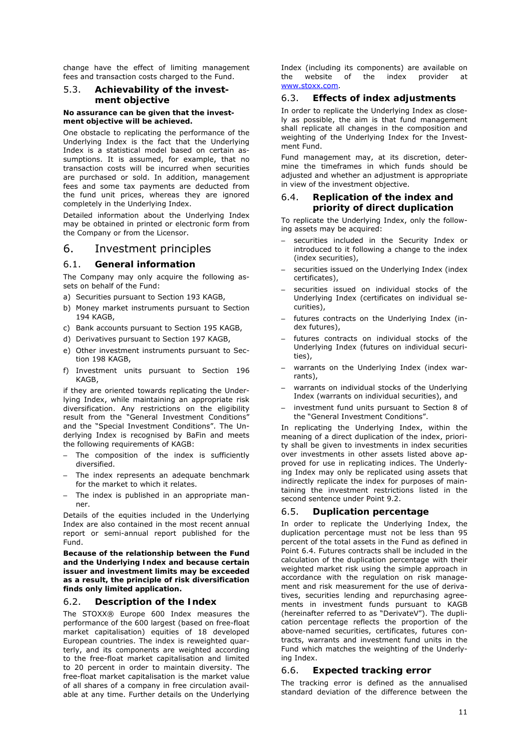change have the effect of limiting management fees and transaction costs charged to the Fund.

### 5.3. Achievability of the investment objective

**No assurance can be given that the investment objective will be achieved.**

One obstacle to replicating the performance of the Underlying Index is the fact that the Underlying Index is a statistical model based on certain assumptions. It is assumed, for example, that no transaction costs will be incurred when securities are purchased or sold. In addition, management fees and some tax payments are deducted from the fund unit prices, whereas they are ignored completely in the Underlying Index.

Detailed information about the Underlying Index may be obtained in printed or electronic form from the Company or from the Licensor.

## 6. Investment principles

### 6.1. General information

The Company may only acquire the following assets on behalf of the Fund:

a) Securities pursuant to Section 193 KAGB,
b) Money market instruments pursuant to Section 194 KAGB,
c) Bank accounts pursuant to Section 195 KAGB,
d) Derivatives pursuant to Section 197 KAGB,
e) Other investment instruments pursuant to Section 198 KAGB,
f) Investment units pursuant to Section 196 KAGB,

if they are oriented towards replicating the Underlying Index, while maintaining an appropriate risk diversification. Any restrictions on the eligibility result from the "General Investment Conditions" and the "Special Investment Conditions". The Underlying Index is recognised by BaFin and meets the following requirements of KAGB:

- The composition of the index is sufficiently diversified.
- The index represents an adequate benchmark for the market to which it relates.
- The index is published in an appropriate manner.

Details of the equities included in the Underlying Index are also contained in the most recent annual report or semi-annual report published for the Fund.

**Because of the relationship between the Fund and the Underlying Index and because certain issuer and investment limits may be exceeded as a result, the principle of risk diversification finds only limited application.**

### 6.2. Description of the Index

The STOXX® Europe 600 Index measures the performance of the 600 largest (based on free-float market capitalisation) equities of 18 developed European countries. The index is reweighted quarterly, and its components are weighted according to the free-float market capitalisation and limited to 20 percent in order to maintain diversity. The free-float market capitalisation is the market value of all shares of a company in free circulation available at any time. Further details on the Underlying Index (including its components) are available on the website of the index provider at www.stoxx.com.

### 6.3. Effects of index adjustments

In order to replicate the Underlying Index as closely as possible, the aim is that fund management shall replicate all changes in the composition and weighting of the Underlying Index for the Investment Fund.

Fund management may, at its discretion, determine the timeframes in which funds should be adjusted and whether an adjustment is appropriate in view of the investment objective.

### 6.4. Replication of the index and priority of direct duplication

To replicate the Underlying Index, only the following assets may be acquired:

- securities included in the Security Index or introduced to it following a change to the index (index securities),
- securities issued on the Underlying Index (index certificates),
- securities issued on individual stocks of the Underlying Index (certificates on individual securities),
- futures contracts on the Underlying Index (index futures),
- futures contracts on individual stocks of the Underlying Index (futures on individual securities),
- warrants on the Underlying Index (index warrants),
- warrants on individual stocks of the Underlying Index (warrants on individual securities), and
- investment fund units pursuant to Section 8 of the "General Investment Conditions".

In replicating the Underlying Index, within the meaning of a direct duplication of the index, priority shall be given to investments in index securities over investments in other assets listed above approved for use in replicating indices. The Underlying Index may only be replicated using assets that indirectly replicate the index for purposes of maintaining the investment restrictions listed in the second sentence under Point 9.2.

### 6.5. Duplication percentage

In order to replicate the Underlying Index, the duplication percentage must not be less than 95 percent of the total assets in the Fund as defined in Point 6.4. Futures contracts shall be included in the calculation of the duplication percentage with their weighted market risk using the simple approach in accordance with the regulation on risk management and risk measurement for the use of derivatives, securities lending and repurchasing agreements in investment funds pursuant to KAGB (hereinafter referred to as "DerivateV"). The duplication percentage reflects the proportion of the above-named securities, certificates, futures contracts, warrants and investment fund units in the Fund which matches the weighting of the Underlying Index.

### 6.6. Expected tracking error

The tracking error is defined as the annualised standard deviation of the difference between the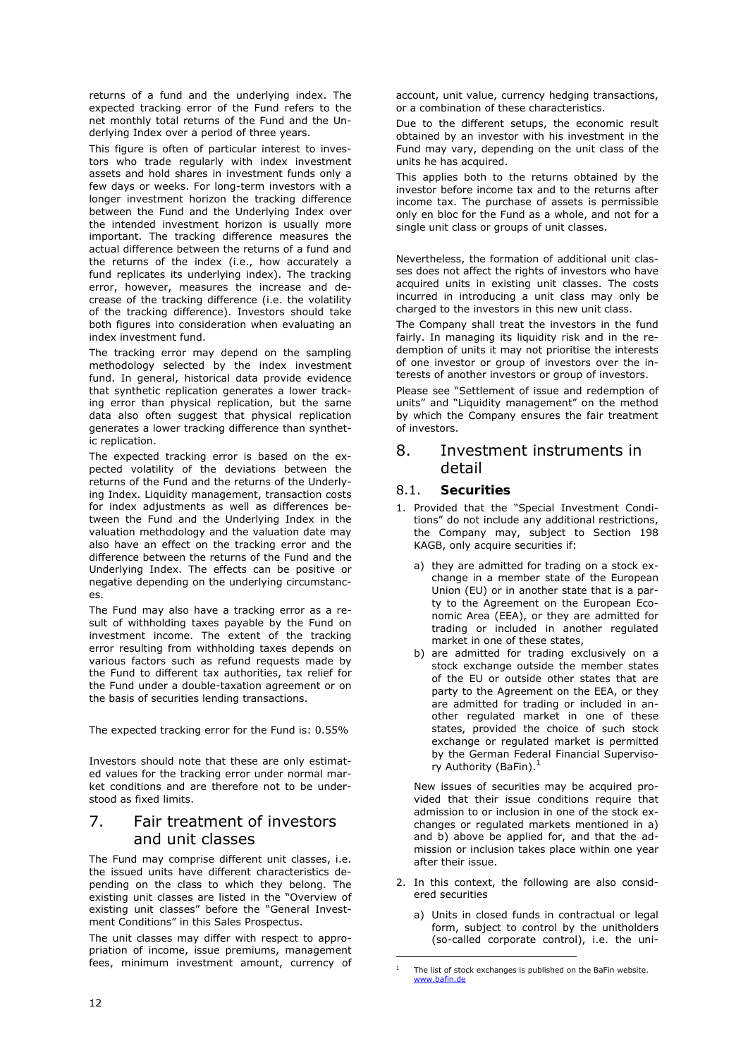returns of a fund and the underlying index. The expected tracking error of the Fund refers to the net monthly total returns of the Fund and the Underlying Index over a period of three years.

This figure is often of particular interest to investors who trade regularly with index investment assets and hold shares in investment funds only a few days or weeks. For long-term investors with a longer investment horizon the tracking difference between the Fund and the Underlying Index over the intended investment horizon is usually more important. The tracking difference measures the actual difference between the returns of a fund and the returns of the index (i.e., how accurately a fund replicates its underlying index). The tracking error, however, measures the increase and decrease of the tracking difference (i.e. the volatility of the tracking difference). Investors should take both figures into consideration when evaluating an index investment fund.

The tracking error may depend on the sampling methodology selected by the index investment fund. In general, historical data provide evidence that synthetic replication generates a lower tracking error than physical replication, but the same data also often suggest that physical replication generates a lower tracking difference than synthetic replication.

The expected tracking error is based on the expected volatility of the deviations between the returns of the Fund and the returns of the Underlying Index. Liquidity management, transaction costs for index adjustments as well as differences between the Fund and the Underlying Index in the valuation methodology and the valuation date may also have an effect on the tracking error and the difference between the returns of the Fund and the Underlying Index. The effects can be positive or negative depending on the underlying circumstances.

The Fund may also have a tracking error as a result of withholding taxes payable by the Fund on investment income. The extent of the tracking error resulting from withholding taxes depends on various factors such as refund requests made by the Fund to different tax authorities, tax relief for the Fund under a double-taxation agreement or on the basis of securities lending transactions.

The expected tracking error for the Fund is: 0.55%

Investors should note that these are only estimated values for the tracking error under normal market conditions and are therefore not to be understood as fixed limits.

# 7. Fair treatment of investors and unit classes

The Fund may comprise different unit classes, i.e. the issued units have different characteristics depending on the class to which they belong. The existing unit classes are listed in the "Overview of existing unit classes" before the "General Investment Conditions" in this Sales Prospectus.

The unit classes may differ with respect to appropriation of income, issue premiums, management fees, minimum investment amount, currency of account, unit value, currency hedging transactions, or a combination of these characteristics.

Due to the different setups, the economic result obtained by an investor with his investment in the Fund may vary, depending on the unit class of the units he has acquired.

This applies both to the returns obtained by the investor before income tax and to the returns after income tax. The purchase of assets is permissible only en bloc for the Fund as a whole, and not for a single unit class or groups of unit classes.

Nevertheless, the formation of additional unit classes does not affect the rights of investors who have acquired units in existing unit classes. The costs incurred in introducing a unit class may only be charged to the investors in this new unit class.

The Company shall treat the investors in the fund fairly. In managing its liquidity risk and in the redemption of units it may not prioritise the interests of one investor or group of investors over the interests of another investors or group of investors.

Please see "Settlement of issue and redemption of units" and "Liquidity management" on the method by which the Company ensures the fair treatment of investors.

# 8. Investment instruments in detail

## 8.1. **Securities**

1. Provided that the "Special Investment Conditions" do not include any additional restrictions, the Company may, subject to Section 198 KAGB, only acquire securities if:

   a) they are admitted for trading on a stock exchange in a member state of the European Union (EU) or in another state that is a party to the Agreement on the European Economic Area (EEA), or they are admitted for trading or included in another regulated market in one of these states,

   b) are admitted for trading exclusively on a stock exchange outside the member states of the EU or outside other states that are party to the Agreement on the EEA, or they are admitted for trading or included in another regulated market in one of these states, provided the choice of such stock exchange or regulated market is permitted by the German Federal Financial Supervisory Authority (BaFin).[1]

   New issues of securities may be acquired provided that their issue conditions require that admission to or inclusion in one of the stock exchanges or regulated markets mentioned in a) and b) above be applied for, and that the admission or inclusion takes place within one year after their issue.

2. In this context, the following are also considered securities

   a) Units in closed funds in contractual or legal form, subject to control by the unitholders (so-called corporate control), i.e. the uni-

[1] The list of stock exchanges is published on the BaFin website. www.bafin.de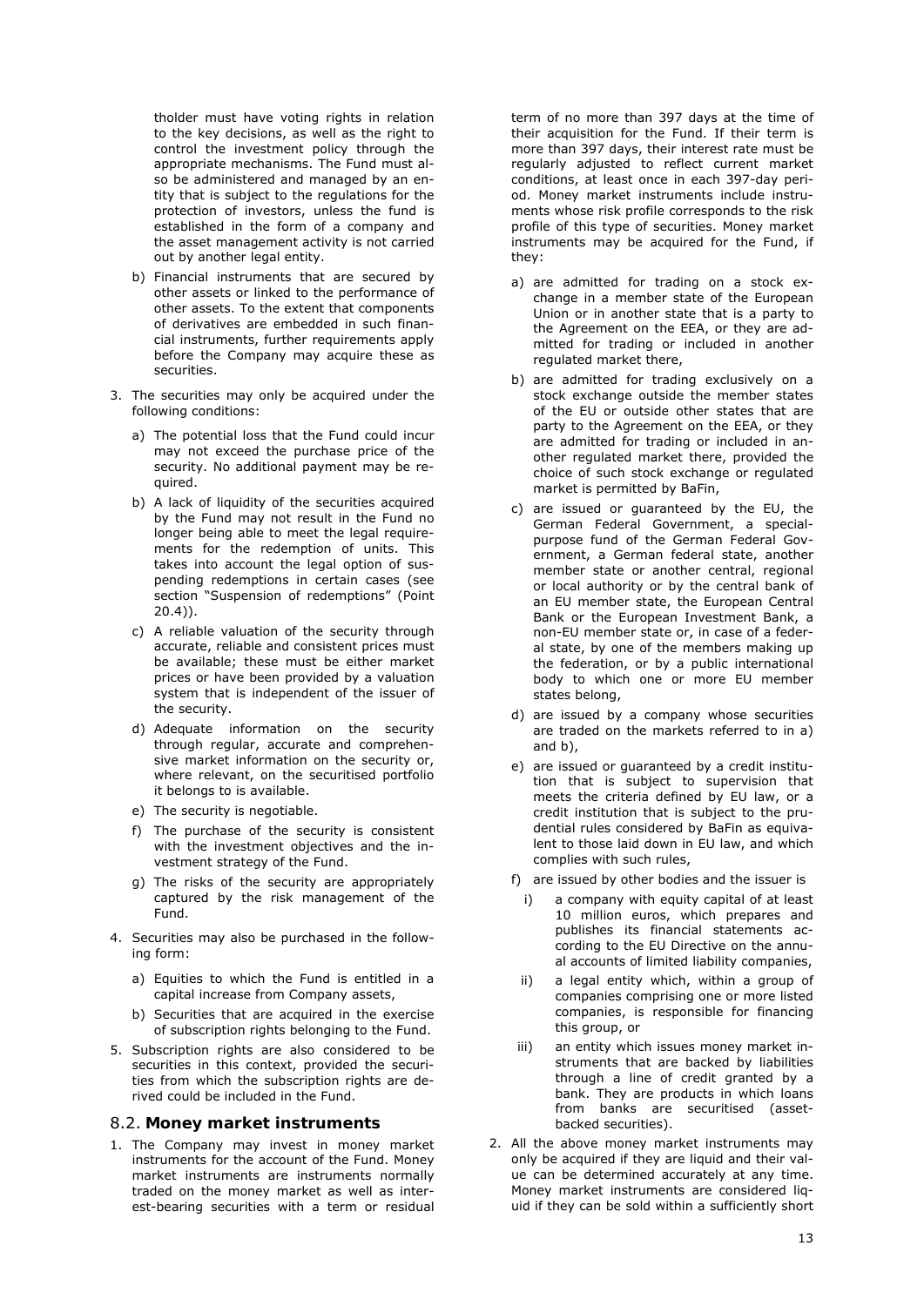tholder must have voting rights in relation to the key decisions, as well as the right to control the investment policy through the appropriate mechanisms. The Fund must also be administered and managed by an entity that is subject to the regulations for the protection of investors, unless the fund is established in the form of a company and the asset management activity is not carried out by another legal entity.

b) Financial instruments that are secured by other assets or linked to the performance of other assets. To the extent that components of derivatives are embedded in such financial instruments, further requirements apply before the Company may acquire these as securities.

3. The securities may only be acquired under the following conditions:
   a) The potential loss that the Fund could incur may not exceed the purchase price of the security. No additional payment may be required.
   b) A lack of liquidity of the securities acquired by the Fund may not result in the Fund no longer being able to meet the legal requirements for the redemption of units. This takes into account the legal option of suspending redemptions in certain cases (see section "Suspension of redemptions" (Point 20.4)).
   c) A reliable valuation of the security through accurate, reliable and consistent prices must be available; these must be either market prices or have been provided by a valuation system that is independent of the issuer of the security.
   d) Adequate information on the security through regular, accurate and comprehensive market information on the security or, where relevant, on the securitised portfolio it belongs to is available.
   e) The security is negotiable.
   f) The purchase of the security is consistent with the investment objectives and the investment strategy of the Fund.
   g) The risks of the security are appropriately captured by the risk management of the Fund.
4. Securities may also be purchased in the following form:
   a) Equities to which the Fund is entitled in a capital increase from Company assets,
   b) Securities that are acquired in the exercise of subscription rights belonging to the Fund.
5. Subscription rights are also considered to be securities in this context, provided the securities from which the subscription rights are derived could be included in the Fund.

## 8.2. Money market instruments

1. The Company may invest in money market instruments for the account of the Fund. Money market instruments are instruments normally traded on the money market as well as interest-bearing securities with a term or residual term of no more than 397 days at the time of their acquisition for the Fund. If their term is more than 397 days, their interest rate must be regularly adjusted to reflect current market conditions, at least once in each 397-day period. Money market instruments include instruments whose risk profile corresponds to the risk profile of this type of securities. Money market instruments may be acquired for the Fund, if they:
   a) are admitted for trading on a stock exchange in a member state of the European Union or in another state that is a party to the Agreement on the EEA, or they are admitted for trading or included in another regulated market there,
   b) are admitted for trading exclusively on a stock exchange outside the member states of the EU or outside other states that are party to the Agreement on the EEA, or they are admitted for trading or included in another regulated market there, provided the choice of such stock exchange or regulated market is permitted by BaFin,
   c) are issued or guaranteed by the EU, the German Federal Government, a special-purpose fund of the German Federal Government, a German federal state, another member state or another central, regional or local authority or by the central bank of an EU member state, the European Central Bank or the European Investment Bank, a non-EU member state or, in case of a federal state, by one of the members making up the federation, or by a public international body to which one or more EU member states belong,
   d) are issued by a company whose securities are traded on the markets referred to in a) and b),
   e) are issued or guaranteed by a credit institution that is subject to supervision that meets the criteria defined by EU law, or a credit institution that is subject to the prudential rules considered by BaFin as equivalent to those laid down in EU law, and which complies with such rules,
   f) are issued by other bodies and the issuer is
      i) a company with equity capital of at least 10 million euros, which prepares and publishes its financial statements according to the EU Directive on the annual accounts of limited liability companies,
      ii) a legal entity which, within a group of companies comprising one or more listed companies, is responsible for financing this group, or
      iii) an entity which issues money market instruments that are backed by liabilities through a line of credit granted by a bank. They are products in which loans from banks are securitised (asset-backed securities).
2. All the above money market instruments may only be acquired if they are liquid and their value can be determined accurately at any time. Money market instruments are considered liquid if they can be sold within a sufficiently short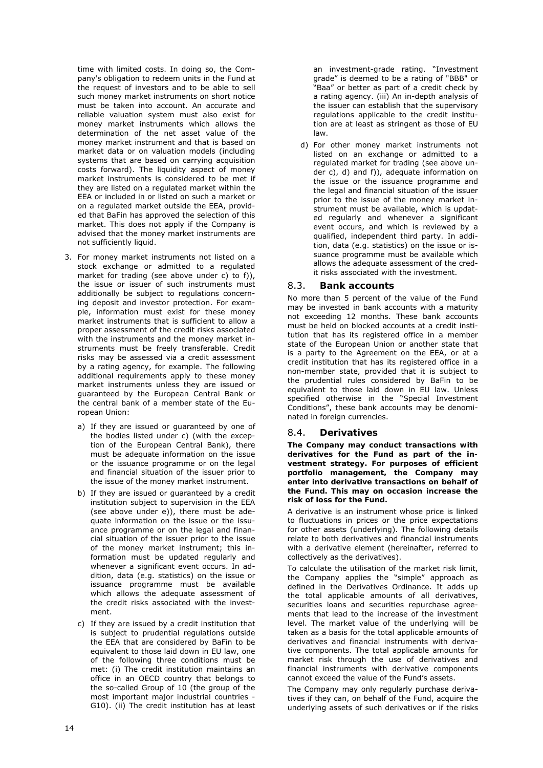time with limited costs. In doing so, the Company's obligation to redeem units in the Fund at the request of investors and to be able to sell such money market instruments on short notice must be taken into account. An accurate and reliable valuation system must also exist for money market instruments which allows the determination of the net asset value of the money market instrument and that is based on market data or on valuation models (including systems that are based on carrying acquisition costs forward). The liquidity aspect of money market instruments is considered to be met if they are listed on a regulated market within the EEA or included in or listed on such a market or on a regulated market outside the EEA, provided that BaFin has approved the selection of this market. This does not apply if the Company is advised that the money market instruments are not sufficiently liquid.

3. For money market instruments not listed on a stock exchange or admitted to a regulated market for trading (see above under c) to f)), the issue or issuer of such instruments must additionally be subject to regulations concerning deposit and investor protection. For example, information must exist for these money market instruments that is sufficient to allow a proper assessment of the credit risks associated with the instruments and the money market instruments must be freely transferable. Credit risks may be assessed via a credit assessment by a rating agency, for example. The following additional requirements apply to these money market instruments unless they are issued or guaranteed by the European Central Bank or the central bank of a member state of the European Union:

   a) If they are issued or guaranteed by one of the bodies listed under c) (with the exception of the European Central Bank), there must be adequate information on the issue or the issuance programme or on the legal and financial situation of the issuer prior to the issue of the money market instrument.

   b) If they are issued or guaranteed by a credit institution subject to supervision in the EEA (see above under e)), there must be adequate information on the issue or the issuance programme or on the legal and financial situation of the issuer prior to the issue of the money market instrument; this information must be updated regularly and whenever a significant event occurs. In addition, data (e.g. statistics) on the issue or issuance programme must be available which allows the adequate assessment of the credit risks associated with the investment.

   c) If they are issued by a credit institution that is subject to prudential regulations outside the EEA that are considered by BaFin to be equivalent to those laid down in EU law, one of the following three conditions must be met: (i) The credit institution maintains an office in an OECD country that belongs to the so-called Group of 10 (the group of the most important major industrial countries - G10). (ii) The credit institution has at least an investment-grade rating. "Investment grade" is deemed to be a rating of "BBB" or "Baa" or better as part of a credit check by a rating agency. (iii) An in-depth analysis of the issuer can establish that the supervisory regulations applicable to the credit institution are at least as stringent as those of EU law.

   d) For other money market instruments not listed on an exchange or admitted to a regulated market for trading (see above under c), d) and f)), adequate information on the issue or the issuance programme and the legal and financial situation of the issuer prior to the issue of the money market instrument must be available, which is updated regularly and whenever a significant event occurs, and which is reviewed by a qualified, independent third party. In addition, data (e.g. statistics) on the issue or issuance programme must be available which allows the adequate assessment of the credit risks associated with the investment.

## 8.3. Bank accounts

No more than 5 percent of the value of the Fund may be invested in bank accounts with a maturity not exceeding 12 months. These bank accounts must be held on blocked accounts at a credit institution that has its registered office in a member state of the European Union or another state that is a party to the Agreement on the EEA, or at a credit institution that has its registered office in a non-member state, provided that it is subject to the prudential rules considered by BaFin to be equivalent to those laid down in EU law. Unless specified otherwise in the "Special Investment Conditions", these bank accounts may be denominated in foreign currencies.

## 8.4. Derivatives

**The Company may conduct transactions with derivatives for the Fund as part of the investment strategy. For purposes of efficient portfolio management, the Company may enter into derivative transactions on behalf of the Fund. This may on occasion increase the risk of loss for the Fund.**

A derivative is an instrument whose price is linked to fluctuations in prices or the price expectations for other assets (underlying). The following details relate to both derivatives and financial instruments with a derivative element (hereinafter, referred to collectively as the derivatives).

To calculate the utilisation of the market risk limit, the Company applies the "simple" approach as defined in the Derivatives Ordinance. It adds up the total applicable amounts of all derivatives, securities loans and securities repurchase agreements that lead to the increase of the investment level. The market value of the underlying will be taken as a basis for the total applicable amounts of derivatives and financial instruments with derivative components. The total applicable amounts for market risk through the use of derivatives and financial instruments with derivative components cannot exceed the value of the Fund's assets.

The Company may only regularly purchase derivatives if they can, on behalf of the Fund, acquire the underlying assets of such derivatives or if the risks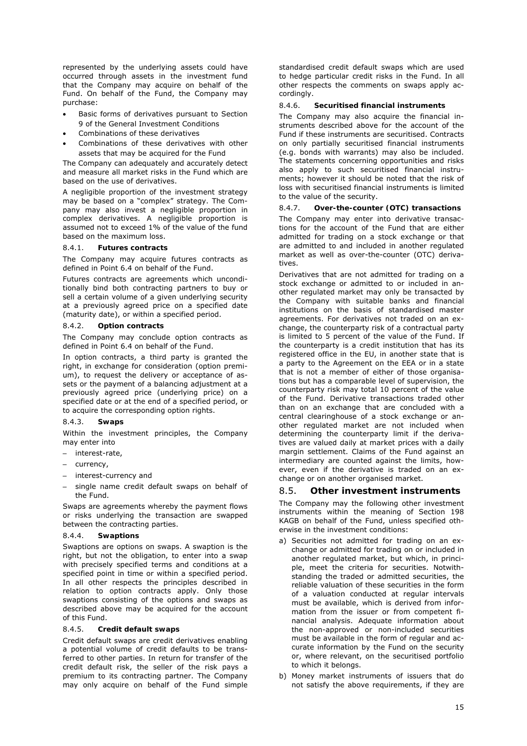represented by the underlying assets could have occurred through assets in the investment fund that the Company may acquire on behalf of the Fund. On behalf of the Fund, the Company may purchase:

- Basic forms of derivatives pursuant to Section 9 of the General Investment Conditions
- Combinations of these derivatives
- Combinations of these derivatives with other assets that may be acquired for the Fund

The Company can adequately and accurately detect and measure all market risks in the Fund which are based on the use of derivatives.

A negligible proportion of the investment strategy may be based on a "complex" strategy. The Company may also invest a negligible proportion in complex derivatives. A negligible proportion is assumed not to exceed 1% of the value of the fund based on the maximum loss.

#### 8.4.1. **Futures contracts**

The Company may acquire futures contracts as defined in Point 6.4 on behalf of the Fund.

Futures contracts are agreements which unconditionally bind both contracting partners to buy or sell a certain volume of a given underlying security at a previously agreed price on a specified date (maturity date), or within a specified period.

#### 8.4.2. **Option contracts**

The Company may conclude option contracts as defined in Point 6.4 on behalf of the Fund.

In option contracts, a third party is granted the right, in exchange for consideration (option premium), to request the delivery or acceptance of assets or the payment of a balancing adjustment at a previously agreed price (underlying price) on a specified date or at the end of a specified period, or to acquire the corresponding option rights.

#### 8.4.3. **Swaps**

Within the investment principles, the Company may enter into

- interest-rate,
- currency,
- interest-currency and
- single name credit default swaps on behalf of the Fund.

Swaps are agreements whereby the payment flows or risks underlying the transaction are swapped between the contracting parties.

#### 8.4.4. **Swaptions**

Swaptions are options on swaps. A swaption is the right, but not the obligation, to enter into a swap with precisely specified terms and conditions at a specified point in time or within a specified period. In all other respects the principles described in relation to option contracts apply. Only those swaptions consisting of the options and swaps as described above may be acquired for the account of this Fund.

#### 8.4.5. **Credit default swaps**

Credit default swaps are credit derivatives enabling a potential volume of credit defaults to be transferred to other parties. In return for transfer of the credit default risk, the seller of the risk pays a premium to its contracting partner. The Company may only acquire on behalf of the Fund simple standardised credit default swaps which are used to hedge particular credit risks in the Fund. In all other respects the comments on swaps apply accordingly.

#### 8.4.6. **Securitised financial instruments**

The Company may also acquire the financial instruments described above for the account of the Fund if these instruments are securitised. Contracts on only partially securitised financial instruments (e.g. bonds with warrants) may also be included. The statements concerning opportunities and risks also apply to such securitised financial instruments; however it should be noted that the risk of loss with securitised financial instruments is limited to the value of the security.

#### 8.4.7. **Over-the-counter (OTC) transactions**

The Company may enter into derivative transactions for the account of the Fund that are either admitted for trading on a stock exchange or that are admitted to and included in another regulated market as well as over-the-counter (OTC) derivatives.

Derivatives that are not admitted for trading on a stock exchange or admitted to or included in another regulated market may only be transacted by the Company with suitable banks and financial institutions on the basis of standardised master agreements. For derivatives not traded on an exchange, the counterparty risk of a contractual party is limited to 5 percent of the value of the Fund. If the counterparty is a credit institution that has its registered office in the EU, in another state that is a party to the Agreement on the EEA or in a state that is not a member of either of those organisations but has a comparable level of supervision, the counterparty risk may total 10 percent of the value of the Fund. Derivative transactions traded other than on an exchange that are concluded with a central clearinghouse of a stock exchange or another regulated market are not included when determining the counterparty limit if the derivatives are valued daily at market prices with a daily margin settlement. Claims of the Fund against an intermediary are counted against the limits, however, even if the derivative is traded on an exchange or on another organised market.

### 8.5. **Other investment instruments**

The Company may the following other investment instruments within the meaning of Section 198 KAGB on behalf of the Fund, unless specified otherwise in the investment conditions:

a) Securities not admitted for trading on an exchange or admitted for trading on or included in another regulated market, but which, in principle, meet the criteria for securities. Notwithstanding the traded or admitted securities, the reliable valuation of these securities in the form of a valuation conducted at regular intervals must be available, which is derived from information from the issuer or from competent financial analysis. Adequate information about the non-approved or non-included securities must be available in the form of regular and accurate information by the Fund on the security or, where relevant, on the securitised portfolio to which it belongs.

b) Money market instruments of issuers that do not satisfy the above requirements, if they are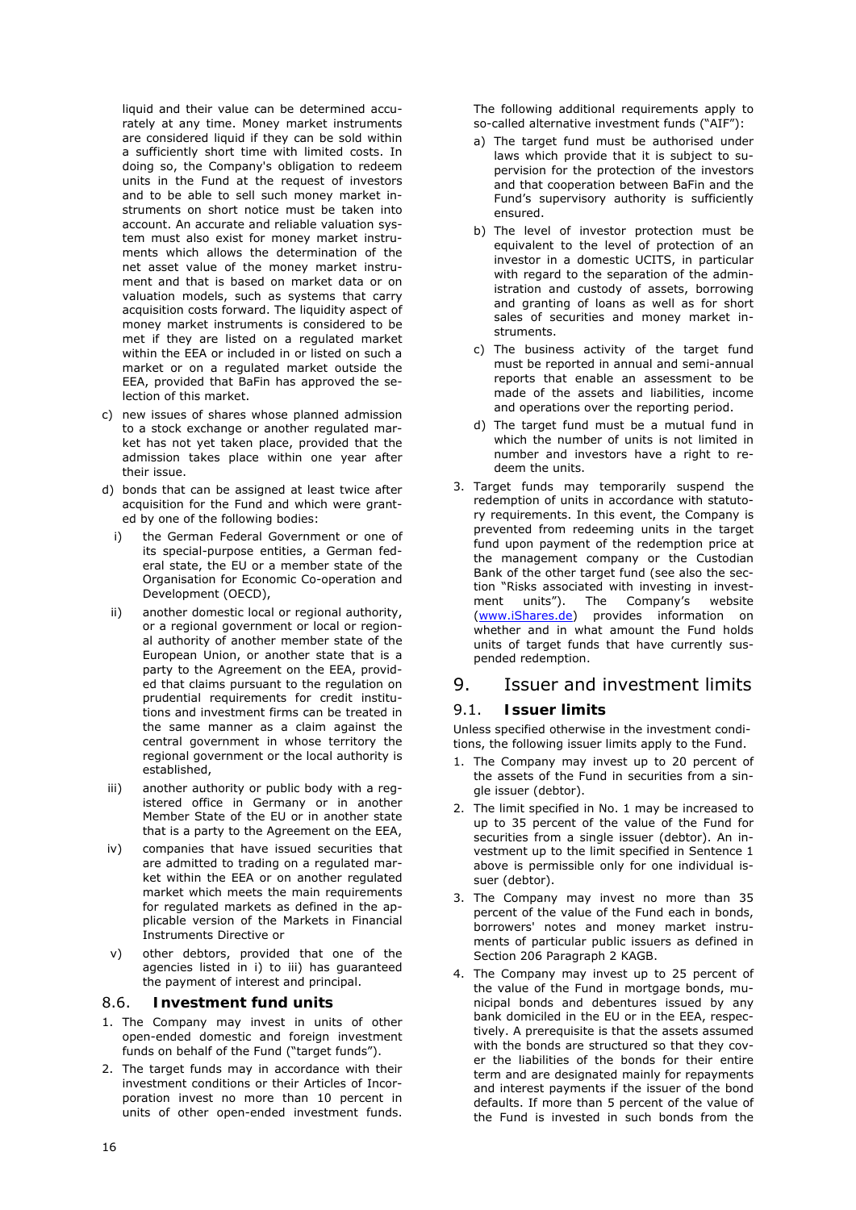liquid and their value can be determined accurately at any time. Money market instruments are considered liquid if they can be sold within a sufficiently short time with limited costs. In doing so, the Company's obligation to redeem units in the Fund at the request of investors and to be able to sell such money market instruments on short notice must be taken into account. An accurate and reliable valuation system must also exist for money market instruments which allows the determination of the net asset value of the money market instrument and that is based on market data or on valuation models, such as systems that carry acquisition costs forward. The liquidity aspect of money market instruments is considered to be met if they are listed on a regulated market within the EEA or included in or listed on such a market or on a regulated market outside the EEA, provided that BaFin has approved the selection of this market.

c) new issues of shares whose planned admission to a stock exchange or another regulated market has not yet taken place, provided that the admission takes place within one year after their issue.

d) bonds that can be assigned at least twice after acquisition for the Fund and which were granted by one of the following bodies:

   i) the German Federal Government or one of its special-purpose entities, a German federal state, the EU or a member state of the Organisation for Economic Co-operation and Development (OECD),

   ii) another domestic local or regional authority, or a regional government or local or regional authority of another member state of the European Union, or another state that is a party to the Agreement on the EEA, provided that claims pursuant to the regulation on prudential requirements for credit institutions and investment firms can be treated in the same manner as a claim against the central government in whose territory the regional government or the local authority is established,

   iii) another authority or public body with a registered office in Germany or in another Member State of the EU or in another state that is a party to the Agreement on the EEA,

   iv) companies that have issued securities that are admitted to trading on a regulated market within the EEA or on another regulated market which meets the main requirements for regulated markets as defined in the applicable version of the Markets in Financial Instruments Directive or

   v) other debtors, provided that one of the agencies listed in i) to iii) has guaranteed the payment of interest and principal.

### 8.6. **Investment fund units**

1. The Company may invest in units of other open-ended domestic and foreign investment funds on behalf of the Fund ("target funds").
2. The target funds may in accordance with their investment conditions or their Articles of Incorporation invest no more than 10 percent in units of other open-ended investment funds. The following additional requirements apply to so-called alternative investment funds ("AIF"):
   a) The target fund must be authorised under laws which provide that it is subject to supervision for the protection of the investors and that cooperation between BaFin and the Fund's supervisory authority is sufficiently ensured.
   b) The level of investor protection must be equivalent to the level of protection of an investor in a domestic UCITS, in particular with regard to the separation of the administration and custody of assets, borrowing and granting of loans as well as for short sales of securities and money market instruments.
   c) The business activity of the target fund must be reported in annual and semi-annual reports that enable an assessment to be made of the assets and liabilities, income and operations over the reporting period.
   d) The target fund must be a mutual fund in which the number of units is not limited in number and investors have a right to redeem the units.
3. Target funds may temporarily suspend the redemption of units in accordance with statutory requirements. In this event, the Company is prevented from redeeming units in the target fund upon payment of the redemption price at the management company or the Custodian Bank of the other target fund (see also the section "Risks associated with investing in investment units"). The Company's website (www.iShares.de) provides information on whether and in what amount the Fund holds units of target funds that have currently suspended redemption.

## 9. Issuer and investment limits

### 9.1. **Issuer limits**

Unless specified otherwise in the investment conditions, the following issuer limits apply to the Fund.

1. The Company may invest up to 20 percent of the assets of the Fund in securities from a single issuer (debtor).
2. The limit specified in No. 1 may be increased to up to 35 percent of the value of the Fund for securities from a single issuer (debtor). An investment up to the limit specified in Sentence 1 above is permissible only for one individual issuer (debtor).
3. The Company may invest no more than 35 percent of the value of the Fund each in bonds, borrowers' notes and money market instruments of particular public issuers as defined in Section 206 Paragraph 2 KAGB.
4. The Company may invest up to 25 percent of the value of the Fund in mortgage bonds, municipal bonds and debentures issued by any bank domiciled in the EU or in the EEA, respectively. A prerequisite is that the assets assumed with the bonds are structured so that they cover the liabilities of the bonds for their entire term and are designated mainly for repayments and interest payments if the issuer of the bond defaults. If more than 5 percent of the value of the Fund is invested in such bonds from the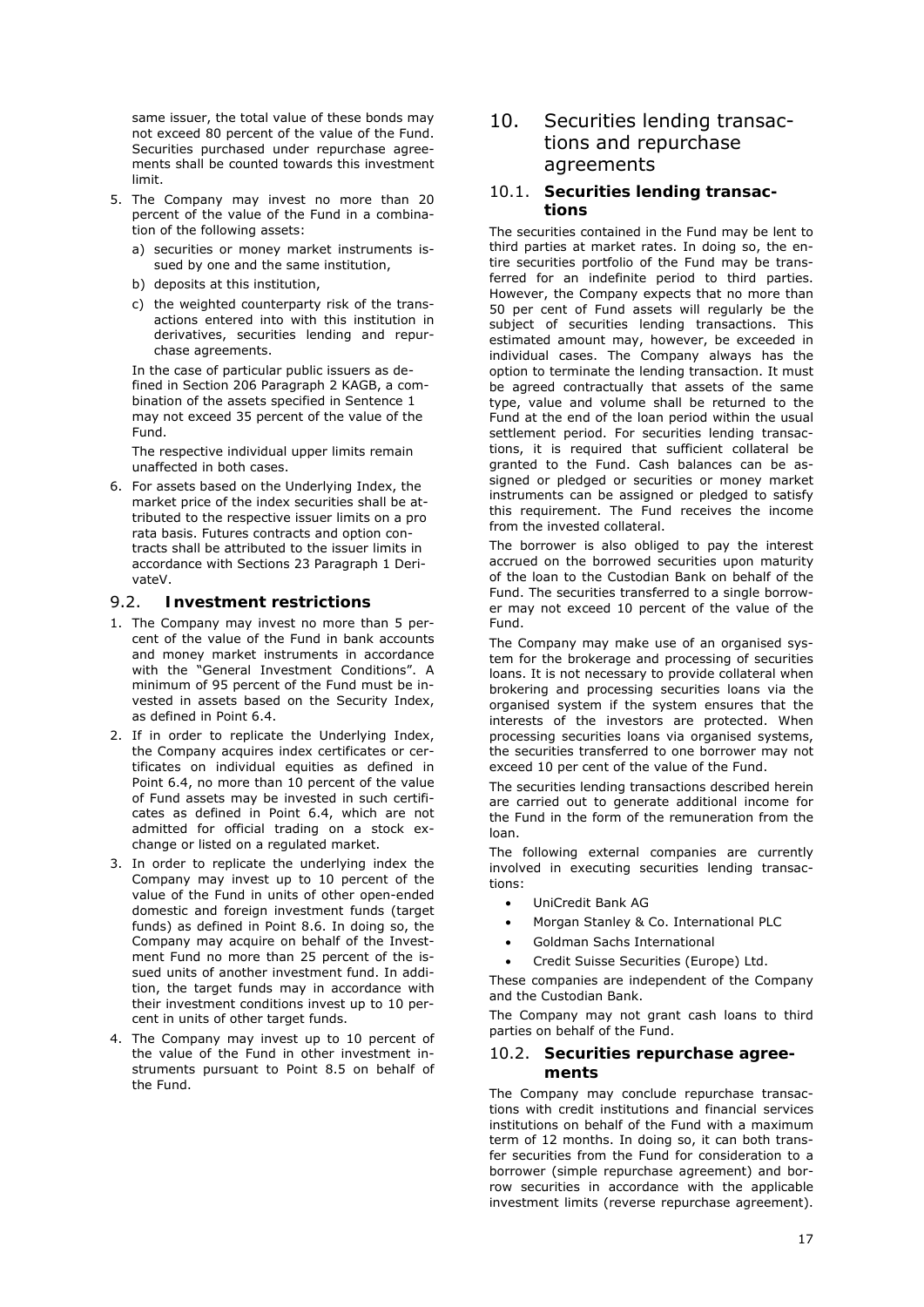same issuer, the total value of these bonds may not exceed 80 percent of the value of the Fund. Securities purchased under repurchase agreements shall be counted towards this investment limit.

5. The Company may invest no more than 20 percent of the value of the Fund in a combination of the following assets:
   a) securities or money market instruments issued by one and the same institution,
   b) deposits at this institution,
   c) the weighted counterparty risk of the transactions entered into with this institution in derivatives, securities lending and repurchase agreements.

   In the case of particular public issuers as defined in Section 206 Paragraph 2 KAGB, a combination of the assets specified in Sentence 1 may not exceed 35 percent of the value of the Fund.

   The respective individual upper limits remain unaffected in both cases.
6. For assets based on the Underlying Index, the market price of the index securities shall be attributed to the respective issuer limits on a pro rata basis. Futures contracts and option contracts shall be attributed to the issuer limits in accordance with Sections 23 Paragraph 1 DerivateV.

## 9.2. Investment restrictions

1. The Company may invest no more than 5 percent of the value of the Fund in bank accounts and money market instruments in accordance with the "General Investment Conditions". A minimum of 95 percent of the Fund must be invested in assets based on the Security Index, as defined in Point 6.4.
2. If in order to replicate the Underlying Index, the Company acquires index certificates or certificates on individual equities as defined in Point 6.4, no more than 10 percent of the value of Fund assets may be invested in such certificates as defined in Point 6.4, which are not admitted for official trading on a stock exchange or listed on a regulated market.
3. In order to replicate the underlying index the Company may invest up to 10 percent of the value of the Fund in units of other open-ended domestic and foreign investment funds (target funds) as defined in Point 8.6. In doing so, the Company may acquire on behalf of the Investment Fund no more than 25 percent of the issued units of another investment fund. In addition, the target funds may in accordance with their investment conditions invest up to 10 percent in units of other target funds.
4. The Company may invest up to 10 percent of the value of the Fund in other investment instruments pursuant to Point 8.5 on behalf of the Fund.

# 10. Securities lending transactions and repurchase agreements

## 10.1. Securities lending transactions

The securities contained in the Fund may be lent to third parties at market rates. In doing so, the entire securities portfolio of the Fund may be transferred for an indefinite period to third parties. However, the Company expects that no more than 50 per cent of Fund assets will regularly be the subject of securities lending transactions. This estimated amount may, however, be exceeded in individual cases. The Company always has the option to terminate the lending transaction. It must be agreed contractually that assets of the same type, value and volume shall be returned to the Fund at the end of the loan period within the usual settlement period. For securities lending transactions, it is required that sufficient collateral be granted to the Fund. Cash balances can be assigned or pledged or securities or money market instruments can be assigned or pledged to satisfy this requirement. The Fund receives the income from the invested collateral.

The borrower is also obliged to pay the interest accrued on the borrowed securities upon maturity of the loan to the Custodian Bank on behalf of the Fund. The securities transferred to a single borrower may not exceed 10 percent of the value of the Fund.

The Company may make use of an organised system for the brokerage and processing of securities loans. It is not necessary to provide collateral when brokering and processing securities loans via the organised system if the system ensures that the interests of the investors are protected. When processing securities loans via organised systems, the securities transferred to one borrower may not exceed 10 per cent of the value of the Fund.

The securities lending transactions described herein are carried out to generate additional income for the Fund in the form of the remuneration from the loan.

The following external companies are currently involved in executing securities lending transactions:

- UniCredit Bank AG
- Morgan Stanley & Co. International PLC
- Goldman Sachs International
- Credit Suisse Securities (Europe) Ltd.

These companies are independent of the Company and the Custodian Bank.

The Company may not grant cash loans to third parties on behalf of the Fund.

## 10.2. Securities repurchase agreements

The Company may conclude repurchase transactions with credit institutions and financial services institutions on behalf of the Fund with a maximum term of 12 months. In doing so, it can both transfer securities from the Fund for consideration to a borrower (simple repurchase agreement) and borrow securities in accordance with the applicable investment limits (reverse repurchase agreement).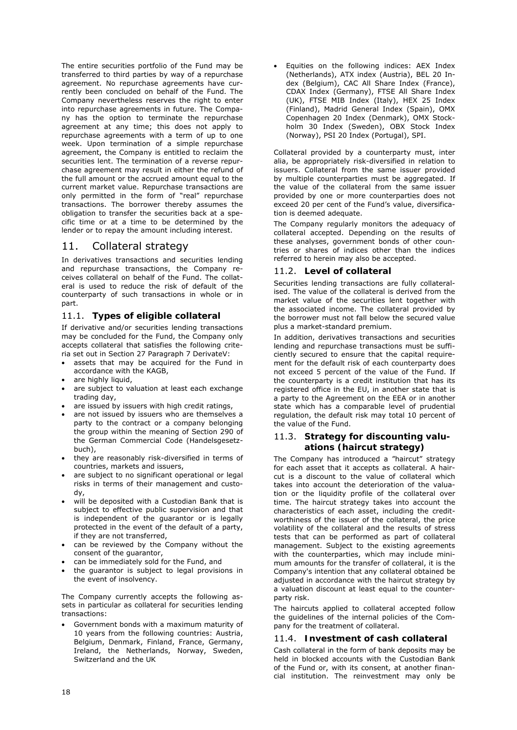The entire securities portfolio of the Fund may be transferred to third parties by way of a repurchase agreement. No repurchase agreements have currently been concluded on behalf of the Fund. The Company nevertheless reserves the right to enter into repurchase agreements in future. The Company has the option to terminate the repurchase agreement at any time; this does not apply to repurchase agreements with a term of up to one week. Upon termination of a simple repurchase agreement, the Company is entitled to reclaim the securities lent. The termination of a reverse repurchase agreement may result in either the refund of the full amount or the accrued amount equal to the current market value. Repurchase transactions are only permitted in the form of "real" repurchase transactions. The borrower thereby assumes the obligation to transfer the securities back at a specific time or at a time to be determined by the lender or to repay the amount including interest.

## 11. Collateral strategy

In derivatives transactions and securities lending and repurchase transactions, the Company receives collateral on behalf of the Fund. The collateral is used to reduce the risk of default of the counterparty of such transactions in whole or in part.

### 11.1. Types of eligible collateral

If derivative and/or securities lending transactions may be concluded for the Fund, the Company only accepts collateral that satisfies the following criteria set out in Section 27 Paragraph 7 DerivateV:

- assets that may be acquired for the Fund in accordance with the KAGB,
- are highly liquid,
- are subject to valuation at least each exchange trading day,
- are issued by issuers with high credit ratings,
- are not issued by issuers who are themselves a party to the contract or a company belonging the group within the meaning of Section 290 of the German Commercial Code (Handelsgesetzbuch),
- they are reasonably risk-diversified in terms of countries, markets and issuers,
- are subject to no significant operational or legal risks in terms of their management and custody,
- will be deposited with a Custodian Bank that is subject to effective public supervision and that is independent of the guarantor or is legally protected in the event of the default of a party, if they are not transferred,
- can be reviewed by the Company without the consent of the guarantor,
- can be immediately sold for the Fund, and
- the guarantor is subject to legal provisions in the event of insolvency.

The Company currently accepts the following assets in particular as collateral for securities lending transactions:

- Government bonds with a maximum maturity of 10 years from the following countries: Austria, Belgium, Denmark, Finland, France, Germany, Ireland, the Netherlands, Norway, Sweden, Switzerland and the UK
- Equities on the following indices: AEX Index (Netherlands), ATX index (Austria), BEL 20 Index (Belgium), CAC All Share Index (France), CDAX Index (Germany), FTSE All Share Index (UK), FTSE MIB Index (Italy), HEX 25 Index (Finland), Madrid General Index (Spain), OMX Copenhagen 20 Index (Denmark), OMX Stockholm 30 Index (Sweden), OBX Stock Index (Norway), PSI 20 Index (Portugal), SPI.

Collateral provided by a counterparty must, inter alia, be appropriately risk-diversified in relation to issuers. Collateral from the same issuer provided by multiple counterparties must be aggregated. If the value of the collateral from the same issuer provided by one or more counterparties does not exceed 20 per cent of the Fund's value, diversification is deemed adequate.

The Company regularly monitors the adequacy of collateral accepted. Depending on the results of these analyses, government bonds of other countries or shares of indices other than the indices referred to herein may also be accepted.

### 11.2. Level of collateral

Securities lending transactions are fully collateralised. The value of the collateral is derived from the market value of the securities lent together with the associated income. The collateral provided by the borrower must not fall below the secured value plus a market-standard premium.

In addition, derivatives transactions and securities lending and repurchase transactions must be sufficiently secured to ensure that the capital requirement for the default risk of each counterparty does not exceed 5 percent of the value of the Fund. If the counterparty is a credit institution that has its registered office in the EU, in another state that is a party to the Agreement on the EEA or in another state which has a comparable level of prudential regulation, the default risk may total 10 percent of the value of the Fund.

### 11.3. Strategy for discounting valuations (haircut strategy)

The Company has introduced a "haircut" strategy for each asset that it accepts as collateral. A haircut is a discount to the value of collateral which takes into account the deterioration of the valuation or the liquidity profile of the collateral over time. The haircut strategy takes into account the characteristics of each asset, including the creditworthiness of the issuer of the collateral, the price volatility of the collateral and the results of stress tests that can be performed as part of collateral management. Subject to the existing agreements with the counterparties, which may include minimum amounts for the transfer of collateral, it is the Company's intention that any collateral obtained be adjusted in accordance with the haircut strategy by a valuation discount at least equal to the counterparty risk.

The haircuts applied to collateral accepted follow the guidelines of the internal policies of the Company for the treatment of collateral.

### 11.4. Investment of cash collateral

Cash collateral in the form of bank deposits may be held in blocked accounts with the Custodian Bank of the Fund or, with its consent, at another financial institution. The reinvestment may only be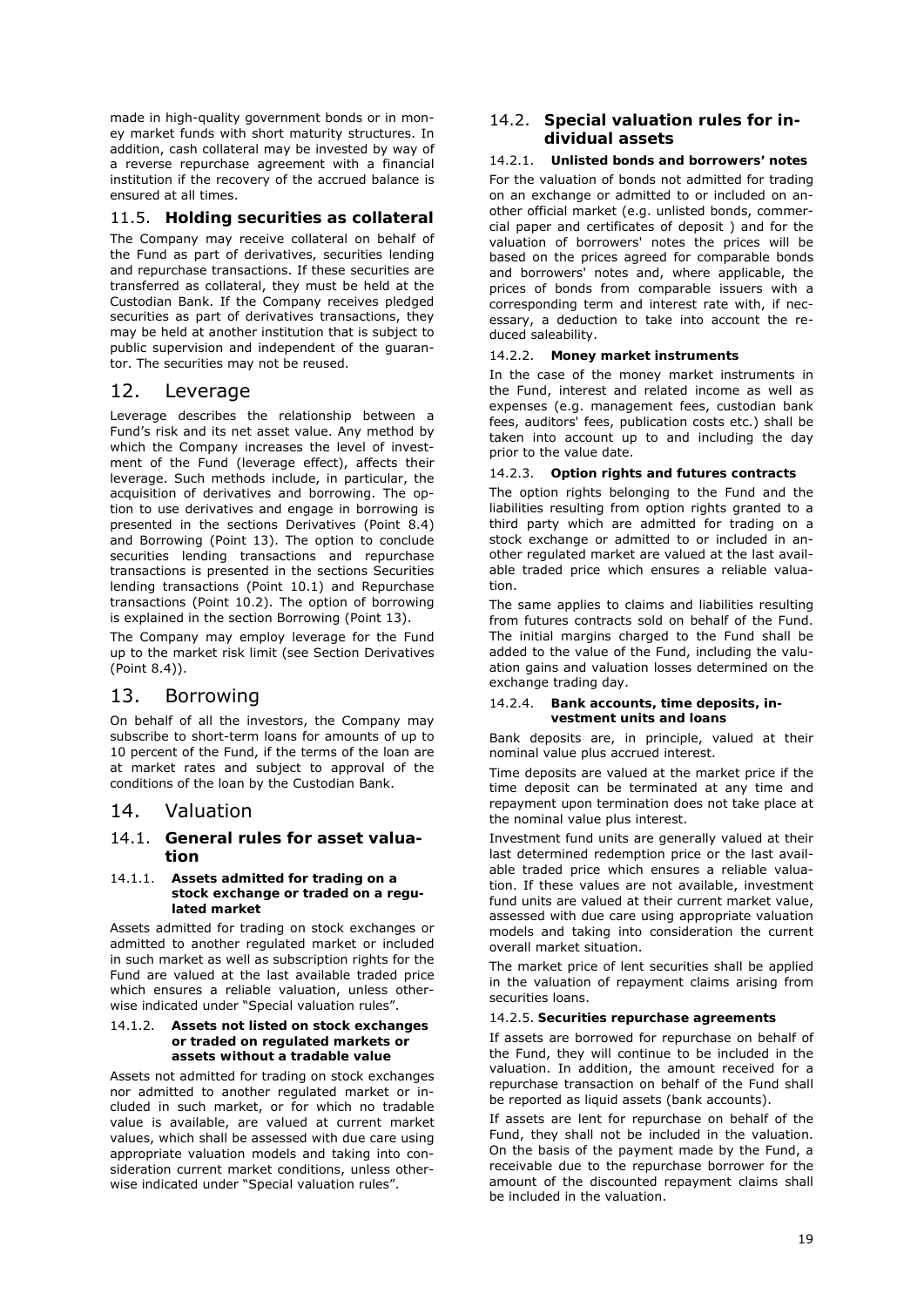made in high-quality government bonds or in money market funds with short maturity structures. In addition, cash collateral may be invested by way of a reverse repurchase agreement with a financial institution if the recovery of the accrued balance is ensured at all times.

### 11.5. **Holding securities as collateral**

The Company may receive collateral on behalf of the Fund as part of derivatives, securities lending and repurchase transactions. If these securities are transferred as collateral, they must be held at the Custodian Bank. If the Company receives pledged securities as part of derivatives transactions, they may be held at another institution that is subject to public supervision and independent of the guarantor. The securities may not be reused.

## 12. Leverage

Leverage describes the relationship between a Fund's risk and its net asset value. Any method by which the Company increases the level of investment of the Fund (leverage effect), affects their leverage. Such methods include, in particular, the acquisition of derivatives and borrowing. The option to use derivatives and engage in borrowing is presented in the sections Derivatives (Point 8.4) and Borrowing (Point 13). The option to conclude securities lending transactions and repurchase transactions is presented in the sections Securities lending transactions (Point 10.1) and Repurchase transactions (Point 10.2). The option of borrowing is explained in the section Borrowing (Point 13).

The Company may employ leverage for the Fund up to the market risk limit (see Section Derivatives (Point 8.4)).

## 13. Borrowing

On behalf of all the investors, the Company may subscribe to short-term loans for amounts of up to 10 percent of the Fund, if the terms of the loan are at market rates and subject to approval of the conditions of the loan by the Custodian Bank.

## 14. Valuation

### 14.1. **General rules for asset valuation**

#### 14.1.1. **Assets admitted for trading on a stock exchange or traded on a regulated market**

Assets admitted for trading on stock exchanges or admitted to another regulated market or included in such market as well as subscription rights for the Fund are valued at the last available traded price which ensures a reliable valuation, unless otherwise indicated under "Special valuation rules".

#### 14.1.2. **Assets not listed on stock exchanges or traded on regulated markets or assets without a tradable value**

Assets not admitted for trading on stock exchanges nor admitted to another regulated market or included in such market, or for which no tradable value is available, are valued at current market values, which shall be assessed with due care using appropriate valuation models and taking into consideration current market conditions, unless otherwise indicated under "Special valuation rules".

### 14.2. **Special valuation rules for individual assets**

#### 14.2.1. **Unlisted bonds and borrowers' notes**

For the valuation of bonds not admitted for trading on an exchange or admitted to or included on another official market (e.g. unlisted bonds, commercial paper and certificates of deposit ) and for the valuation of borrowers' notes the prices will be based on the prices agreed for comparable bonds and borrowers' notes and, where applicable, the prices of bonds from comparable issuers with a corresponding term and interest rate with, if necessary, a deduction to take into account the reduced saleability.

#### 14.2.2. **Money market instruments**

In the case of the money market instruments in the Fund, interest and related income as well as expenses (e.g. management fees, custodian bank fees, auditors' fees, publication costs etc.) shall be taken into account up to and including the day prior to the value date.

#### 14.2.3. **Option rights and futures contracts**

The option rights belonging to the Fund and the liabilities resulting from option rights granted to a third party which are admitted for trading on a stock exchange or admitted to or included in another regulated market are valued at the last available traded price which ensures a reliable valuation.

The same applies to claims and liabilities resulting from futures contracts sold on behalf of the Fund. The initial margins charged to the Fund shall be added to the value of the Fund, including the valuation gains and valuation losses determined on the exchange trading day.

#### 14.2.4. **Bank accounts, time deposits, investment units and loans**

Bank deposits are, in principle, valued at their nominal value plus accrued interest.

Time deposits are valued at the market price if the time deposit can be terminated at any time and repayment upon termination does not take place at the nominal value plus interest.

Investment fund units are generally valued at their last determined redemption price or the last available traded price which ensures a reliable valuation. If these values are not available, investment fund units are valued at their current market value, assessed with due care using appropriate valuation models and taking into consideration the current overall market situation.

The market price of lent securities shall be applied in the valuation of repayment claims arising from securities loans.

#### 14.2.5. **Securities repurchase agreements**

If assets are borrowed for repurchase on behalf of the Fund, they will continue to be included in the valuation. In addition, the amount received for a repurchase transaction on behalf of the Fund shall be reported as liquid assets (bank accounts).

If assets are lent for repurchase on behalf of the Fund, they shall not be included in the valuation. On the basis of the payment made by the Fund, a receivable due to the repurchase borrower for the amount of the discounted repayment claims shall be included in the valuation.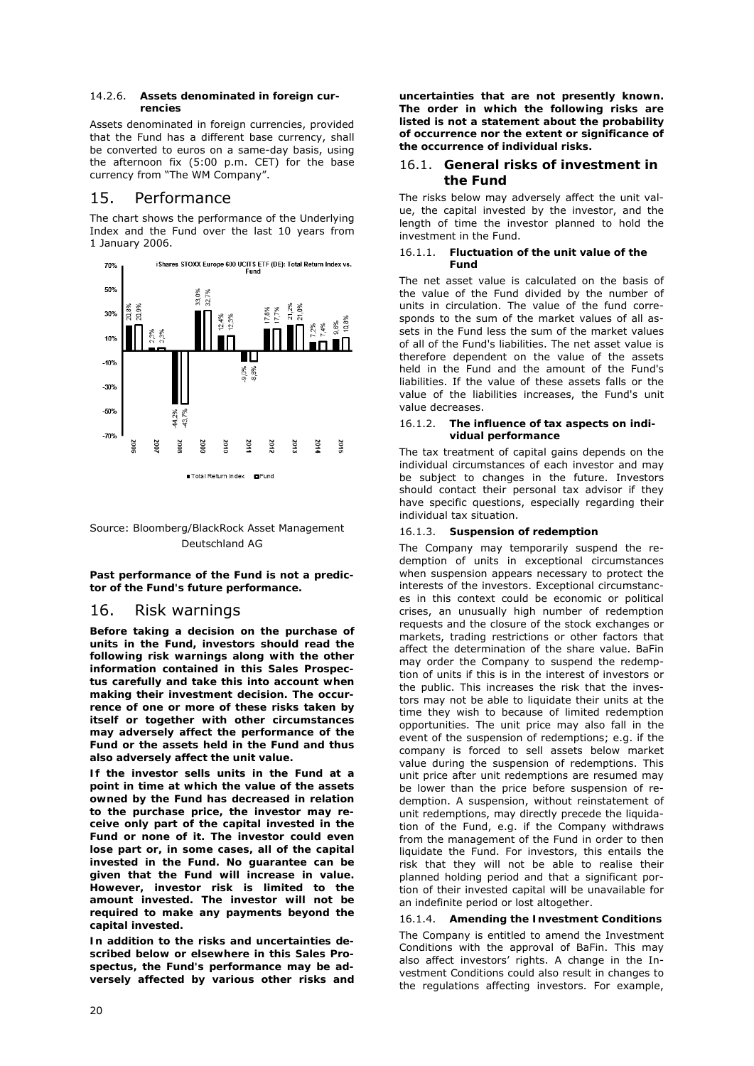#### 14.2.6. **Assets denominated in foreign currencies**

Assets denominated in foreign currencies, provided that the Fund has a different base currency, shall be converted to euros on a same-day basis, using the afternoon fix (5:00 p.m. CET) for the base currency from "The WM Company".

## 15. Performance

The chart shows the performance of the Underlying Index and the Fund over the last 10 years from 1 January 2006.

**iShares STOXX Europe 600 UCITS ETF (DE): Total Return Index vs. Fund**

| Year | Total Return Index | Fund |
|---|---|---|
| 2006 | 20,8% | 20,9% |
| 2007 | 2,3% | 2,3% |
| 2008 | -44,2% | -43,7% |
| 2009 | 33,0% | 32,7% |
| 2010 | 12,4% | 12,3% |
| 2011 | -9,0% | -8,8% |
| 2012 | 17,8% | 17,7% |
| 2013 | 21,2% | 21,0% |
| 2014 | 7,2% | 7,4% |
| 2015 | 9,6% | 10,8% |

Source: Bloomberg/BlackRock Asset Management Deutschland AG

**Past performance of the Fund is not a predictor of the Fund's future performance.**

## 16. Risk warnings

**Before taking a decision on the purchase of units in the Fund, investors should read the following risk warnings along with the other information contained in this Sales Prospectus carefully and take this into account when making their investment decision. The occurrence of one or more of these risks taken by itself or together with other circumstances may adversely affect the performance of the Fund or the assets held in the Fund and thus also adversely affect the unit value.**

**If the investor sells units in the Fund at a point in time at which the value of the assets owned by the Fund has decreased in relation to the purchase price, the investor may receive only part of the capital invested in the Fund or none of it. The investor could even lose part or, in some cases, all of the capital invested in the Fund. No guarantee can be given that the Fund will increase in value. However, investor risk is limited to the amount invested. The investor will not be required to make any payments beyond the capital invested.**

**In addition to the risks and uncertainties described below or elsewhere in this Sales Prospectus, the Fund's performance may be adversely affected by various other risks and uncertainties that are not presently known. The order in which the following risks are listed is not a statement about the probability of occurrence nor the extent or significance of the occurrence of individual risks.**

### 16.1. **General risks of investment in the Fund**

The risks below may adversely affect the unit value, the capital invested by the investor, and the length of time the investor planned to hold the investment in the Fund.

#### 16.1.1. **Fluctuation of the unit value of the Fund**

The net asset value is calculated on the basis of the value of the Fund divided by the number of units in circulation. The value of the fund corresponds to the sum of the market values of all assets in the Fund less the sum of the market values of all of the Fund's liabilities. The net asset value is therefore dependent on the value of the assets held in the Fund and the amount of the Fund's liabilities. If the value of these assets falls or the value of the liabilities increases, the Fund's unit value decreases.

#### 16.1.2. **The influence of tax aspects on individual performance**

The tax treatment of capital gains depends on the individual circumstances of each investor and may be subject to changes in the future. Investors should contact their personal tax advisor if they have specific questions, especially regarding their individual tax situation.

#### 16.1.3. **Suspension of redemption**

The Company may temporarily suspend the redemption of units in exceptional circumstances when suspension appears necessary to protect the interests of the investors. Exceptional circumstances in this context could be economic or political crises, an unusually high number of redemption requests and the closure of the stock exchanges or markets, trading restrictions or other factors that affect the determination of the share value. BaFin may order the Company to suspend the redemption of units if this is in the interest of investors or the public. This increases the risk that the investors may not be able to liquidate their units at the time they wish to because of limited redemption opportunities. The unit price may also fall in the event of the suspension of redemptions; e.g. if the company is forced to sell assets below market value during the suspension of redemptions. This unit price after unit redemptions are resumed may be lower than the price before suspension of redemption. A suspension, without reinstatement of unit redemptions, may directly precede the liquidation of the Fund, e.g. if the Company withdraws from the management of the Fund in order to then liquidate the Fund. For investors, this entails the risk that they will not be able to realise their planned holding period and that a significant portion of their invested capital will be unavailable for an indefinite period or lost altogether.

#### 16.1.4. **Amending the Investment Conditions**

The Company is entitled to amend the Investment Conditions with the approval of BaFin. This may also affect investors' rights. A change in the Investment Conditions could also result in changes to the regulations affecting investors. For example,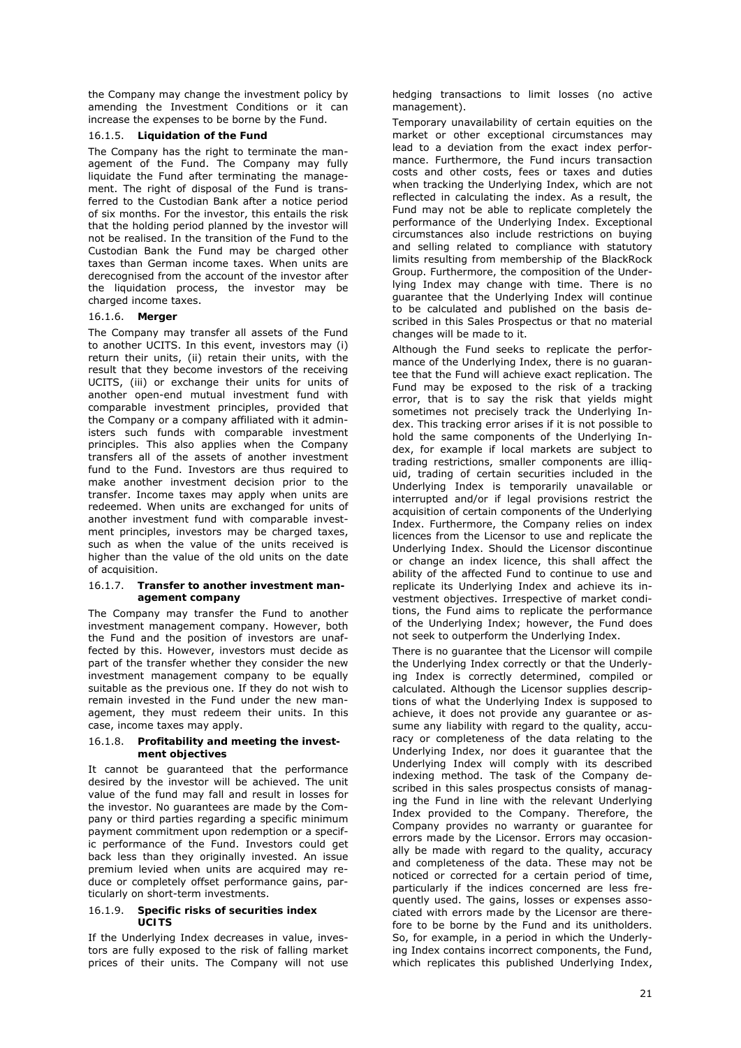the Company may change the investment policy by amending the Investment Conditions or it can increase the expenses to be borne by the Fund.

#### 16.1.5. **Liquidation of the Fund**

The Company has the right to terminate the management of the Fund. The Company may fully liquidate the Fund after terminating the management. The right of disposal of the Fund is transferred to the Custodian Bank after a notice period of six months. For the investor, this entails the risk that the holding period planned by the investor will not be realised. In the transition of the Fund to the Custodian Bank the Fund may be charged other taxes than German income taxes. When units are derecognised from the account of the investor after the liquidation process, the investor may be charged income taxes.

#### 16.1.6. **Merger**

The Company may transfer all assets of the Fund to another UCITS. In this event, investors may (i) return their units, (ii) retain their units, with the result that they become investors of the receiving UCITS, (iii) or exchange their units for units of another open-end mutual investment fund with comparable investment principles, provided that the Company or a company affiliated with it administers such funds with comparable investment principles. This also applies when the Company transfers all of the assets of another investment fund to the Fund. Investors are thus required to make another investment decision prior to the transfer. Income taxes may apply when units are redeemed. When units are exchanged for units of another investment fund with comparable investment principles, investors may be charged taxes, such as when the value of the units received is higher than the value of the old units on the date of acquisition.

#### 16.1.7. **Transfer to another investment management company**

The Company may transfer the Fund to another investment management company. However, both the Fund and the position of investors are unaffected by this. However, investors must decide as part of the transfer whether they consider the new investment management company to be equally suitable as the previous one. If they do not wish to remain invested in the Fund under the new management, they must redeem their units. In this case, income taxes may apply.

#### 16.1.8. **Profitability and meeting the investment objectives**

It cannot be guaranteed that the performance desired by the investor will be achieved. The unit value of the fund may fall and result in losses for the investor. No guarantees are made by the Company or third parties regarding a specific minimum payment commitment upon redemption or a specific performance of the Fund. Investors could get back less than they originally invested. An issue premium levied when units are acquired may reduce or completely offset performance gains, particularly on short-term investments.

#### 16.1.9. **Specific risks of securities index UCITS**

If the Underlying Index decreases in value, investors are fully exposed to the risk of falling market prices of their units. The Company will not use hedging transactions to limit losses (no active management).

Temporary unavailability of certain equities on the market or other exceptional circumstances may lead to a deviation from the exact index performance. Furthermore, the Fund incurs transaction costs and other costs, fees or taxes and duties when tracking the Underlying Index, which are not reflected in calculating the index. As a result, the Fund may not be able to replicate completely the performance of the Underlying Index. Exceptional circumstances also include restrictions on buying and selling related to compliance with statutory limits resulting from membership of the BlackRock Group. Furthermore, the composition of the Underlying Index may change with time. There is no guarantee that the Underlying Index will continue to be calculated and published on the basis described in this Sales Prospectus or that no material changes will be made to it.

Although the Fund seeks to replicate the performance of the Underlying Index, there is no guarantee that the Fund will achieve exact replication. The Fund may be exposed to the risk of a tracking error, that is to say the risk that yields might sometimes not precisely track the Underlying Index. This tracking error arises if it is not possible to hold the same components of the Underlying Index, for example if local markets are subject to trading restrictions, smaller components are illiquid, trading of certain securities included in the Underlying Index is temporarily unavailable or interrupted and/or if legal provisions restrict the acquisition of certain components of the Underlying Index. Furthermore, the Company relies on index licences from the Licensor to use and replicate the Underlying Index. Should the Licensor discontinue or change an index licence, this shall affect the ability of the affected Fund to continue to use and replicate its Underlying Index and achieve its investment objectives. Irrespective of market conditions, the Fund aims to replicate the performance of the Underlying Index; however, the Fund does not seek to outperform the Underlying Index.

There is no guarantee that the Licensor will compile the Underlying Index correctly or that the Underlying Index is correctly determined, compiled or calculated. Although the Licensor supplies descriptions of what the Underlying Index is supposed to achieve, it does not provide any guarantee or assume any liability with regard to the quality, accuracy or completeness of the data relating to the Underlying Index, nor does it guarantee that the Underlying Index will comply with its described indexing method. The task of the Company described in this sales prospectus consists of managing the Fund in line with the relevant Underlying Index provided to the Company. Therefore, the Company provides no warranty or guarantee for errors made by the Licensor. Errors may occasionally be made with regard to the quality, accuracy and completeness of the data. These may not be noticed or corrected for a certain period of time, particularly if the indices concerned are less frequently used. The gains, losses or expenses associated with errors made by the Licensor are therefore to be borne by the Fund and its unitholders. So, for example, in a period in which the Underlying Index contains incorrect components, the Fund, which replicates this published Underlying Index,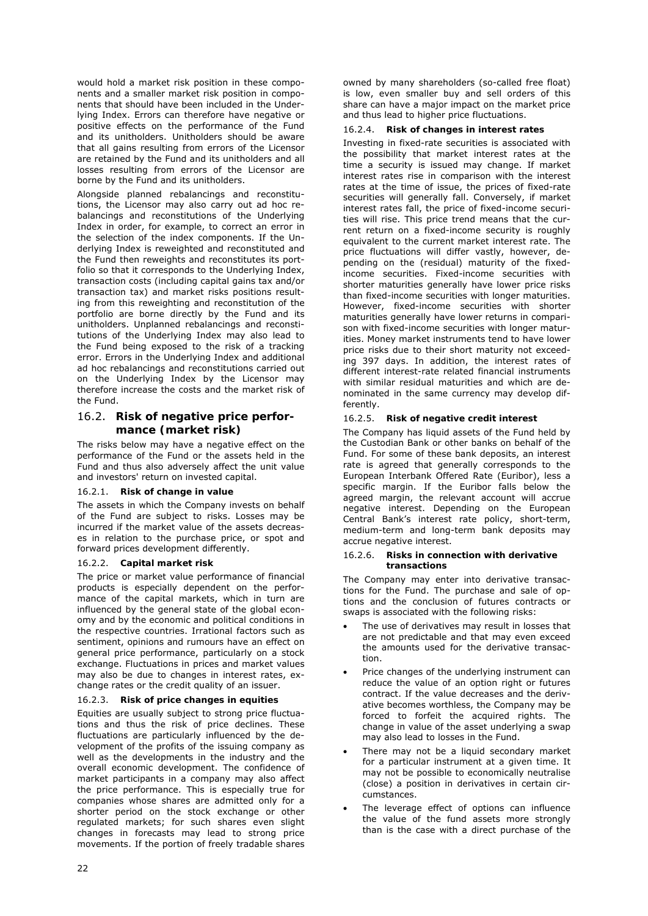would hold a market risk position in these components and a smaller market risk position in components that should have been included in the Underlying Index. Errors can therefore have negative or positive effects on the performance of the Fund and its unitholders. Unitholders should be aware that all gains resulting from errors of the Licensor are retained by the Fund and its unitholders and all losses resulting from errors of the Licensor are borne by the Fund and its unitholders.

Alongside planned rebalancings and reconstitutions, the Licensor may also carry out ad hoc rebalancings and reconstitutions of the Underlying Index in order, for example, to correct an error in the selection of the index components. If the Underlying Index is reweighted and reconstituted and the Fund then reweights and reconstitutes its portfolio so that it corresponds to the Underlying Index, transaction costs (including capital gains tax and/or transaction tax) and market risks positions resulting from this reweighting and reconstitution of the portfolio are borne directly by the Fund and its unitholders. Unplanned rebalancings and reconstitutions of the Underlying Index may also lead to the Fund being exposed to the risk of a tracking error. Errors in the Underlying Index and additional ad hoc rebalancings and reconstitutions carried out on the Underlying Index by the Licensor may therefore increase the costs and the market risk of the Fund.

## 16.2. Risk of negative price performance (market risk)

The risks below may have a negative effect on the performance of the Fund or the assets held in the Fund and thus also adversely affect the unit value and investors' return on invested capital.

#### 16.2.1. Risk of change in value

The assets in which the Company invests on behalf of the Fund are subject to risks. Losses may be incurred if the market value of the assets decreases in relation to the purchase price, or spot and forward prices development differently.

#### 16.2.2. Capital market risk

The price or market value performance of financial products is especially dependent on the performance of the capital markets, which in turn are influenced by the general state of the global economy and by the economic and political conditions in the respective countries. Irrational factors such as sentiment, opinions and rumours have an effect on general price performance, particularly on a stock exchange. Fluctuations in prices and market values may also be due to changes in interest rates, exchange rates or the credit quality of an issuer.

#### 16.2.3. Risk of price changes in equities

Equities are usually subject to strong price fluctuations and thus the risk of price declines. These fluctuations are particularly influenced by the development of the profits of the issuing company as well as the developments in the industry and the overall economic development. The confidence of market participants in a company may also affect the price performance. This is especially true for companies whose shares are admitted only for a shorter period on the stock exchange or other regulated markets; for such shares even slight changes in forecasts may lead to strong price movements. If the portion of freely tradable shares owned by many shareholders (so-called free float) is low, even smaller buy and sell orders of this share can have a major impact on the market price and thus lead to higher price fluctuations.

#### 16.2.4. Risk of changes in interest rates

Investing in fixed-rate securities is associated with the possibility that market interest rates at the time a security is issued may change. If market interest rates rise in comparison with the interest rates at the time of issue, the prices of fixed-rate securities will generally fall. Conversely, if market interest rates fall, the price of fixed-income securities will rise. This price trend means that the current return on a fixed-income security is roughly equivalent to the current market interest rate. The price fluctuations will differ vastly, however, depending on the (residual) maturity of the fixed-income securities. Fixed-income securities with shorter maturities generally have lower price risks than fixed-income securities with longer maturities. However, fixed-income securities with shorter maturities generally have lower returns in comparison with fixed-income securities with longer maturities. Money market instruments tend to have lower price risks due to their short maturity not exceeding 397 days. In addition, the interest rates of different interest-rate related financial instruments with similar residual maturities and which are denominated in the same currency may develop differently.

#### 16.2.5. Risk of negative credit interest

The Company has liquid assets of the Fund held by the Custodian Bank or other banks on behalf of the Fund. For some of these bank deposits, an interest rate is agreed that generally corresponds to the European Interbank Offered Rate (Euribor), less a specific margin. If the Euribor falls below the agreed margin, the relevant account will accrue negative interest. Depending on the European Central Bank's interest rate policy, short-term, medium-term and long-term bank deposits may accrue negative interest.

#### 16.2.6. Risks in connection with derivative transactions

The Company may enter into derivative transactions for the Fund. The purchase and sale of options and the conclusion of futures contracts or swaps is associated with the following risks:

- The use of derivatives may result in losses that are not predictable and that may even exceed the amounts used for the derivative transaction.
- Price changes of the underlying instrument can reduce the value of an option right or futures contract. If the value decreases and the derivative becomes worthless, the Company may be forced to forfeit the acquired rights. The change in value of the asset underlying a swap may also lead to losses in the Fund.
- There may not be a liquid secondary market for a particular instrument at a given time. It may not be possible to economically neutralise (close) a position in derivatives in certain circumstances.
- The leverage effect of options can influence the value of the fund assets more strongly than is the case with a direct purchase of the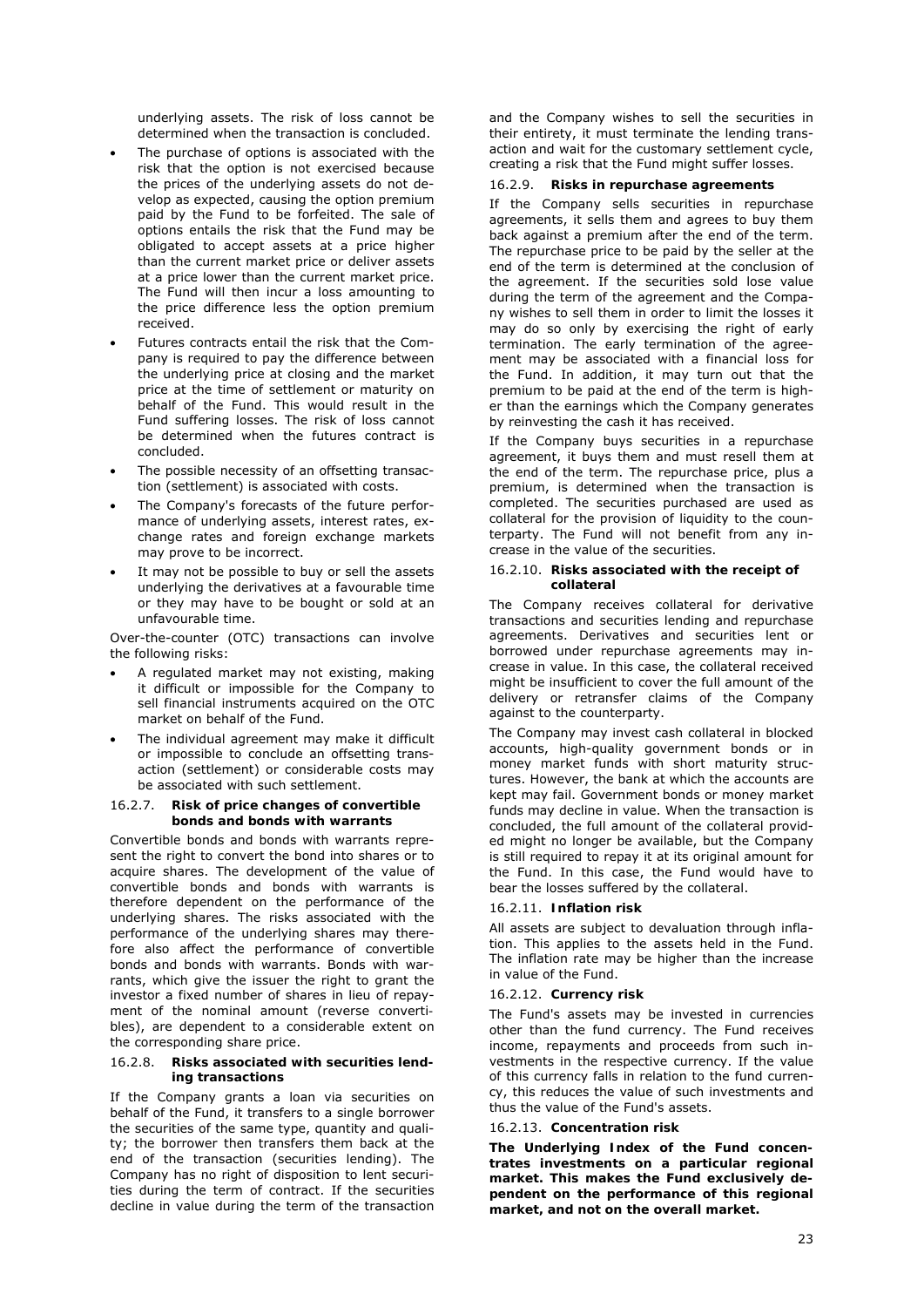underlying assets. The risk of loss cannot be determined when the transaction is concluded.

- The purchase of options is associated with the risk that the option is not exercised because the prices of the underlying assets do not develop as expected, causing the option premium paid by the Fund to be forfeited. The sale of options entails the risk that the Fund may be obligated to accept assets at a price higher than the current market price or deliver assets at a price lower than the current market price. The Fund will then incur a loss amounting to the price difference less the option premium received.
- Futures contracts entail the risk that the Company is required to pay the difference between the underlying price at closing and the market price at the time of settlement or maturity on behalf of the Fund. This would result in the Fund suffering losses. The risk of loss cannot be determined when the futures contract is concluded.
- The possible necessity of an offsetting transaction (settlement) is associated with costs.
- The Company's forecasts of the future performance of underlying assets, interest rates, exchange rates and foreign exchange markets may prove to be incorrect.
- It may not be possible to buy or sell the assets underlying the derivatives at a favourable time or they may have to be bought or sold at an unfavourable time.

Over-the-counter (OTC) transactions can involve the following risks:

- A regulated market may not existing, making it difficult or impossible for the Company to sell financial instruments acquired on the OTC market on behalf of the Fund.
- The individual agreement may make it difficult or impossible to conclude an offsetting transaction (settlement) or considerable costs may be associated with such settlement.

#### 16.2.7. Risk of price changes of convertible bonds and bonds with warrants

Convertible bonds and bonds with warrants represent the right to convert the bond into shares or to acquire shares. The development of the value of convertible bonds and bonds with warrants is therefore dependent on the performance of the underlying shares. The risks associated with the performance of the underlying shares may therefore also affect the performance of convertible bonds and bonds with warrants. Bonds with warrants, which give the issuer the right to grant the investor a fixed number of shares in lieu of repayment of the nominal amount (reverse convertibles), are dependent to a considerable extent on the corresponding share price.

#### 16.2.8. Risks associated with securities lending transactions

If the Company grants a loan via securities on behalf of the Fund, it transfers to a single borrower the securities of the same type, quantity and quality; the borrower then transfers them back at the end of the transaction (securities lending). The Company has no right of disposition to lent securities during the term of contract. If the securities decline in value during the term of the transaction and the Company wishes to sell the securities in their entirety, it must terminate the lending transaction and wait for the customary settlement cycle, creating a risk that the Fund might suffer losses.

#### 16.2.9. Risks in repurchase agreements

If the Company sells securities in repurchase agreements, it sells them and agrees to buy them back against a premium after the end of the term. The repurchase price to be paid by the seller at the end of the term is determined at the conclusion of the agreement. If the securities sold lose value during the term of the agreement and the Company wishes to sell them in order to limit the losses it may do so only by exercising the right of early termination. The early termination of the agreement may be associated with a financial loss for the Fund. In addition, it may turn out that the premium to be paid at the end of the term is higher than the earnings which the Company generates by reinvesting the cash it has received.

If the Company buys securities in a repurchase agreement, it buys them and must resell them at the end of the term. The repurchase price, plus a premium, is determined when the transaction is completed. The securities purchased are used as collateral for the provision of liquidity to the counterparty. The Fund will not benefit from any increase in the value of the securities.

#### 16.2.10. Risks associated with the receipt of collateral

The Company receives collateral for derivative transactions and securities lending and repurchase agreements. Derivatives and securities lent or borrowed under repurchase agreements may increase in value. In this case, the collateral received might be insufficient to cover the full amount of the delivery or retransfer claims of the Company against to the counterparty.

The Company may invest cash collateral in blocked accounts, high-quality government bonds or in money market funds with short maturity structures. However, the bank at which the accounts are kept may fail. Government bonds or money market funds may decline in value. When the transaction is concluded, the full amount of the collateral provided might no longer be available, but the Company is still required to repay it at its original amount for the Fund. In this case, the Fund would have to bear the losses suffered by the collateral.

#### 16.2.11. Inflation risk

All assets are subject to devaluation through inflation. This applies to the assets held in the Fund. The inflation rate may be higher than the increase in value of the Fund.

#### 16.2.12. Currency risk

The Fund's assets may be invested in currencies other than the fund currency. The Fund receives income, repayments and proceeds from such investments in the respective currency. If the value of this currency falls in relation to the fund currency, this reduces the value of such investments and thus the value of the Fund's assets.

#### 16.2.13. Concentration risk

**The Underlying Index of the Fund concentrates investments on a particular regional market. This makes the Fund exclusively dependent on the performance of this regional market, and not on the overall market.**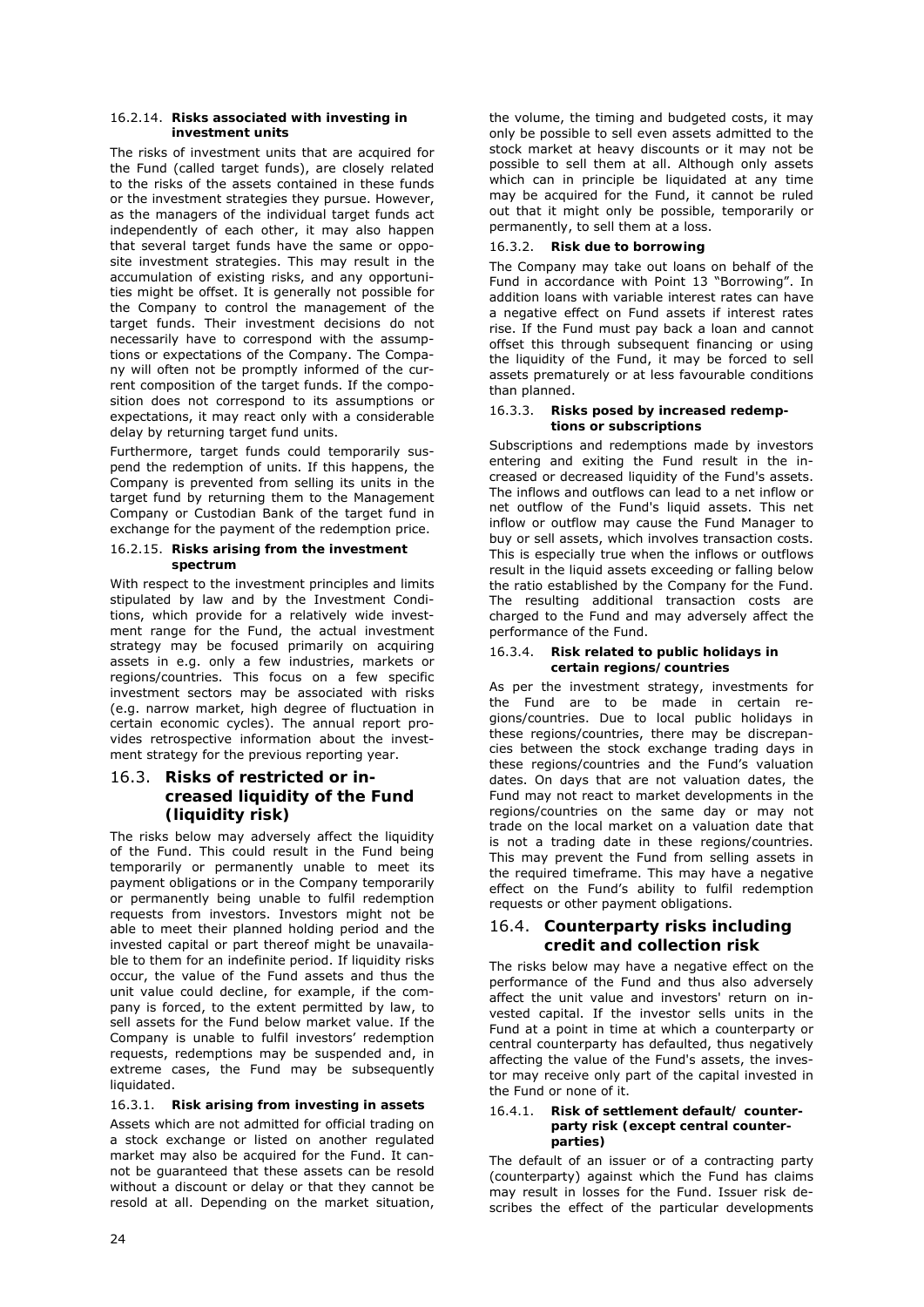#### 16.2.14. Risks associated with investing in investment units

The risks of investment units that are acquired for the Fund (called target funds), are closely related to the risks of the assets contained in these funds or the investment strategies they pursue. However, as the managers of the individual target funds act independently of each other, it may also happen that several target funds have the same or opposite investment strategies. This may result in the accumulation of existing risks, and any opportunities might be offset. It is generally not possible for the Company to control the management of the target funds. Their investment decisions do not necessarily have to correspond with the assumptions or expectations of the Company. The Company will often not be promptly informed of the current composition of the target funds. If the composition does not correspond to its assumptions or expectations, it may react only with a considerable delay by returning target fund units.

Furthermore, target funds could temporarily suspend the redemption of units. If this happens, the Company is prevented from selling its units in the target fund by returning them to the Management Company or Custodian Bank of the target fund in exchange for the payment of the redemption price.

#### 16.2.15. Risks arising from the investment spectrum

With respect to the investment principles and limits stipulated by law and by the Investment Conditions, which provide for a relatively wide investment range for the Fund, the actual investment strategy may be focused primarily on acquiring assets in e.g. only a few industries, markets or regions/countries. This focus on a few specific investment sectors may be associated with risks (e.g. narrow market, high degree of fluctuation in certain economic cycles). The annual report provides retrospective information about the investment strategy for the previous reporting year.

## 16.3. Risks of restricted or increased liquidity of the Fund (liquidity risk)

The risks below may adversely affect the liquidity of the Fund. This could result in the Fund being temporarily or permanently unable to meet its payment obligations or in the Company temporarily or permanently being unable to fulfil redemption requests from investors. Investors might not be able to meet their planned holding period and the invested capital or part thereof might be unavailable to them for an indefinite period. If liquidity risks occur, the value of the Fund assets and thus the unit value could decline, for example, if the company is forced, to the extent permitted by law, to sell assets for the Fund below market value. If the Company is unable to fulfil investors' redemption requests, redemptions may be suspended and, in extreme cases, the Fund may be subsequently liquidated.

#### 16.3.1. Risk arising from investing in assets

Assets which are not admitted for official trading on a stock exchange or listed on another regulated market may also be acquired for the Fund. It cannot be guaranteed that these assets can be resold without a discount or delay or that they cannot be resold at all. Depending on the market situation, the volume, the timing and budgeted costs, it may only be possible to sell even assets admitted to the stock market at heavy discounts or it may not be possible to sell them at all. Although only assets which can in principle be liquidated at any time may be acquired for the Fund, it cannot be ruled out that it might only be possible, temporarily or permanently, to sell them at a loss.

#### 16.3.2. Risk due to borrowing

The Company may take out loans on behalf of the Fund in accordance with Point 13 "Borrowing". In addition loans with variable interest rates can have a negative effect on Fund assets if interest rates rise. If the Fund must pay back a loan and cannot offset this through subsequent financing or using the liquidity of the Fund, it may be forced to sell assets prematurely or at less favourable conditions than planned.

#### 16.3.3. Risks posed by increased redemptions or subscriptions

Subscriptions and redemptions made by investors entering and exiting the Fund result in the increased or decreased liquidity of the Fund's assets. The inflows and outflows can lead to a net inflow or net outflow of the Fund's liquid assets. This net inflow or outflow may cause the Fund Manager to buy or sell assets, which involves transaction costs. This is especially true when the inflows or outflows result in the liquid assets exceeding or falling below the ratio established by the Company for the Fund. The resulting additional transaction costs are charged to the Fund and may adversely affect the performance of the Fund.

#### 16.3.4. Risk related to public holidays in certain regions/countries

As per the investment strategy, investments for the Fund are to be made in certain regions/countries. Due to local public holidays in these regions/countries, there may be discrepancies between the stock exchange trading days in these regions/countries and the Fund's valuation dates. On days that are not valuation dates, the Fund may not react to market developments in the regions/countries on the same day or may not trade on the local market on a valuation date that is not a trading date in these regions/countries. This may prevent the Fund from selling assets in the required timeframe. This may have a negative effect on the Fund's ability to fulfil redemption requests or other payment obligations.

## 16.4. Counterparty risks including credit and collection risk

The risks below may have a negative effect on the performance of the Fund and thus also adversely affect the unit value and investors' return on invested capital. If the investor sells units in the Fund at a point in time at which a counterparty or central counterparty has defaulted, thus negatively affecting the value of the Fund's assets, the investor may receive only part of the capital invested in the Fund or none of it.

#### 16.4.1. Risk of settlement default/ counterparty risk (except central counterparties)

The default of an issuer or of a contracting party (counterparty) against which the Fund has claims may result in losses for the Fund. Issuer risk describes the effect of the particular developments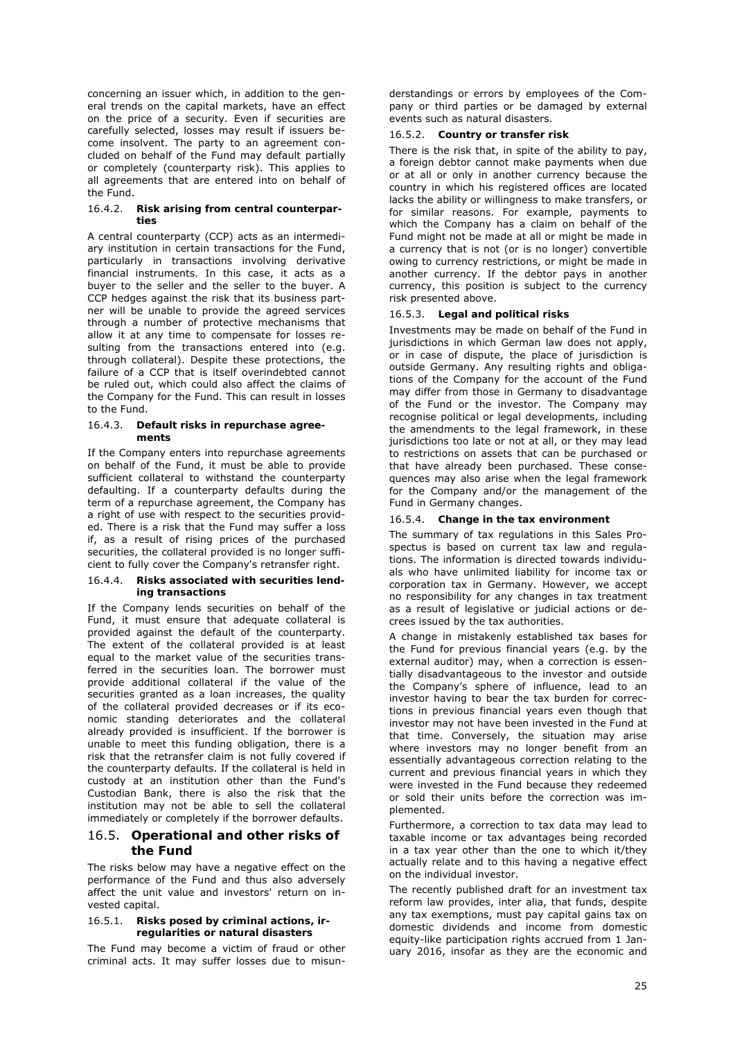concerning an issuer which, in addition to the general trends on the capital markets, have an effect on the price of a security. Even if securities are carefully selected, losses may result if issuers become insolvent. The party to an agreement concluded on behalf of the Fund may default partially or completely (counterparty risk). This applies to all agreements that are entered into on behalf of the Fund.

#### 16.4.2. Risk arising from central counterparties

A central counterparty (CCP) acts as an intermediary institution in certain transactions for the Fund, particularly in transactions involving derivative financial instruments. In this case, it acts as a buyer to the seller and the seller to the buyer. A CCP hedges against the risk that its business partner will be unable to provide the agreed services through a number of protective mechanisms that allow it at any time to compensate for losses resulting from the transactions entered into (e.g. through collateral). Despite these protections, the failure of a CCP that is itself overindebted cannot be ruled out, which could also affect the claims of the Company for the Fund. This can result in losses to the Fund.

#### 16.4.3. Default risks in repurchase agreements

If the Company enters into repurchase agreements on behalf of the Fund, it must be able to provide sufficient collateral to withstand the counterparty defaulting. If a counterparty defaults during the term of a repurchase agreement, the Company has a right of use with respect to the securities provided. There is a risk that the Fund may suffer a loss if, as a result of rising prices of the purchased securities, the collateral provided is no longer sufficient to fully cover the Company's retransfer right.

#### 16.4.4. Risks associated with securities lending transactions

If the Company lends securities on behalf of the Fund, it must ensure that adequate collateral is provided against the default of the counterparty. The extent of the collateral provided is at least equal to the market value of the securities transferred in the securities loan. The borrower must provide additional collateral if the value of the securities granted as a loan increases, the quality of the collateral provided decreases or if its economic standing deteriorates and the collateral already provided is insufficient. If the borrower is unable to meet this funding obligation, there is a risk that the retransfer claim is not fully covered if the counterparty defaults. If the collateral is held in custody at an institution other than the Fund's Custodian Bank, there is also the risk that the institution may not be able to sell the collateral immediately or completely if the borrower defaults.

### 16.5. Operational and other risks of the Fund

The risks below may have a negative effect on the performance of the Fund and thus also adversely affect the unit value and investors' return on invested capital.

#### 16.5.1. Risks posed by criminal actions, irregularities or natural disasters

The Fund may become a victim of fraud or other criminal acts. It may suffer losses due to misunderstandings or errors by employees of the Company or third parties or be damaged by external events such as natural disasters.

#### 16.5.2. Country or transfer risk

There is the risk that, in spite of the ability to pay, a foreign debtor cannot make payments when due or at all or only in another currency because the country in which his registered offices are located lacks the ability or willingness to make transfers, or for similar reasons. For example, payments to which the Company has a claim on behalf of the Fund might not be made at all or might be made in a currency that is not (or is no longer) convertible owing to currency restrictions, or might be made in another currency. If the debtor pays in another currency, this position is subject to the currency risk presented above.

#### 16.5.3. Legal and political risks

Investments may be made on behalf of the Fund in jurisdictions in which German law does not apply, or in case of dispute, the place of jurisdiction is outside Germany. Any resulting rights and obligations of the Company for the account of the Fund may differ from those in Germany to disadvantage of the Fund or the investor. The Company may recognise political or legal developments, including the amendments to the legal framework, in these jurisdictions too late or not at all, or they may lead to restrictions on assets that can be purchased or that have already been purchased. These consequences may also arise when the legal framework for the Company and/or the management of the Fund in Germany changes.

#### 16.5.4. Change in the tax environment

The summary of tax regulations in this Sales Prospectus is based on current tax law and regulations. The information is directed towards individuals who have unlimited liability for income tax or corporation tax in Germany. However, we accept no responsibility for any changes in tax treatment as a result of legislative or judicial actions or decrees issued by the tax authorities.

A change in mistakenly established tax bases for the Fund for previous financial years (e.g. by the external auditor) may, when a correction is essentially disadvantageous to the investor and outside the Company's sphere of influence, lead to an investor having to bear the tax burden for corrections in previous financial years even though that investor may not have been invested in the Fund at that time. Conversely, the situation may arise where investors may no longer benefit from an essentially advantageous correction relating to the current and previous financial years in which they were invested in the Fund because they redeemed or sold their units before the correction was implemented.

Furthermore, a correction to tax data may lead to taxable income or tax advantages being recorded in a tax year other than the one to which it/they actually relate and to this having a negative effect on the individual investor.

The recently published draft for an investment tax reform law provides, inter alia, that funds, despite any tax exemptions, must pay capital gains tax on domestic dividends and income from domestic equity-like participation rights accrued from 1 January 2016, insofar as they are the economic and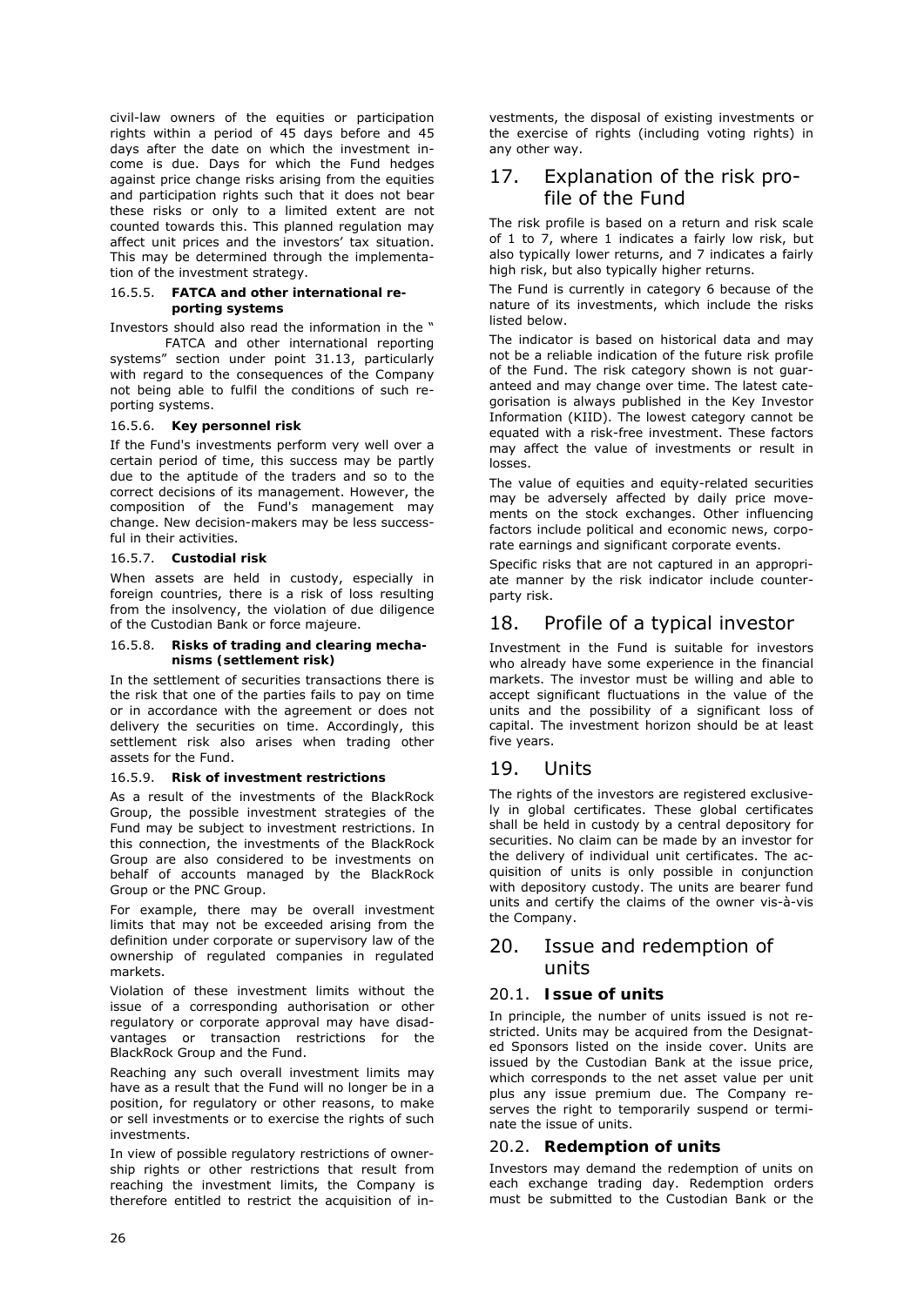civil-law owners of the equities or participation rights within a period of 45 days before and 45 days after the date on which the investment income is due. Days for which the Fund hedges against price change risks arising from the equities and participation rights such that it does not bear these risks or only to a limited extent are not counted towards this. This planned regulation may affect unit prices and the investors' tax situation. This may be determined through the implementation of the investment strategy.

#### 16.5.5. FATCA and other international reporting systems

Investors should also read the information in the " FATCA and other international reporting systems" section under point 31.13, particularly with regard to the consequences of the Company not being able to fulfil the conditions of such reporting systems.

#### 16.5.6. Key personnel risk

If the Fund's investments perform very well over a certain period of time, this success may be partly due to the aptitude of the traders and so to the correct decisions of its management. However, the composition of the Fund's management may change. New decision-makers may be less successful in their activities.

#### 16.5.7. Custodial risk

When assets are held in custody, especially in foreign countries, there is a risk of loss resulting from the insolvency, the violation of due diligence of the Custodian Bank or force majeure.

#### 16.5.8. Risks of trading and clearing mechanisms (settlement risk)

In the settlement of securities transactions there is the risk that one of the parties fails to pay on time or in accordance with the agreement or does not delivery the securities on time. Accordingly, this settlement risk also arises when trading other assets for the Fund.

#### 16.5.9. Risk of investment restrictions

As a result of the investments of the BlackRock Group, the possible investment strategies of the Fund may be subject to investment restrictions. In this connection, the investments of the BlackRock Group are also considered to be investments on behalf of accounts managed by the BlackRock Group or the PNC Group.

For example, there may be overall investment limits that may not be exceeded arising from the definition under corporate or supervisory law of the ownership of regulated companies in regulated markets.

Violation of these investment limits without the issue of a corresponding authorisation or other regulatory or corporate approval may have disadvantages or transaction restrictions for the BlackRock Group and the Fund.

Reaching any such overall investment limits may have as a result that the Fund will no longer be in a position, for regulatory or other reasons, to make or sell investments or to exercise the rights of such investments.

In view of possible regulatory restrictions of ownership rights or other restrictions that result from reaching the investment limits, the Company is therefore entitled to restrict the acquisition of investments, the disposal of existing investments or the exercise of rights (including voting rights) in any other way.

## 17. Explanation of the risk profile of the Fund

The risk profile is based on a return and risk scale of 1 to 7, where 1 indicates a fairly low risk, but also typically lower returns, and 7 indicates a fairly high risk, but also typically higher returns.

The Fund is currently in category 6 because of the nature of its investments, which include the risks listed below.

The indicator is based on historical data and may not be a reliable indication of the future risk profile of the Fund. The risk category shown is not guaranteed and may change over time. The latest categorisation is always published in the Key Investor Information (KIID). The lowest category cannot be equated with a risk-free investment. These factors may affect the value of investments or result in losses.

The value of equities and equity-related securities may be adversely affected by daily price movements on the stock exchanges. Other influencing factors include political and economic news, corporate earnings and significant corporate events.

Specific risks that are not captured in an appropriate manner by the risk indicator include counterparty risk.

## 18. Profile of a typical investor

Investment in the Fund is suitable for investors who already have some experience in the financial markets. The investor must be willing and able to accept significant fluctuations in the value of the units and the possibility of a significant loss of capital. The investment horizon should be at least five years.

## 19. Units

The rights of the investors are registered exclusively in global certificates. These global certificates shall be held in custody by a central depository for securities. No claim can be made by an investor for the delivery of individual unit certificates. The acquisition of units is only possible in conjunction with depository custody. The units are bearer fund units and certify the claims of the owner vis-à-vis the Company.

## 20. Issue and redemption of units

### 20.1. Issue of units

In principle, the number of units issued is not restricted. Units may be acquired from the Designated Sponsors listed on the inside cover. Units are issued by the Custodian Bank at the issue price, which corresponds to the net asset value per unit plus any issue premium due. The Company reserves the right to temporarily suspend or terminate the issue of units.

### 20.2. Redemption of units

Investors may demand the redemption of units on each exchange trading day. Redemption orders must be submitted to the Custodian Bank or the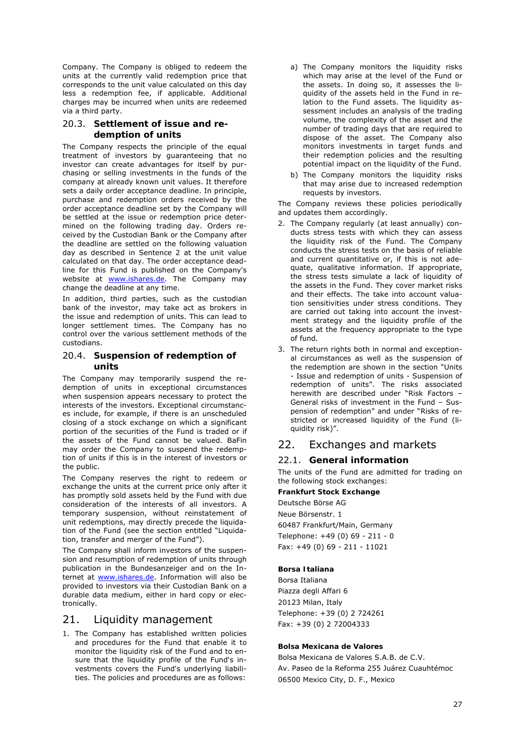Company. The Company is obliged to redeem the units at the currently valid redemption price that corresponds to the unit value calculated on this day less a redemption fee, if applicable. Additional charges may be incurred when units are redeemed via a third party.

### 20.3. Settlement of issue and redemption of units

The Company respects the principle of the equal treatment of investors by guaranteeing that no investor can create advantages for itself by purchasing or selling investments in the funds of the company at already known unit values. It therefore sets a daily order acceptance deadline. In principle, purchase and redemption orders received by the order acceptance deadline set by the Company will be settled at the issue or redemption price determined on the following trading day. Orders received by the Custodian Bank or the Company after the deadline are settled on the following valuation day as described in Sentence 2 at the unit value calculated on that day. The order acceptance deadline for this Fund is published on the Company's website at www.ishares.de. The Company may change the deadline at any time.

In addition, third parties, such as the custodian bank of the investor, may take act as brokers in the issue and redemption of units. This can lead to longer settlement times. The Company has no control over the various settlement methods of the custodians.

### 20.4. Suspension of redemption of units

The Company may temporarily suspend the redemption of units in exceptional circumstances when suspension appears necessary to protect the interests of the investors. Exceptional circumstances include, for example, if there is an unscheduled closing of a stock exchange on which a significant portion of the securities of the Fund is traded or if the assets of the Fund cannot be valued. BaFin may order the Company to suspend the redemption of units if this is in the interest of investors or the public.

The Company reserves the right to redeem or exchange the units at the current price only after it has promptly sold assets held by the Fund with due consideration of the interests of all investors. A temporary suspension, without reinstatement of unit redemptions, may directly precede the liquidation of the Fund (see the section entitled "Liquidation, transfer and merger of the Fund").

The Company shall inform investors of the suspension and resumption of redemption of units through publication in the Bundesanzeiger and on the Internet at www.ishares.de. Information will also be provided to investors via their Custodian Bank on a durable data medium, either in hard copy or electronically.

## 21. Liquidity management

1. The Company has established written policies and procedures for the Fund that enable it to monitor the liquidity risk of the Fund and to ensure that the liquidity profile of the Fund's investments covers the Fund's underlying liabilities. The policies and procedures are as follows:
   a) The Company monitors the liquidity risks which may arise at the level of the Fund or the assets. In doing so, it assesses the liquidity of the assets held in the Fund in relation to the Fund assets. The liquidity assessment includes an analysis of the trading volume, the complexity of the asset and the number of trading days that are required to dispose of the asset. The Company also monitors investments in target funds and their redemption policies and the resulting potential impact on the liquidity of the Fund.
   b) The Company monitors the liquidity risks that may arise due to increased redemption requests by investors.

   The Company reviews these policies periodically and updates them accordingly.
2. The Company regularly (at least annually) conducts stress tests with which they can assess the liquidity risk of the Fund. The Company conducts the stress tests on the basis of reliable and current quantitative or, if this is not adequate, qualitative information. If appropriate, the stress tests simulate a lack of liquidity of the assets in the Fund. They cover market risks and their effects. The take into account valuation sensitivities under stress conditions. They are carried out taking into account the investment strategy and the liquidity profile of the assets at the frequency appropriate to the type of fund.
3. The return rights both in normal and exceptional circumstances as well as the suspension of the redemption are shown in the section "Units - Issue and redemption of units - Suspension of redemption of units". The risks associated herewith are described under "Risk Factors – General risks of investment in the Fund – Suspension of redemption" and under "Risks of restricted or increased liquidity of the Fund (liquidity risk)".

## 22. Exchanges and markets

### 22.1. General information

The units of the Fund are admitted for trading on the following stock exchanges:

**Frankfurt Stock Exchange**

Deutsche Börse AG
Neue Börsenstr. 1
60487 Frankfurt/Main, Germany
Telephone: +49 (0) 69 - 211 - 0
Fax: +49 (0) 69 - 211 - 11021

**Borsa Italiana**

Borsa Italiana
Piazza degli Affari 6
20123 Milan, Italy
Telephone: +39 (0) 2 724261
Fax: +39 (0) 2 72004333

**Bolsa Mexicana de Valores**

Bolsa Mexicana de Valores S.A.B. de C.V.
Av. Paseo de la Reforma 255 Juárez Cuauhtémoc
06500 Mexico City, D. F., Mexico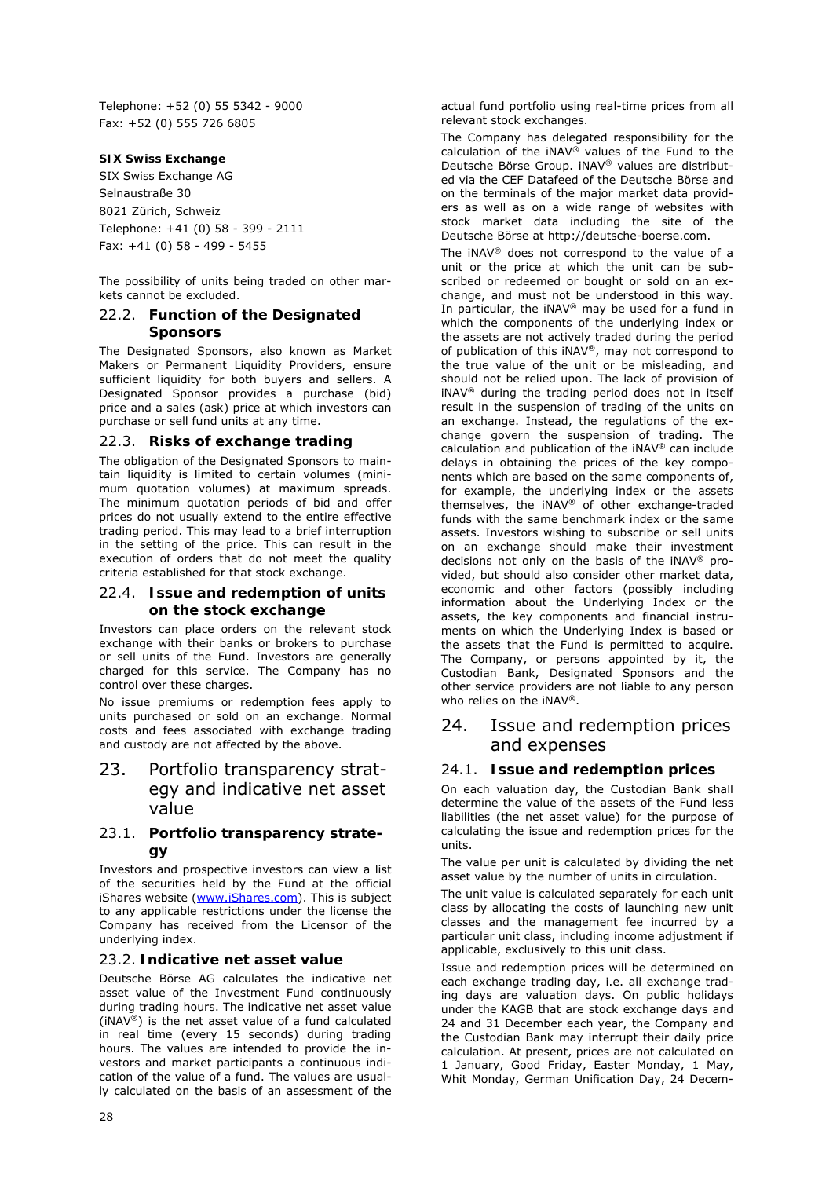Telephone: +52 (0) 55 5342 - 9000
Fax: +52 (0) 555 726 6805

**SIX Swiss Exchange**

SIX Swiss Exchange AG
Selnaustraße 30
8021 Zürich, Schweiz
Telephone: +41 (0) 58 - 399 - 2111
Fax: +41 (0) 58 - 499 - 5455

The possibility of units being traded on other markets cannot be excluded.

### 22.2. Function of the Designated Sponsors

The Designated Sponsors, also known as Market Makers or Permanent Liquidity Providers, ensure sufficient liquidity for both buyers and sellers. A Designated Sponsor provides a purchase (bid) price and a sales (ask) price at which investors can purchase or sell fund units at any time.

### 22.3. Risks of exchange trading

The obligation of the Designated Sponsors to maintain liquidity is limited to certain volumes (minimum quotation volumes) at maximum spreads. The minimum quotation periods of bid and offer prices do not usually extend to the entire effective trading period. This may lead to a brief interruption in the setting of the price. This can result in the execution of orders that do not meet the quality criteria established for that stock exchange.

### 22.4. Issue and redemption of units on the stock exchange

Investors can place orders on the relevant stock exchange with their banks or brokers to purchase or sell units of the Fund. Investors are generally charged for this service. The Company has no control over these charges.

No issue premiums or redemption fees apply to units purchased or sold on an exchange. Normal costs and fees associated with exchange trading and custody are not affected by the above.

## 23. Portfolio transparency strategy and indicative net asset value

### 23.1. Portfolio transparency strategy

Investors and prospective investors can view a list of the securities held by the Fund at the official iShares website (www.iShares.com). This is subject to any applicable restrictions under the license the Company has received from the Licensor of the underlying index.

### 23.2. Indicative net asset value

Deutsche Börse AG calculates the indicative net asset value of the Investment Fund continuously during trading hours. The indicative net asset value (iNAV®) is the net asset value of a fund calculated in real time (every 15 seconds) during trading hours. The values are intended to provide the investors and market participants a continuous indication of the value of a fund. The values are usually calculated on the basis of an assessment of the actual fund portfolio using real-time prices from all relevant stock exchanges.

The Company has delegated responsibility for the calculation of the iNAV® values of the Fund to the Deutsche Börse Group. iNAV® values are distributed via the CEF Datafeed of the Deutsche Börse and on the terminals of the major market data providers as well as on a wide range of websites with stock market data including the site of the Deutsche Börse at http://deutsche-boerse.com.

The iNAV® does not correspond to the value of a unit or the price at which the unit can be subscribed or redeemed or bought or sold on an exchange, and must not be understood in this way. In particular, the iNAV® may be used for a fund in which the components of the underlying index or the assets are not actively traded during the period of publication of this iNAV®, may not correspond to the true value of the unit or be misleading, and should not be relied upon. The lack of provision of iNAV® during the trading period does not in itself result in the suspension of trading of the units on an exchange. Instead, the regulations of the exchange govern the suspension of trading. The calculation and publication of the iNAV® can include delays in obtaining the prices of the key components which are based on the same components of, for example, the underlying index or the assets themselves, the iNAV® of other exchange-traded funds with the same benchmark index or the same assets. Investors wishing to subscribe or sell units on an exchange should make their investment decisions not only on the basis of the iNAV® provided, but should also consider other market data, economic and other factors (possibly including information about the Underlying Index or the assets, the key components and financial instruments on which the Underlying Index is based or the assets that the Fund is permitted to acquire. The Company, or persons appointed by it, the Custodian Bank, Designated Sponsors and the other service providers are not liable to any person who relies on the iNAV®.

## 24. Issue and redemption prices and expenses

### 24.1. Issue and redemption prices

On each valuation day, the Custodian Bank shall determine the value of the assets of the Fund less liabilities (the net asset value) for the purpose of calculating the issue and redemption prices for the units.

The value per unit is calculated by dividing the net asset value by the number of units in circulation.

The unit value is calculated separately for each unit class by allocating the costs of launching new unit classes and the management fee incurred by a particular unit class, including income adjustment if applicable, exclusively to this unit class.

Issue and redemption prices will be determined on each exchange trading day, i.e. all exchange trading days are valuation days. On public holidays under the KAGB that are stock exchange days and 24 and 31 December each year, the Company and the Custodian Bank may interrupt their daily price calculation. At present, prices are not calculated on 1 January, Good Friday, Easter Monday, 1 May, Whit Monday, German Unification Day, 24 Decem-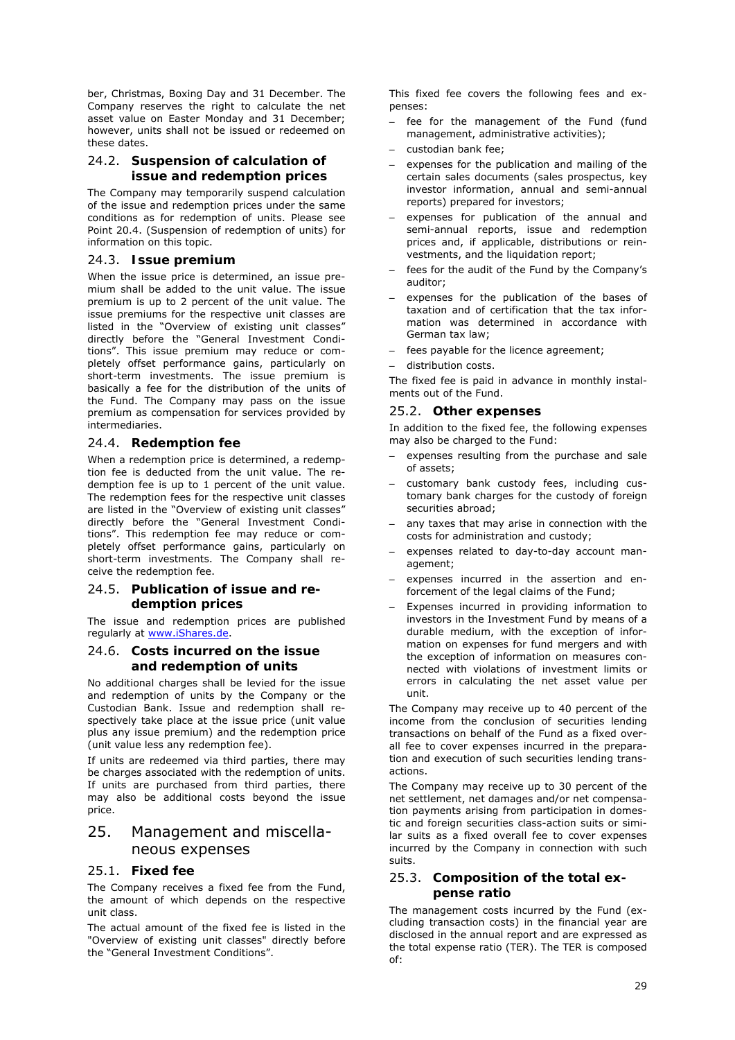ber, Christmas, Boxing Day and 31 December. The Company reserves the right to calculate the net asset value on Easter Monday and 31 December; however, units shall not be issued or redeemed on these dates.

### 24.2. Suspension of calculation of issue and redemption prices

The Company may temporarily suspend calculation of the issue and redemption prices under the same conditions as for redemption of units. Please see Point 20.4. (Suspension of redemption of units) for information on this topic.

### 24.3. Issue premium

When the issue price is determined, an issue premium shall be added to the unit value. The issue premium is up to 2 percent of the unit value. The issue premiums for the respective unit classes are listed in the "Overview of existing unit classes" directly before the "General Investment Conditions". This issue premium may reduce or completely offset performance gains, particularly on short-term investments. The issue premium is basically a fee for the distribution of the units of the Fund. The Company may pass on the issue premium as compensation for services provided by intermediaries.

### 24.4. Redemption fee

When a redemption price is determined, a redemption fee is deducted from the unit value. The redemption fee is up to 1 percent of the unit value. The redemption fees for the respective unit classes are listed in the "Overview of existing unit classes" directly before the "General Investment Conditions". This redemption fee may reduce or completely offset performance gains, particularly on short-term investments. The Company shall receive the redemption fee.

### 24.5. Publication of issue and redemption prices

The issue and redemption prices are published regularly at www.iShares.de.

### 24.6. Costs incurred on the issue and redemption of units

No additional charges shall be levied for the issue and redemption of units by the Company or the Custodian Bank. Issue and redemption shall respectively take place at the issue price (unit value plus any issue premium) and the redemption price (unit value less any redemption fee).

If units are redeemed via third parties, there may be charges associated with the redemption of units. If units are purchased from third parties, there may also be additional costs beyond the issue price.

## 25. Management and miscellaneous expenses

### 25.1. Fixed fee

The Company receives a fixed fee from the Fund, the amount of which depends on the respective unit class.

The actual amount of the fixed fee is listed in the "Overview of existing unit classes" directly before the "General Investment Conditions".

This fixed fee covers the following fees and expenses:

- fee for the management of the Fund (fund management, administrative activities);
- custodian bank fee;
- expenses for the publication and mailing of the certain sales documents (sales prospectus, key investor information, annual and semi-annual reports) prepared for investors;
- expenses for publication of the annual and semi-annual reports, issue and redemption prices and, if applicable, distributions or reinvestments, and the liquidation report;
- fees for the audit of the Fund by the Company's auditor;
- expenses for the publication of the bases of taxation and of certification that the tax information was determined in accordance with German tax law;
- fees payable for the licence agreement;
- distribution costs.

The fixed fee is paid in advance in monthly instalments out of the Fund.

### 25.2. Other expenses

In addition to the fixed fee, the following expenses may also be charged to the Fund:

- expenses resulting from the purchase and sale of assets;
- customary bank custody fees, including customary bank charges for the custody of foreign securities abroad;
- any taxes that may arise in connection with the costs for administration and custody;
- expenses related to day-to-day account management;
- expenses incurred in the assertion and enforcement of the legal claims of the Fund;
- Expenses incurred in providing information to investors in the Investment Fund by means of a durable medium, with the exception of information on expenses for fund mergers and with the exception of information on measures connected with violations of investment limits or errors in calculating the net asset value per unit.

The Company may receive up to 40 percent of the income from the conclusion of securities lending transactions on behalf of the Fund as a fixed overall fee to cover expenses incurred in the preparation and execution of such securities lending transactions.

The Company may receive up to 30 percent of the net settlement, net damages and/or net compensation payments arising from participation in domestic and foreign securities class-action suits or similar suits as a fixed overall fee to cover expenses incurred by the Company in connection with such suits.

### 25.3. Composition of the total expense ratio

The management costs incurred by the Fund (excluding transaction costs) in the financial year are disclosed in the annual report and are expressed as the total expense ratio (TER). The TER is composed of: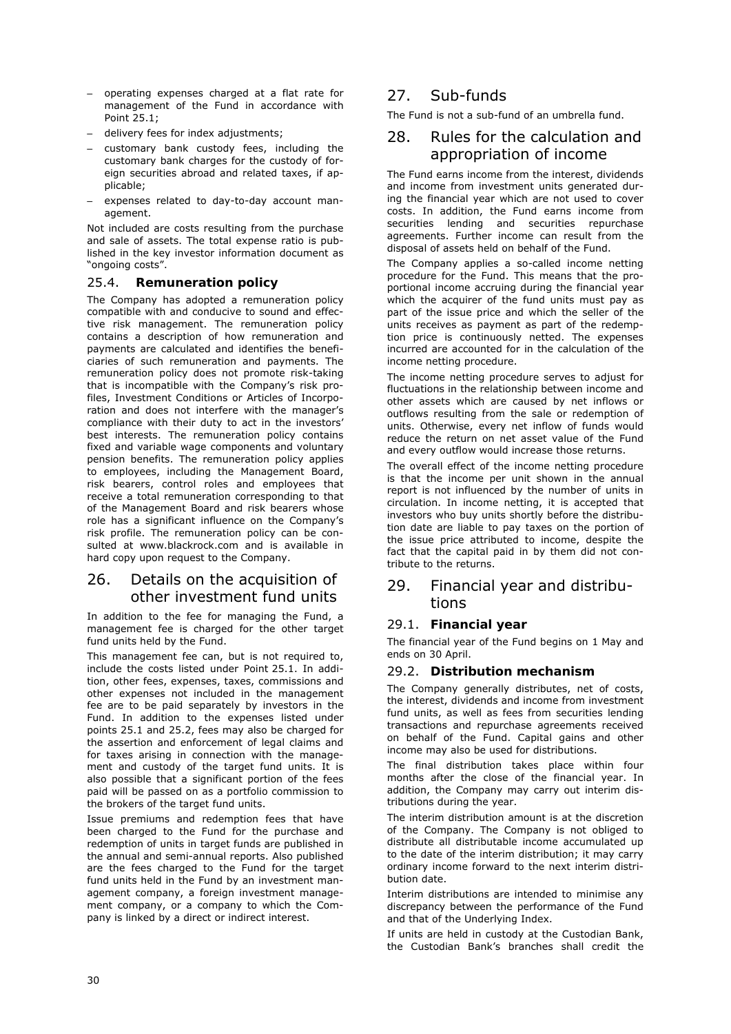- operating expenses charged at a flat rate for management of the Fund in accordance with Point 25.1;
- delivery fees for index adjustments;
- customary bank custody fees, including the customary bank charges for the custody of foreign securities abroad and related taxes, if applicable;
- expenses related to day-to-day account management.

Not included are costs resulting from the purchase and sale of assets. The total expense ratio is published in the key investor information document as "ongoing costs".

### 25.4. **Remuneration policy**

The Company has adopted a remuneration policy compatible with and conducive to sound and effective risk management. The remuneration policy contains a description of how remuneration and payments are calculated and identifies the beneficiaries of such remuneration and payments. The remuneration policy does not promote risk-taking that is incompatible with the Company's risk profiles, Investment Conditions or Articles of Incorporation and does not interfere with the manager's compliance with their duty to act in the investors' best interests. The remuneration policy contains fixed and variable wage components and voluntary pension benefits. The remuneration policy applies to employees, including the Management Board, risk bearers, control roles and employees that receive a total remuneration corresponding to that of the Management Board and risk bearers whose role has a significant influence on the Company's risk profile. The remuneration policy can be consulted at www.blackrock.com and is available in hard copy upon request to the Company.

## 26. Details on the acquisition of other investment fund units

In addition to the fee for managing the Fund, a management fee is charged for the other target fund units held by the Fund.

This management fee can, but is not required to, include the costs listed under Point 25.1. In addition, other fees, expenses, taxes, commissions and other expenses not included in the management fee are to be paid separately by investors in the Fund. In addition to the expenses listed under points 25.1 and 25.2, fees may also be charged for the assertion and enforcement of legal claims and for taxes arising in connection with the management and custody of the target fund units. It is also possible that a significant portion of the fees paid will be passed on as a portfolio commission to the brokers of the target fund units.

Issue premiums and redemption fees that have been charged to the Fund for the purchase and redemption of units in target funds are published in the annual and semi-annual reports. Also published are the fees charged to the Fund for the target fund units held in the Fund by an investment management company, a foreign investment management company, or a company to which the Company is linked by a direct or indirect interest.

## 27. Sub-funds

The Fund is not a sub-fund of an umbrella fund.

## 28. Rules for the calculation and appropriation of income

The Fund earns income from the interest, dividends and income from investment units generated during the financial year which are not used to cover costs. In addition, the Fund earns income from securities lending and securities repurchase agreements. Further income can result from the disposal of assets held on behalf of the Fund.

The Company applies a so-called income netting procedure for the Fund. This means that the proportional income accruing during the financial year which the acquirer of the fund units must pay as part of the issue price and which the seller of the units receives as payment as part of the redemption price is continuously netted. The expenses incurred are accounted for in the calculation of the income netting procedure.

The income netting procedure serves to adjust for fluctuations in the relationship between income and other assets which are caused by net inflows or outflows resulting from the sale or redemption of units. Otherwise, every net inflow of funds would reduce the return on net asset value of the Fund and every outflow would increase those returns.

The overall effect of the income netting procedure is that the income per unit shown in the annual report is not influenced by the number of units in circulation. In income netting, it is accepted that investors who buy units shortly before the distribution date are liable to pay taxes on the portion of the issue price attributed to income, despite the fact that the capital paid in by them did not contribute to the returns.

## 29. Financial year and distributions

### 29.1. **Financial year**

The financial year of the Fund begins on 1 May and ends on 30 April.

### 29.2. **Distribution mechanism**

The Company generally distributes, net of costs, the interest, dividends and income from investment fund units, as well as fees from securities lending transactions and repurchase agreements received on behalf of the Fund. Capital gains and other income may also be used for distributions.

The final distribution takes place within four months after the close of the financial year. In addition, the Company may carry out interim distributions during the year.

The interim distribution amount is at the discretion of the Company. The Company is not obliged to distribute all distributable income accumulated up to the date of the interim distribution; it may carry ordinary income forward to the next interim distribution date.

Interim distributions are intended to minimise any discrepancy between the performance of the Fund and that of the Underlying Index.

If units are held in custody at the Custodian Bank, the Custodian Bank's branches shall credit the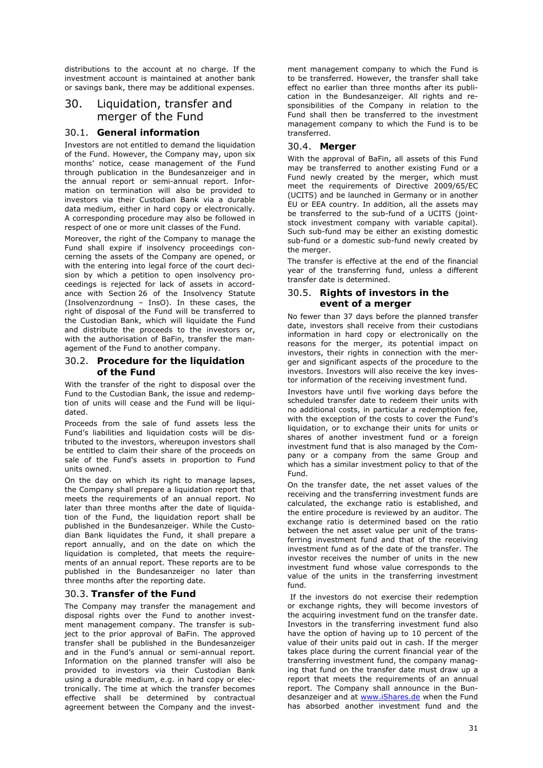distributions to the account at no charge. If the investment account is maintained at another bank or savings bank, there may be additional expenses.

# 30. Liquidation, transfer and merger of the Fund

## 30.1. General information

Investors are not entitled to demand the liquidation of the Fund. However, the Company may, upon six months' notice, cease management of the Fund through publication in the Bundesanzeiger and in the annual report or semi-annual report. Information on termination will also be provided to investors via their Custodian Bank via a durable data medium, either in hard copy or electronically. A corresponding procedure may also be followed in respect of one or more unit classes of the Fund.

Moreover, the right of the Company to manage the Fund shall expire if insolvency proceedings concerning the assets of the Company are opened, or with the entering into legal force of the court decision by which a petition to open insolvency proceedings is rejected for lack of assets in accordance with Section 26 of the Insolvency Statute (Insolvenzordnung – InsO). In these cases, the right of disposal of the Fund will be transferred to the Custodian Bank, which will liquidate the Fund and distribute the proceeds to the investors or, with the authorisation of BaFin, transfer the management of the Fund to another company.

## 30.2. Procedure for the liquidation of the Fund

With the transfer of the right to disposal over the Fund to the Custodian Bank, the issue and redemption of units will cease and the Fund will be liquidated.

Proceeds from the sale of fund assets less the Fund's liabilities and liquidation costs will be distributed to the investors, whereupon investors shall be entitled to claim their share of the proceeds on sale of the Fund's assets in proportion to Fund units owned.

On the day on which its right to manage lapses, the Company shall prepare a liquidation report that meets the requirements of an annual report. No later than three months after the date of liquidation of the Fund, the liquidation report shall be published in the Bundesanzeiger. While the Custodian Bank liquidates the Fund, it shall prepare a report annually, and on the date on which the liquidation is completed, that meets the requirements of an annual report. These reports are to be published in the Bundesanzeiger no later than three months after the reporting date.

## 30.3. Transfer of the Fund

The Company may transfer the management and disposal rights over the Fund to another investment management company. The transfer is subject to the prior approval of BaFin. The approved transfer shall be published in the Bundesanzeiger and in the Fund's annual or semi-annual report. Information on the planned transfer will also be provided to investors via their Custodian Bank using a durable medium, e.g. in hard copy or electronically. The time at which the transfer becomes effective shall be determined by contractual agreement between the Company and the investment management company to which the Fund is to be transferred. However, the transfer shall take effect no earlier than three months after its publication in the Bundesanzeiger. All rights and responsibilities of the Company in relation to the Fund shall then be transferred to the investment management company to which the Fund is to be transferred.

## 30.4. Merger

With the approval of BaFin, all assets of this Fund may be transferred to another existing Fund or a Fund newly created by the merger, which must meet the requirements of Directive 2009/65/EC (UCITS) and be launched in Germany or in another EU or EEA country. In addition, all the assets may be transferred to the sub-fund of a UCITS (joint-stock investment company with variable capital). Such sub-fund may be either an existing domestic sub-fund or a domestic sub-fund newly created by the merger.

The transfer is effective at the end of the financial year of the transferring fund, unless a different transfer date is determined.

## 30.5. Rights of investors in the event of a merger

No fewer than 37 days before the planned transfer date, investors shall receive from their custodians information in hard copy or electronically on the reasons for the merger, its potential impact on investors, their rights in connection with the merger and significant aspects of the procedure to the investors. Investors will also receive the key investor information of the receiving investment fund.

Investors have until five working days before the scheduled transfer date to redeem their units with no additional costs, in particular a redemption fee, with the exception of the costs to cover the Fund's liquidation, or to exchange their units for units or shares of another investment fund or a foreign investment fund that is also managed by the Company or a company from the same Group and which has a similar investment policy to that of the Fund.

On the transfer date, the net asset values of the receiving and the transferring investment funds are calculated, the exchange ratio is established, and the entire procedure is reviewed by an auditor. The exchange ratio is determined based on the ratio between the net asset value per unit of the transferring investment fund and that of the receiving investment fund as of the date of the transfer. The investor receives the number of units in the new investment fund whose value corresponds to the value of the units in the transferring investment fund.

If the investors do not exercise their redemption or exchange rights, they will become investors of the acquiring investment fund on the transfer date. Investors in the transferring investment fund also have the option of having up to 10 percent of the value of their units paid out in cash. If the merger takes place during the current financial year of the transferring investment fund, the company managing that fund on the transfer date must draw up a report that meets the requirements of an annual report. The Company shall announce in the Bundesanzeiger and at www.iShares.de when the Fund has absorbed another investment fund and the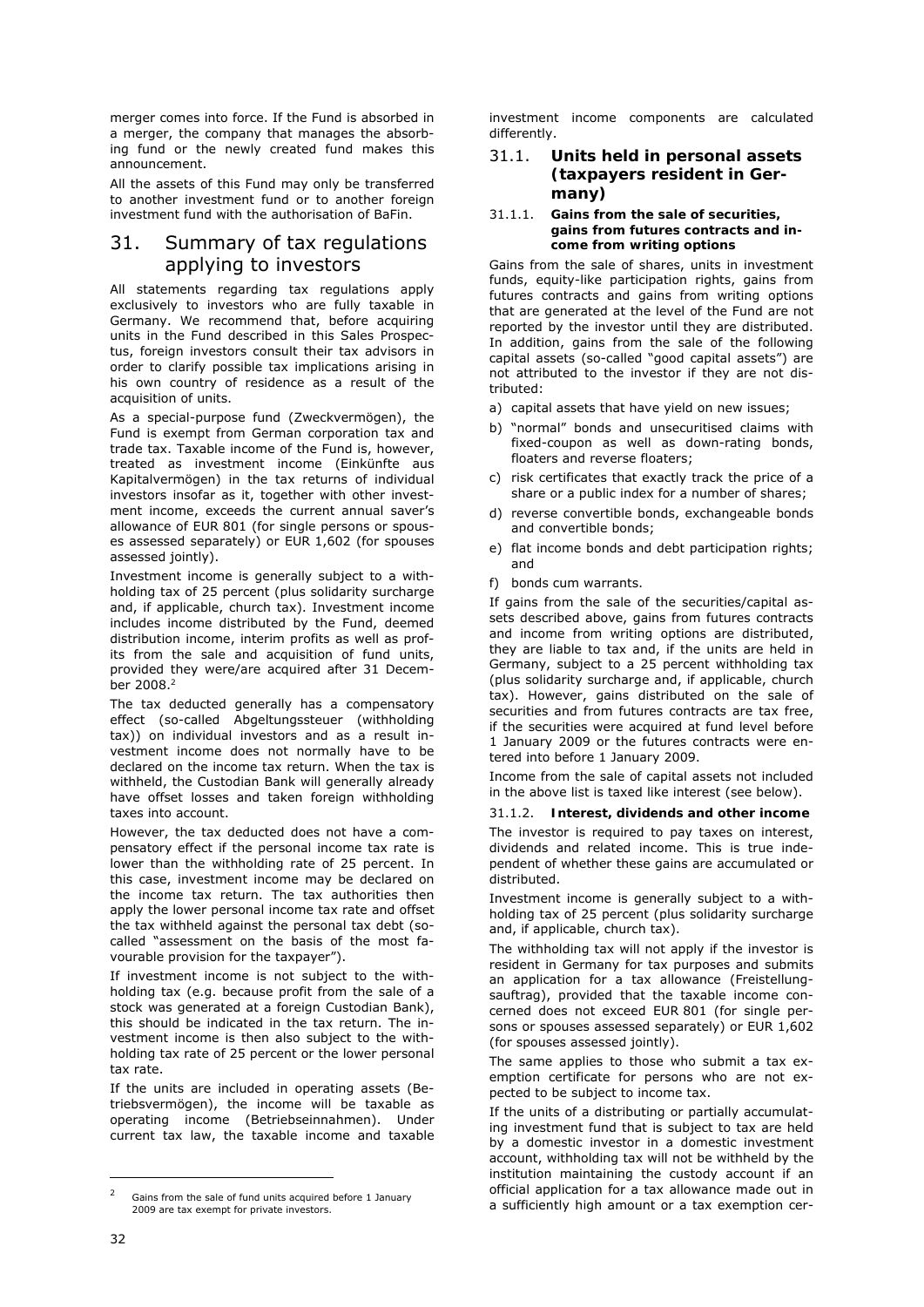merger comes into force. If the Fund is absorbed in a merger, the company that manages the absorbing fund or the newly created fund makes this announcement.

All the assets of this Fund may only be transferred to another investment fund or to another foreign investment fund with the authorisation of BaFin.

# 31. Summary of tax regulations applying to investors

All statements regarding tax regulations apply exclusively to investors who are fully taxable in Germany. We recommend that, before acquiring units in the Fund described in this Sales Prospectus, foreign investors consult their tax advisors in order to clarify possible tax implications arising in his own country of residence as a result of the acquisition of units.

As a special-purpose fund (Zweckvermögen), the Fund is exempt from German corporation tax and trade tax. Taxable income of the Fund is, however, treated as investment income (Einkünfte aus Kapitalvermögen) in the tax returns of individual investors insofar as it, together with other investment income, exceeds the current annual saver's allowance of EUR 801 (for single persons or spouses assessed separately) or EUR 1,602 (for spouses assessed jointly).

Investment income is generally subject to a withholding tax of 25 percent (plus solidarity surcharge and, if applicable, church tax). Investment income includes income distributed by the Fund, deemed distribution income, interim profits as well as profits from the sale and acquisition of fund units, provided they were/are acquired after 31 December 2008.[2]

The tax deducted generally has a compensatory effect (so-called Abgeltungssteuer (withholding tax)) on individual investors and as a result investment income does not normally have to be declared on the income tax return. When the tax is withheld, the Custodian Bank will generally already have offset losses and taken foreign withholding taxes into account.

However, the tax deducted does not have a compensatory effect if the personal income tax rate is lower than the withholding rate of 25 percent. In this case, investment income may be declared on the income tax return. The tax authorities then apply the lower personal income tax rate and offset the tax withheld against the personal tax debt (so-called "assessment on the basis of the most favourable provision for the taxpayer").

If investment income is not subject to the withholding tax (e.g. because profit from the sale of a stock was generated at a foreign Custodian Bank), this should be indicated in the tax return. The investment income is then also subject to the withholding tax rate of 25 percent or the lower personal tax rate.

If the units are included in operating assets (Betriebsvermögen), the income will be taxable as operating income (Betriebseinnahmen). Under current tax law, the taxable income and taxable investment income components are calculated differently.

## 31.1. Units held in personal assets (taxpayers resident in Germany)

### 31.1.1. Gains from the sale of securities, gains from futures contracts and income from writing options

Gains from the sale of shares, units in investment funds, equity-like participation rights, gains from futures contracts and gains from writing options that are generated at the level of the Fund are not reported by the investor until they are distributed. In addition, gains from the sale of the following capital assets (so-called "good capital assets") are not attributed to the investor if they are not distributed:

a) capital assets that have yield on new issues;
b) "normal" bonds and unsecuritised claims with fixed-coupon as well as down-rating bonds, floaters and reverse floaters;
c) risk certificates that exactly track the price of a share or a public index for a number of shares;
d) reverse convertible bonds, exchangeable bonds and convertible bonds;
e) flat income bonds and debt participation rights; and
f) bonds cum warrants.

If gains from the sale of the securities/capital assets described above, gains from futures contracts and income from writing options are distributed, they are liable to tax and, if the units are held in Germany, subject to a 25 percent withholding tax (plus solidarity surcharge and, if applicable, church tax). However, gains distributed on the sale of securities and from futures contracts are tax free, if the securities were acquired at fund level before 1 January 2009 or the futures contracts were entered into before 1 January 2009.

Income from the sale of capital assets not included in the above list is taxed like interest (see below).

### 31.1.2. Interest, dividends and other income

The investor is required to pay taxes on interest, dividends and related income. This is true independent of whether these gains are accumulated or distributed.

Investment income is generally subject to a withholding tax of 25 percent (plus solidarity surcharge and, if applicable, church tax).

The withholding tax will not apply if the investor is resident in Germany for tax purposes and submits an application for a tax allowance (Freistellungsauftrag), provided that the taxable income concerned does not exceed EUR 801 (for single persons or spouses assessed separately) or EUR 1,602 (for spouses assessed jointly).

The same applies to those who submit a tax exemption certificate for persons who are not expected to be subject to income tax.

If the units of a distributing or partially accumulating investment fund that is subject to tax are held by a domestic investor in a domestic investment account, withholding tax will not be withheld by the institution maintaining the custody account if an official application for a tax allowance made out in a sufficiently high amount or a tax exemption cer-

---

[2] Gains from the sale of fund units acquired before 1 January 2009 are tax exempt for private investors.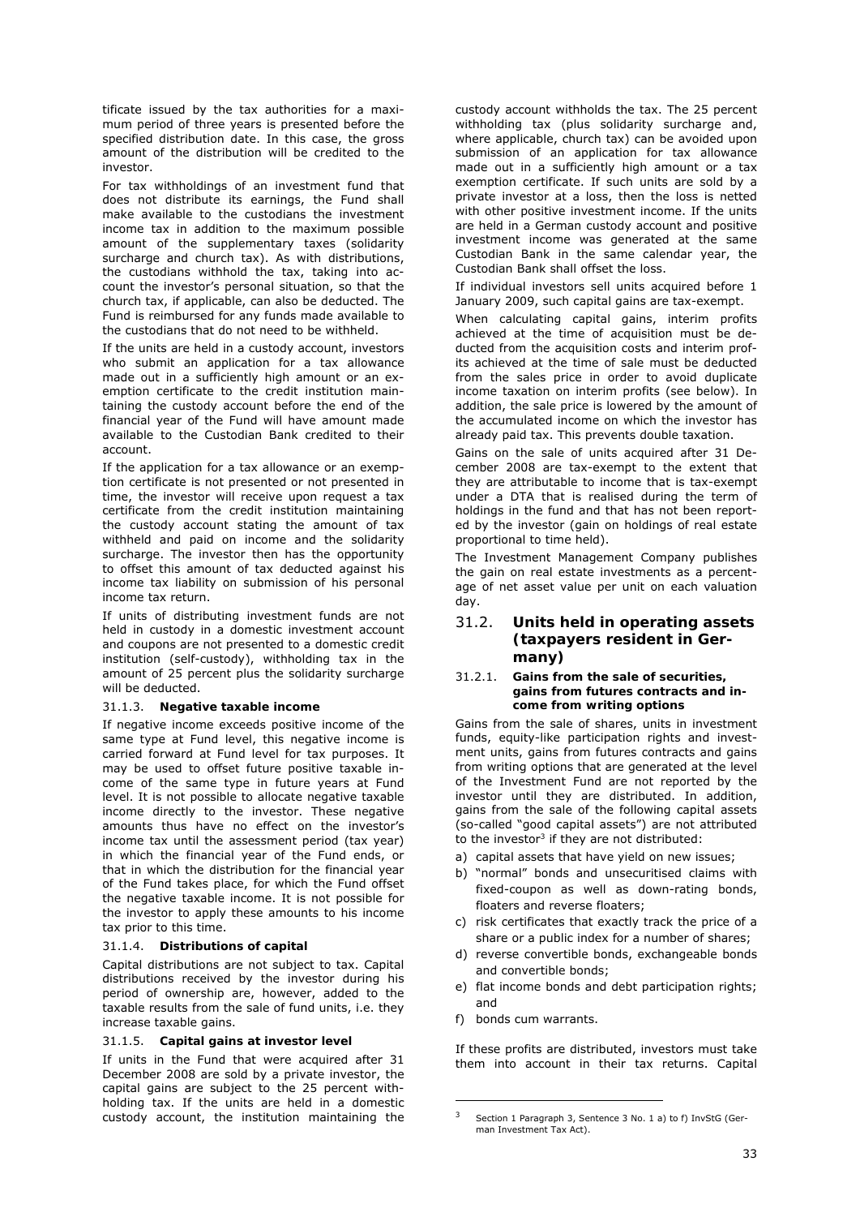tificate issued by the tax authorities for a maximum period of three years is presented before the specified distribution date. In this case, the gross amount of the distribution will be credited to the investor.

For tax withholdings of an investment fund that does not distribute its earnings, the Fund shall make available to the custodians the investment income tax in addition to the maximum possible amount of the supplementary taxes (solidarity surcharge and church tax). As with distributions, the custodians withhold the tax, taking into account the investor's personal situation, so that the church tax, if applicable, can also be deducted. The Fund is reimbursed for any funds made available to the custodians that do not need to be withheld.

If the units are held in a custody account, investors who submit an application for a tax allowance made out in a sufficiently high amount or an exemption certificate to the credit institution maintaining the custody account before the end of the financial year of the Fund will have amount made available to the Custodian Bank credited to their account.

If the application for a tax allowance or an exemption certificate is not presented or not presented in time, the investor will receive upon request a tax certificate from the credit institution maintaining the custody account stating the amount of tax withheld and paid on income and the solidarity surcharge. The investor then has the opportunity to offset this amount of tax deducted against his income tax liability on submission of his personal income tax return.

If units of distributing investment funds are not held in custody in a domestic investment account and coupons are not presented to a domestic credit institution (self-custody), withholding tax in the amount of 25 percent plus the solidarity surcharge will be deducted.

#### 31.1.3. **Negative taxable income**

If negative income exceeds positive income of the same type at Fund level, this negative income is carried forward at Fund level for tax purposes. It may be used to offset future positive taxable income of the same type in future years at Fund level. It is not possible to allocate negative taxable income directly to the investor. These negative amounts thus have no effect on the investor's income tax until the assessment period (tax year) in which the financial year of the Fund ends, or that in which the distribution for the financial year of the Fund takes place, for which the Fund offset the negative taxable income. It is not possible for the investor to apply these amounts to his income tax prior to this time.

#### 31.1.4. **Distributions of capital**

Capital distributions are not subject to tax. Capital distributions received by the investor during his period of ownership are, however, added to the taxable results from the sale of fund units, i.e. they increase taxable gains.

#### 31.1.5. **Capital gains at investor level**

If units in the Fund that were acquired after 31 December 2008 are sold by a private investor, the capital gains are subject to the 25 percent withholding tax. If the units are held in a domestic custody account, the institution maintaining the custody account withholds the tax. The 25 percent withholding tax (plus solidarity surcharge and, where applicable, church tax) can be avoided upon submission of an application for tax allowance made out in a sufficiently high amount or a tax exemption certificate. If such units are sold by a private investor at a loss, then the loss is netted with other positive investment income. If the units are held in a German custody account and positive investment income was generated at the same Custodian Bank in the same calendar year, the Custodian Bank shall offset the loss.

If individual investors sell units acquired before 1 January 2009, such capital gains are tax-exempt.

When calculating capital gains, interim profits achieved at the time of acquisition must be deducted from the acquisition costs and interim profits achieved at the time of sale must be deducted from the sales price in order to avoid duplicate income taxation on interim profits (see below). In addition, the sale price is lowered by the amount of the accumulated income on which the investor has already paid tax. This prevents double taxation.

Gains on the sale of units acquired after 31 December 2008 are tax-exempt to the extent that they are attributable to income that is tax-exempt under a DTA that is realised during the term of holdings in the fund and that has not been reported by the investor (gain on holdings of real estate proportional to time held).

The Investment Management Company publishes the gain on real estate investments as a percentage of net asset value per unit on each valuation day.

## 31.2. **Units held in operating assets (taxpayers resident in Germany)**

#### 31.2.1. **Gains from the sale of securities, gains from futures contracts and income from writing options**

Gains from the sale of shares, units in investment funds, equity-like participation rights and investment units, gains from futures contracts and gains from writing options that are generated at the level of the Investment Fund are not reported by the investor until they are distributed. In addition, gains from the sale of the following capital assets (so-called "good capital assets") are not attributed to the investor[3] if they are not distributed:

a) capital assets that have yield on new issues;
b) "normal" bonds and unsecuritised claims with fixed-coupon as well as down-rating bonds, floaters and reverse floaters;
c) risk certificates that exactly track the price of a share or a public index for a number of shares;
d) reverse convertible bonds, exchangeable bonds and convertible bonds;
e) flat income bonds and debt participation rights; and
f) bonds cum warrants.

If these profits are distributed, investors must take them into account in their tax returns. Capital

[3] Section 1 Paragraph 3, Sentence 3 No. 1 a) to f) InvStG (German Investment Tax Act).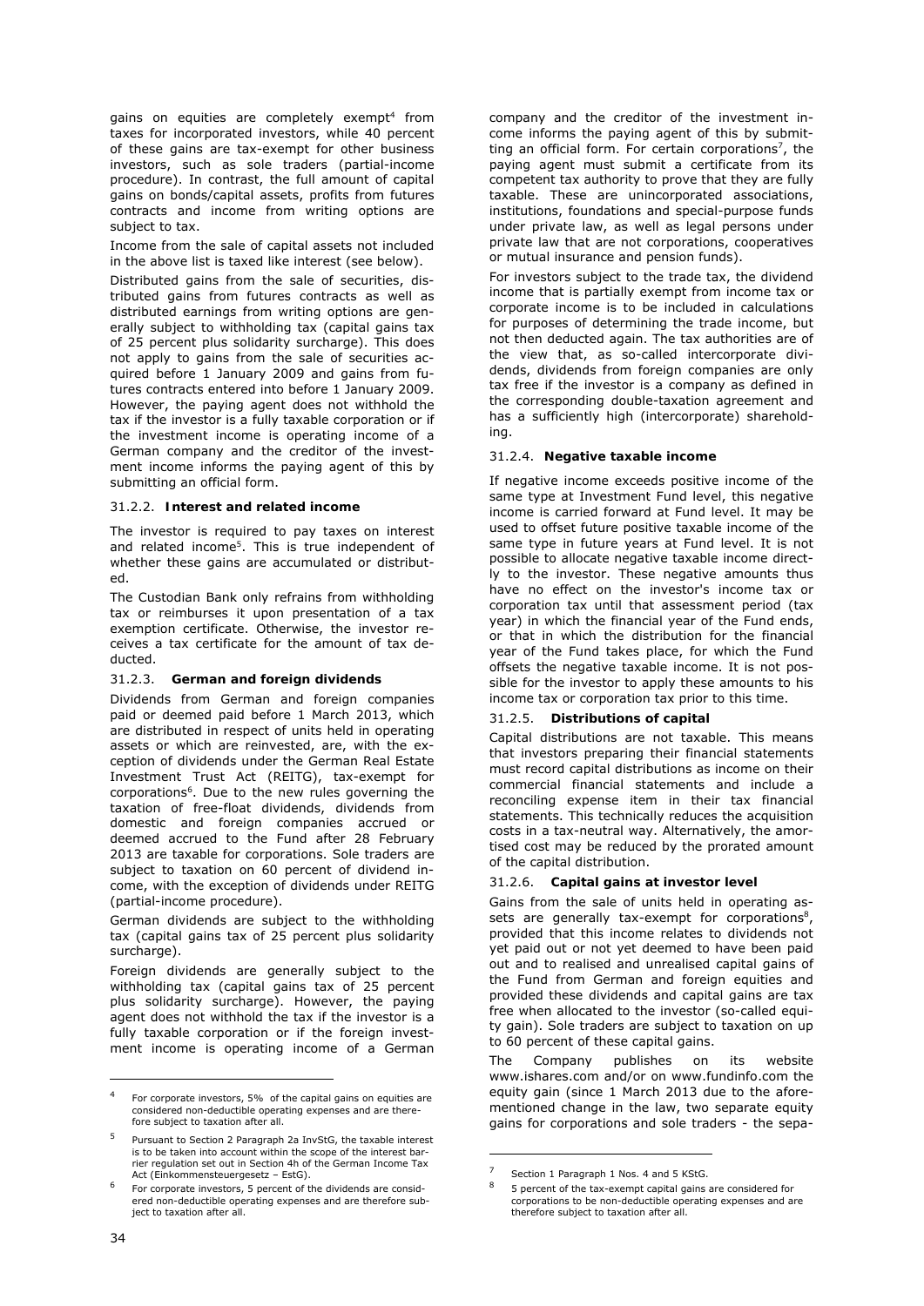gains on equities are completely exempt[4] from taxes for incorporated investors, while 40 percent of these gains are tax-exempt for other business investors, such as sole traders (partial-income procedure). In contrast, the full amount of capital gains on bonds/capital assets, profits from futures contracts and income from writing options are subject to tax.

Income from the sale of capital assets not included in the above list is taxed like interest (see below).

Distributed gains from the sale of securities, distributed gains from futures contracts as well as distributed earnings from writing options are generally subject to withholding tax (capital gains tax of 25 percent plus solidarity surcharge). This does not apply to gains from the sale of securities acquired before 1 January 2009 and gains from futures contracts entered into before 1 January 2009. However, the paying agent does not withhold the tax if the investor is a fully taxable corporation or if the investment income is operating income of a German company and the creditor of the investment income informs the paying agent of this by submitting an official form.

### 31.2.2. Interest and related income

The investor is required to pay taxes on interest and related income[5]. This is true independent of whether these gains are accumulated or distributed.

The Custodian Bank only refrains from withholding tax or reimburses it upon presentation of a tax exemption certificate. Otherwise, the investor receives a tax certificate for the amount of tax deducted.

### 31.2.3. German and foreign dividends

Dividends from German and foreign companies paid or deemed paid before 1 March 2013, which are distributed in respect of units held in operating assets or which are reinvested, are, with the exception of dividends under the German Real Estate Investment Trust Act (REITG), tax-exempt for corporations[6]. Due to the new rules governing the taxation of free-float dividends, dividends from domestic and foreign companies accrued or deemed accrued to the Fund after 28 February 2013 are taxable for corporations. Sole traders are subject to taxation on 60 percent of dividend income, with the exception of dividends under REITG (partial-income procedure).

German dividends are subject to the withholding tax (capital gains tax of 25 percent plus solidarity surcharge).

Foreign dividends are generally subject to the withholding tax (capital gains tax of 25 percent plus solidarity surcharge). However, the paying agent does not withhold the tax if the investor is a fully taxable corporation or if the foreign investment income is operating income of a German company and the creditor of the investment income informs the paying agent of this by submitting an official form. For certain corporations[7], the paying agent must submit a certificate from its competent tax authority to prove that they are fully taxable. These are unincorporated associations, institutions, foundations and special-purpose funds under private law, as well as legal persons under private law that are not corporations, cooperatives or mutual insurance and pension funds).

For investors subject to the trade tax, the dividend income that is partially exempt from income tax or corporate income is to be included in calculations for purposes of determining the trade income, but not then deducted again. The tax authorities are of the view that, as so-called intercorporate dividends, dividends from foreign companies are only tax free if the investor is a company as defined in the corresponding double-taxation agreement and has a sufficiently high (intercorporate) shareholding.

### 31.2.4. Negative taxable income

If negative income exceeds positive income of the same type at Investment Fund level, this negative income is carried forward at Fund level. It may be used to offset future positive taxable income of the same type in future years at Fund level. It is not possible to allocate negative taxable income directly to the investor. These negative amounts thus have no effect on the investor's income tax or corporation tax until that assessment period (tax year) in which the financial year of the Fund ends, or that in which the distribution for the financial year of the Fund takes place, for which the Fund offsets the negative taxable income. It is not possible for the investor to apply these amounts to his income tax or corporation tax prior to this time.

### 31.2.5. Distributions of capital

Capital distributions are not taxable. This means that investors preparing their financial statements must record capital distributions as income on their commercial financial statements and include a reconciling expense item in their tax financial statements. This technically reduces the acquisition costs in a tax-neutral way. Alternatively, the amortised cost may be reduced by the prorated amount of the capital distribution.

### 31.2.6. Capital gains at investor level

Gains from the sale of units held in operating assets are generally tax-exempt for corporations[8], provided that this income relates to dividends not yet paid out or not yet deemed to have been paid out and to realised and unrealised capital gains of the Fund from German and foreign equities and provided these dividends and capital gains are tax free when allocated to the investor (so-called equity gain). Sole traders are subject to taxation on up to 60 percent of these capital gains.

The Company publishes on its website www.ishares.com and/or on www.fundinfo.com the equity gain (since 1 March 2013 due to the aforementioned change in the law, two separate equity gains for corporations and sole traders - the sepa-

---

[4] For corporate investors, 5% of the capital gains on equities are considered non-deductible operating expenses and are therefore subject to taxation after all.

[5] Pursuant to Section 2 Paragraph 2a InvStG, the taxable interest is to be taken into account within the scope of the interest barrier regulation set out in Section 4h of the German Income Tax Act (Einkommensteuergesetz – EStG).

[6] For corporate investors, 5 percent of the dividends are considered non-deductible operating expenses and are therefore subject to taxation after all.

[7] Section 1 Paragraph 1 Nos. 4 and 5 KStG.

[8] 5 percent of the tax-exempt capital gains are considered for corporations to be non-deductible operating expenses and are therefore subject to taxation after all.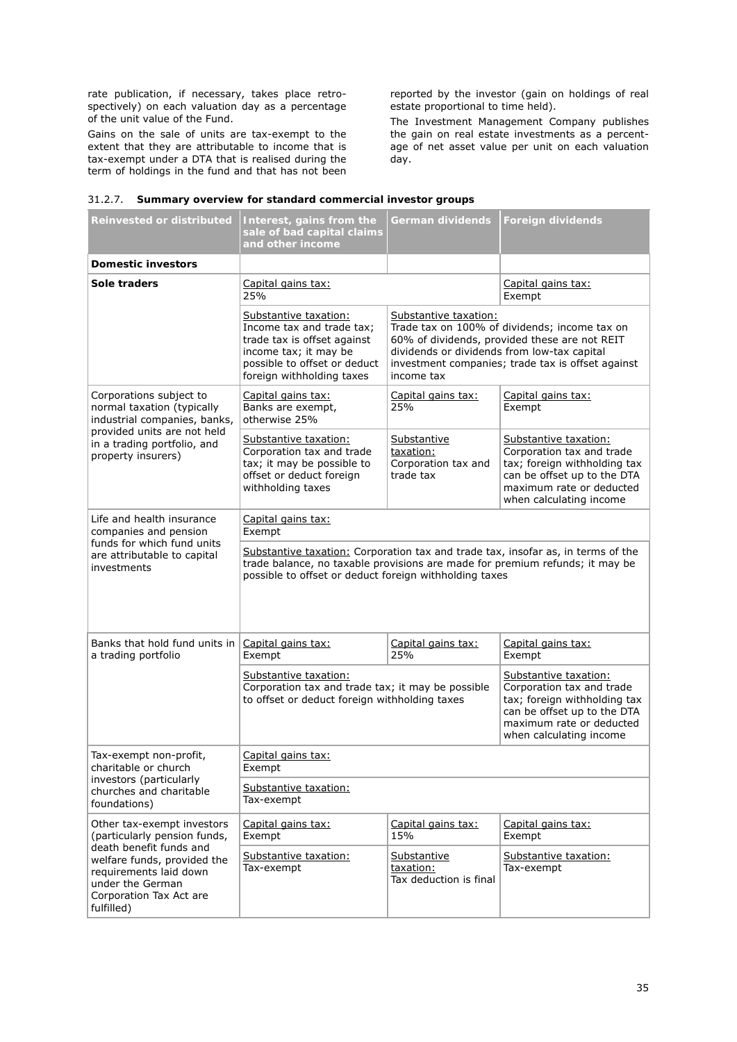rate publication, if necessary, takes place retrospectively) on each valuation day as a percentage of the unit value of the Fund.

Gains on the sale of units are tax-exempt to the extent that they are attributable to income that is tax-exempt under a DTA that is realised during the term of holdings in the fund and that has not been reported by the investor (gain on holdings of real estate proportional to time held).

The Investment Management Company publishes the gain on real estate investments as a percentage of net asset value per unit on each valuation day.

31.2.7. **Summary overview for standard commercial investor groups**

| Reinvested or distributed | Interest, gains from the sale of bad capital claims and other income | German dividends | Foreign dividends |
|---|---|---|---|
| **Domestic investors** | | | |
| **Sole traders** | Capital gains tax: 25% | | Capital gains tax: Exempt |
| | Substantive taxation: Income tax and trade tax; trade tax is offset against income tax; it may be possible to offset or deduct foreign withholding taxes | Substantive taxation: Trade tax on 100% of dividends; income tax on 60% of dividends, provided these are not REIT dividends or dividends from low-tax capital investment companies; trade tax is offset against income tax | |
| Corporations subject to normal taxation (typically industrial companies, banks, provided units are not held in a trading portfolio, and property insurers) | Capital gains tax: Banks are exempt, otherwise 25% | Capital gains tax: 25% | Capital gains tax: Exempt |
| | Substantive taxation: Corporation tax and trade tax; it may be possible to offset or deduct foreign withholding taxes | Substantive taxation: Corporation tax and trade tax | Substantive taxation: Corporation tax and trade tax; foreign withholding tax can be offset up to the DTA maximum rate or deducted when calculating income |
| Life and health insurance companies and pension funds for which fund units are attributable to capital investments | Capital gains tax: Exempt | | |
| | Substantive taxation: Corporation tax and trade tax, insofar as, in terms of the trade balance, no taxable provisions are made for premium refunds; it may be possible to offset or deduct foreign withholding taxes | | |
| Banks that hold fund units in a trading portfolio | Capital gains tax: Exempt | Capital gains tax: 25% | Capital gains tax: Exempt |
| | Substantive taxation: Corporation tax and trade tax; it may be possible to offset or deduct foreign withholding taxes | | Substantive taxation: Corporation tax and trade tax; foreign withholding tax can be offset up to the DTA maximum rate or deducted when calculating income |
| Tax-exempt non-profit, charitable or church investors (particularly churches and charitable foundations) | Capital gains tax: Exempt | | |
| | Substantive taxation: Tax-exempt | | |
| Other tax-exempt investors (particularly pension funds, death benefit funds and welfare funds, provided the requirements laid down under the German Corporation Tax Act are fulfilled) | Capital gains tax: Exempt | Capital gains tax: 15% | Capital gains tax: Exempt |
| | Substantive taxation: Tax-exempt | Substantive taxation: Tax deduction is final | Substantive taxation: Tax-exempt |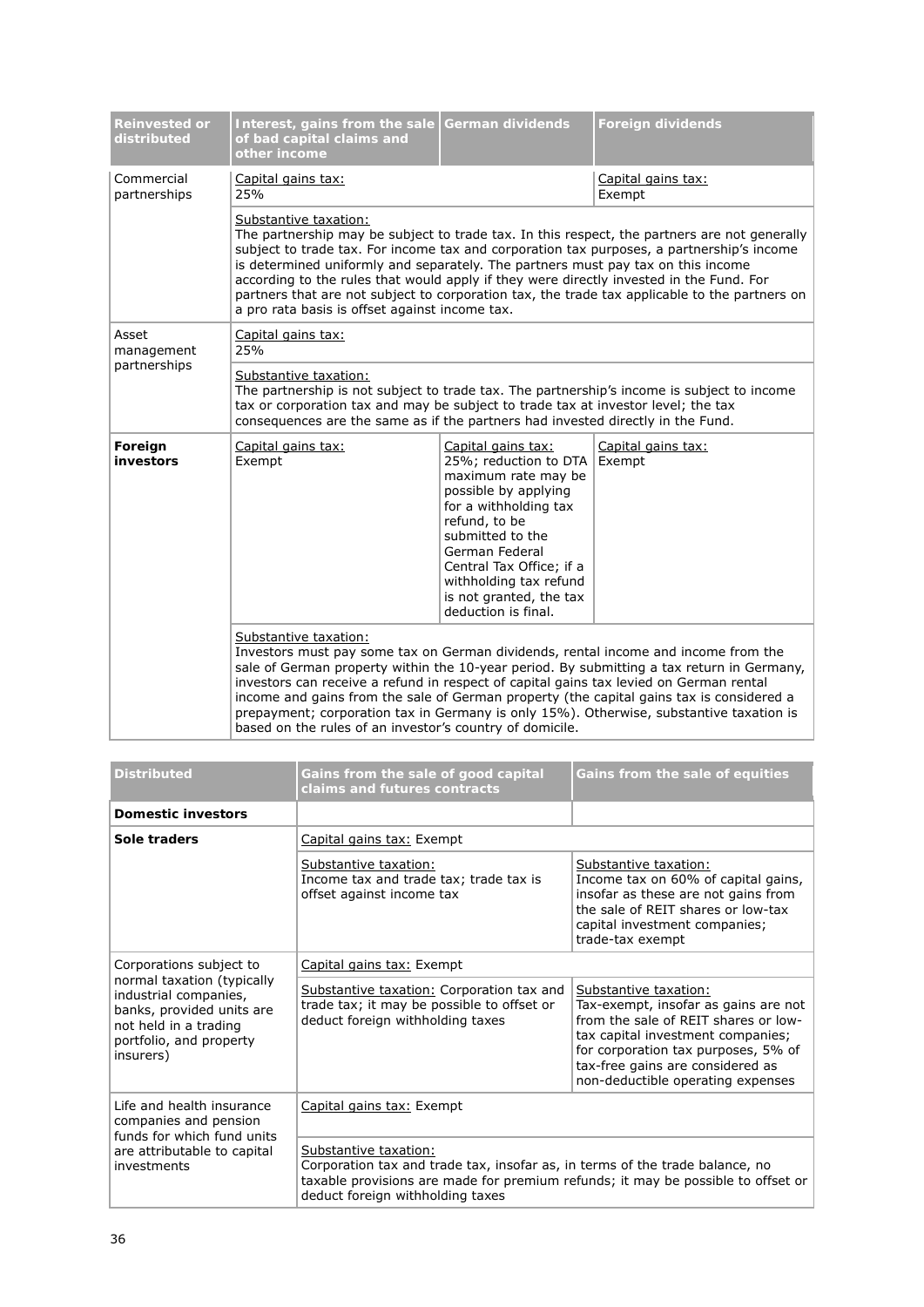| Reinvested or distributed | Interest, gains from the sale of bad capital claims and other income | German dividends | Foreign dividends |
|---|---|---|---|
| Commercial partnerships | Capital gains tax: 25% | | Capital gains tax: Exempt |
| | Substantive taxation: The partnership may be subject to trade tax. In this respect, the partners are not generally subject to trade tax. For income tax and corporation tax purposes, a partnership's income is determined uniformly and separately. The partners must pay tax on this income according to the rules that would apply if they were directly invested in the Fund. For partners that are not subject to corporation tax, the trade tax applicable to the partners on a pro rata basis is offset against income tax. | | |
| Asset management partnerships | Capital gains tax: 25% | | |
| | Substantive taxation: The partnership is not subject to trade tax. The partnership's income is subject to income tax or corporation tax and may be subject to trade tax at investor level; the tax consequences are the same as if the partners had invested directly in the Fund. | | |
| **Foreign investors** | Capital gains tax: Exempt | Capital gains tax: 25%; reduction to DTA maximum rate may be possible by applying for a withholding tax refund, to be submitted to the German Federal Central Tax Office; if a withholding tax refund is not granted, the tax deduction is final. | Capital gains tax: Exempt |
| | Substantive taxation: Investors must pay some tax on German dividends, rental income and income from the sale of German property within the 10-year period. By submitting a tax return in Germany, investors can receive a refund in respect of capital gains tax levied on German rental income and gains from the sale of German property (the capital gains tax is considered a prepayment; corporation tax in Germany is only 15%). Otherwise, substantive taxation is based on the rules of an investor's country of domicile. | | |

| Distributed | Gains from the sale of good capital claims and futures contracts | Gains from the sale of equities |
|---|---|---|
| **Domestic investors** | | |
| **Sole traders** | Capital gains tax: Exempt | |
| | Substantive taxation: Income tax and trade tax; trade tax is offset against income tax | Substantive taxation: Income tax on 60% of capital gains, insofar as these are not gains from the sale of REIT shares or low-tax capital investment companies; trade-tax exempt |
| Corporations subject to normal taxation (typically industrial companies, banks, provided units are not held in a trading portfolio, and property insurers) | Capital gains tax: Exempt | |
| | Substantive taxation: Corporation tax and trade tax; it may be possible to offset or deduct foreign withholding taxes | Substantive taxation: Tax-exempt, insofar as gains are not from the sale of REIT shares or low-tax capital investment companies; for corporation tax purposes, 5% of tax-free gains are considered as non-deductible operating expenses |
| Life and health insurance companies and pension funds for which fund units are attributable to capital investments | Capital gains tax: Exempt | |
| | Substantive taxation: Corporation tax and trade tax, insofar as, in terms of the trade balance, no taxable provisions are made for premium refunds; it may be possible to offset or deduct foreign withholding taxes | |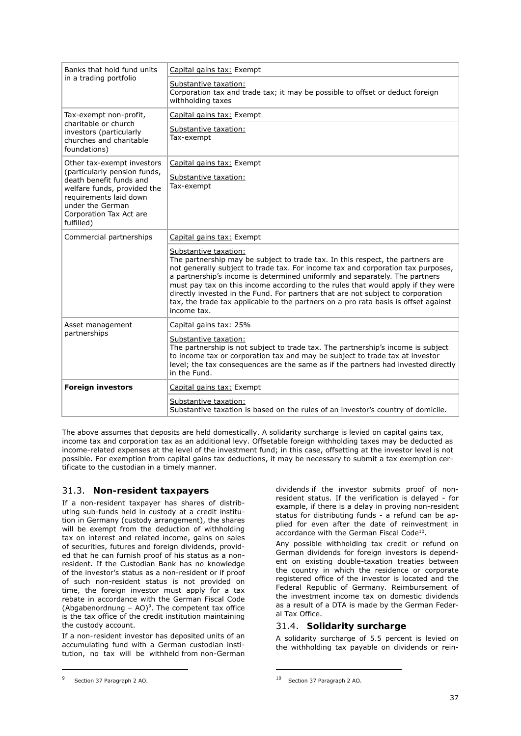| | |
|---|---|
| Banks that hold fund units in a trading portfolio | Capital gains tax: Exempt |
| | Substantive taxation:<br>Corporation tax and trade tax; it may be possible to offset or deduct foreign withholding taxes |
| Tax-exempt non-profit, charitable or church investors (particularly churches and charitable foundations) | Capital gains tax: Exempt |
| | Substantive taxation:<br>Tax-exempt |
| Other tax-exempt investors (particularly pension funds, death benefit funds and welfare funds, provided the requirements laid down under the German Corporation Tax Act are fulfilled) | Capital gains tax: Exempt |
| | Substantive taxation:<br>Tax-exempt |
| Commercial partnerships | Capital gains tax: Exempt |
| | Substantive taxation:<br>The partnership may be subject to trade tax. In this respect, the partners are not generally subject to trade tax. For income tax and corporation tax purposes, a partnership's income is determined uniformly and separately. The partners must pay tax on this income according to the rules that would apply if they were directly invested in the Fund. For partners that are not subject to corporation tax, the trade tax applicable to the partners on a pro rata basis is offset against income tax. |
| Asset management partnerships | Capital gains tax: 25% |
| | Substantive taxation:<br>The partnership is not subject to trade tax. The partnership's income is subject to income tax or corporation tax and may be subject to trade tax at investor level; the tax consequences are the same as if the partners had invested directly in the Fund. |
| **Foreign investors** | Capital gains tax: Exempt |
| | Substantive taxation:<br>Substantive taxation is based on the rules of an investor's country of domicile. |

The above assumes that deposits are held domestically. A solidarity surcharge is levied on capital gains tax, income tax and corporation tax as an additional levy. Offsetable foreign withholding taxes may be deducted as income-related expenses at the level of the investment fund; in this case, offsetting at the investor level is not possible. For exemption from capital gains tax deductions, it may be necessary to submit a tax exemption certificate to the custodian in a timely manner.

## 31.3. **Non-resident taxpayers**

If a non-resident taxpayer has shares of distributing sub-funds held in custody at a credit institution in Germany (custody arrangement), the shares will be exempt from the deduction of withholding tax on interest and related income, gains on sales of securities, futures and foreign dividends, provided that he can furnish proof of his status as a non-resident. If the Custodian Bank has no knowledge of the investor's status as a non-resident or if proof of such non-resident status is not provided on time, the foreign investor must apply for a tax rebate in accordance with the German Fiscal Code (Abgabenordnung – AO)[9]. The competent tax office is the tax office of the credit institution maintaining the custody account.

If a non-resident investor has deposited units of an accumulating fund with a German custodian institution, no tax will be withheld from non-German dividends if the investor submits proof of non-resident status. If the verification is delayed - for example, if there is a delay in proving non-resident status for distributing funds - a refund can be applied for even after the date of reinvestment in accordance with the German Fiscal Code[10].

Any possible withholding tax credit or refund on German dividends for foreign investors is dependent on existing double-taxation treaties between the country in which the residence or corporate registered office of the investor is located and the Federal Republic of Germany. Reimbursement of the investment income tax on domestic dividends as a result of a DTA is made by the German Federal Tax Office.

## 31.4. **Solidarity surcharge**

A solidarity surcharge of 5.5 percent is levied on the withholding tax payable on dividends or rein-

[9] Section 37 Paragraph 2 AO.

[10] Section 37 Paragraph 2 AO.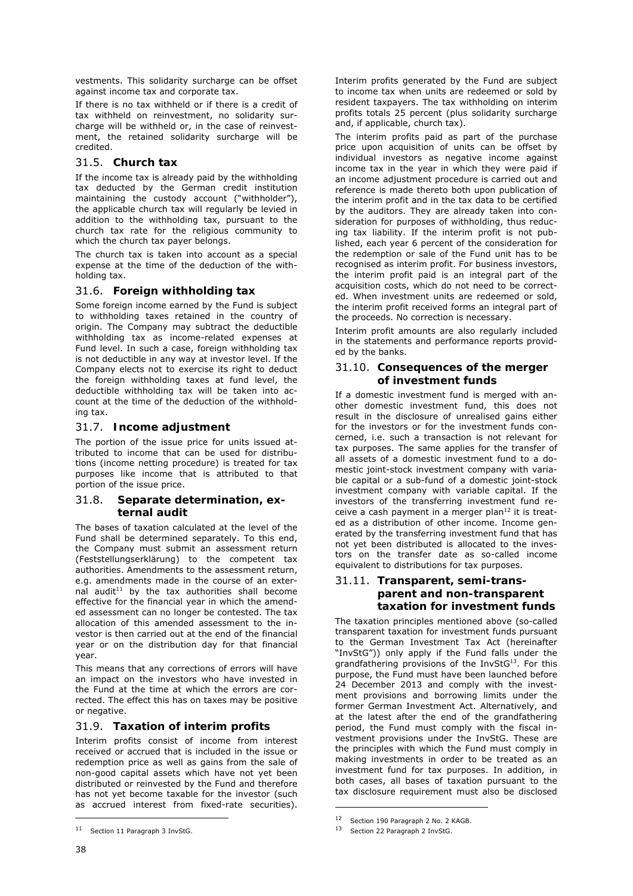vestments. This solidarity surcharge can be offset against income tax and corporate tax.

If there is no tax withheld or if there is a credit of tax withheld on reinvestment, no solidarity surcharge will be withheld or, in the case of reinvestment, the retained solidarity surcharge will be credited.

## 31.5. Church tax

If the income tax is already paid by the withholding tax deducted by the German credit institution maintaining the custody account ("withholder"), the applicable church tax will regularly be levied in addition to the withholding tax, pursuant to the church tax rate for the religious community to which the church tax payer belongs.

The church tax is taken into account as a special expense at the time of the deduction of the withholding tax.

## 31.6. Foreign withholding tax

Some foreign income earned by the Fund is subject to withholding taxes retained in the country of origin. The Company may subtract the deductible withholding tax as income-related expenses at Fund level. In such a case, foreign withholding tax is not deductible in any way at investor level. If the Company elects not to exercise its right to deduct the foreign withholding taxes at fund level, the deductible withholding tax will be taken into account at the time of the deduction of the withholding tax.

## 31.7. Income adjustment

The portion of the issue price for units issued attributed to income that can be used for distributions (income netting procedure) is treated for tax purposes like income that is attributed to that portion of the issue price.

## 31.8. Separate determination, external audit

The bases of taxation calculated at the level of the Fund shall be determined separately. To this end, the Company must submit an assessment return (Feststellungserklärung) to the competent tax authorities. Amendments to the assessment return, e.g. amendments made in the course of an external audit[11] by the tax authorities shall become effective for the financial year in which the amended assessment can no longer be contested. The tax allocation of this amended assessment to the investor is then carried out at the end of the financial year or on the distribution day for that financial year.

This means that any corrections of errors will have an impact on the investors who have invested in the Fund at the time at which the errors are corrected. The effect this has on taxes may be positive or negative.

## 31.9. Taxation of interim profits

Interim profits consist of income from interest received or accrued that is included in the issue or redemption price as well as gains from the sale of non-good capital assets which have not yet been distributed or reinvested by the Fund and therefore has not yet become taxable for the investor (such as accrued interest from fixed-rate securities). Interim profits generated by the Fund are subject to income tax when units are redeemed or sold by resident taxpayers. The tax withholding on interim profits totals 25 percent (plus solidarity surcharge and, if applicable, church tax).

The interim profits paid as part of the purchase price upon acquisition of units can be offset by individual investors as negative income against income tax in the year in which they were paid if an income adjustment procedure is carried out and reference is made thereto both upon publication of the interim profit and in the tax data to be certified by the auditors. They are already taken into consideration for purposes of withholding, thus reducing tax liability. If the interim profit is not published, each year 6 percent of the consideration for the redemption or sale of the Fund unit has to be recognised as interim profit. For business investors, the interim profit paid is an integral part of the acquisition costs, which do not need to be corrected. When investment units are redeemed or sold, the interim profit received forms an integral part of the proceeds. No correction is necessary.

Interim profit amounts are also regularly included in the statements and performance reports provided by the banks.

## 31.10. Consequences of the merger of investment funds

If a domestic investment fund is merged with another domestic investment fund, this does not result in the disclosure of unrealised gains either for the investors or for the investment funds concerned, i.e. such a transaction is not relevant for tax purposes. The same applies for the transfer of all assets of a domestic investment fund to a domestic joint-stock investment company with variable capital or a sub-fund of a domestic joint-stock investment company with variable capital. If the investors of the transferring investment fund receive a cash payment in a merger plan[12] it is treated as a distribution of other income. Income generated by the transferring investment fund that has not yet been distributed is allocated to the investors on the transfer date as so-called income equivalent to distributions for tax purposes.

## 31.11. Transparent, semi-transparent and non-transparent taxation for investment funds

The taxation principles mentioned above (so-called transparent taxation for investment funds pursuant to the German Investment Tax Act (hereinafter "InvStG")) only apply if the Fund falls under the grandfathering provisions of the InvStG[13]. For this purpose, the Fund must have been launched before 24 December 2013 and comply with the investment provisions and borrowing limits under the former German Investment Act. Alternatively, and at the latest after the end of the grandfathering period, the Fund must comply with the fiscal investment provisions under the InvStG. These are the principles with which the Fund must comply in making investments in order to be treated as an investment fund for tax purposes. In addition, in both cases, all bases of taxation pursuant to the tax disclosure requirement must also be disclosed

[11] Section 11 Paragraph 3 InvStG.

[12] Section 190 Paragraph 2 No. 2 KAGB.

[13] Section 22 Paragraph 2 InvStG.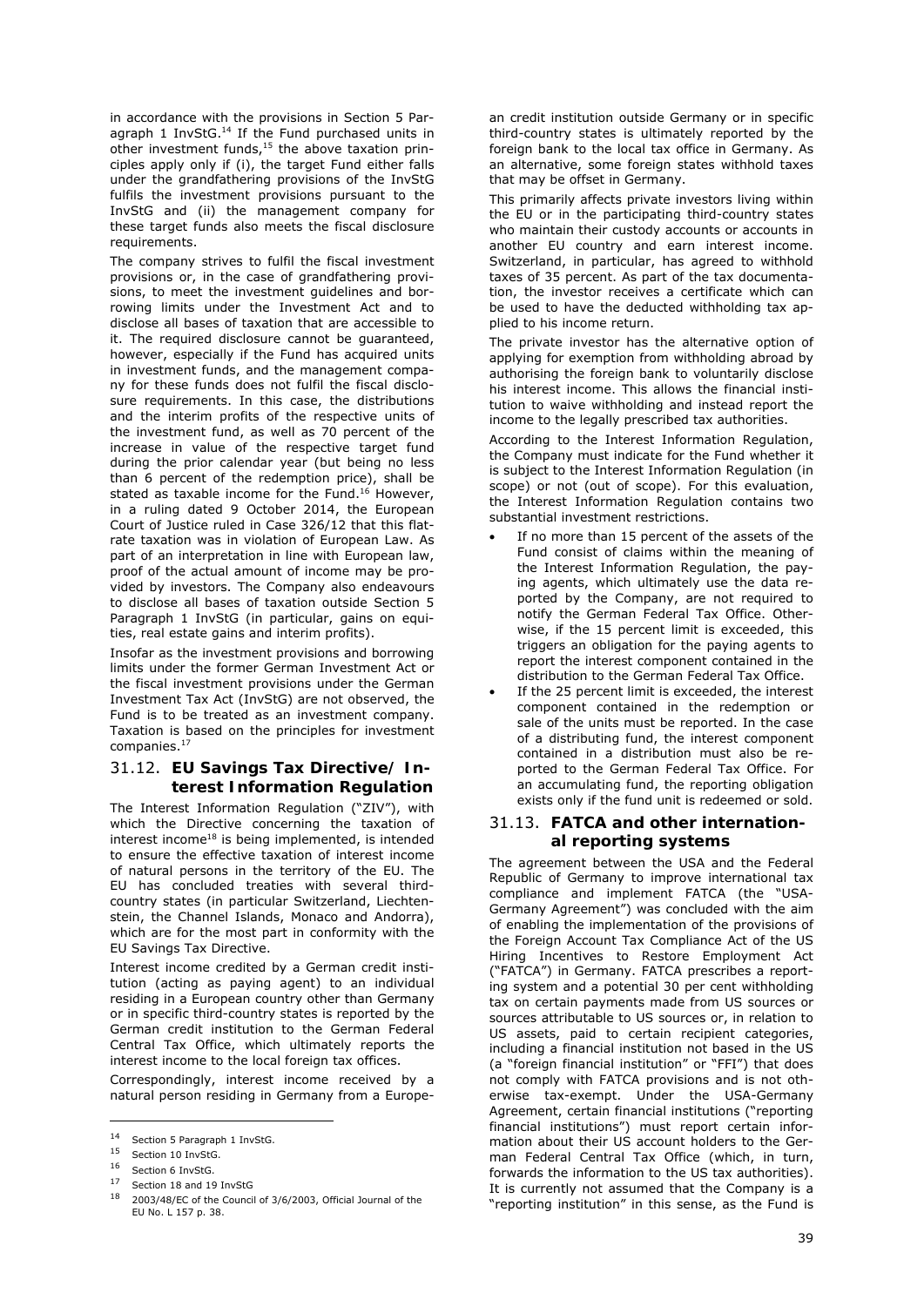in accordance with the provisions in Section 5 Paragraph 1 InvStG.[14] If the Fund purchased units in other investment funds,[15] the above taxation principles apply only if (i), the target Fund either falls under the grandfathering provisions of the InvStG fulfils the investment provisions pursuant to the InvStG and (ii) the management company for these target funds also meets the fiscal disclosure requirements.

The company strives to fulfil the fiscal investment provisions or, in the case of grandfathering provisions, to meet the investment guidelines and borrowing limits under the Investment Act and to disclose all bases of taxation that are accessible to it. The required disclosure cannot be guaranteed, however, especially if the Fund has acquired units in investment funds, and the management company for these funds does not fulfil the fiscal disclosure requirements. In this case, the distributions and the interim profits of the respective units of the investment fund, as well as 70 percent of the increase in value of the respective target fund during the prior calendar year (but being no less than 6 percent of the redemption price), shall be stated as taxable income for the Fund.[16] However, in a ruling dated 9 October 2014, the European Court of Justice ruled in Case 326/12 that this flat-rate taxation was in violation of European Law. As part of an interpretation in line with European law, proof of the actual amount of income may be provided by investors. The Company also endeavours to disclose all bases of taxation outside Section 5 Paragraph 1 InvStG (in particular, gains on equities, real estate gains and interim profits).

Insofar as the investment provisions and borrowing limits under the former German Investment Act or the fiscal investment provisions under the German Investment Tax Act (InvStG) are not observed, the Fund is to be treated as an investment company. Taxation is based on the principles for investment companies.[17]

## 31.12. EU Savings Tax Directive/ Interest Information Regulation

The Interest Information Regulation ("ZIV"), with which the Directive concerning the taxation of interest income[18] is being implemented, is intended to ensure the effective taxation of interest income of natural persons in the territory of the EU. The EU has concluded treaties with several third-country states (in particular Switzerland, Liechtenstein, the Channel Islands, Monaco and Andorra), which are for the most part in conformity with the EU Savings Tax Directive.

Interest income credited by a German credit institution (acting as paying agent) to an individual residing in a European country other than Germany or in specific third-country states is reported by the German credit institution to the German Federal Central Tax Office, which ultimately reports the interest income to the local foreign tax offices.

Correspondingly, interest income received by a natural person residing in Germany from a European credit institution outside Germany or in specific third-country states is ultimately reported by the foreign bank to the local tax office in Germany. As an alternative, some foreign states withhold taxes that may be offset in Germany.

This primarily affects private investors living within the EU or in the participating third-country states who maintain their custody accounts or accounts in another EU country and earn interest income. Switzerland, in particular, has agreed to withhold taxes of 35 percent. As part of the tax documentation, the investor receives a certificate which can be used to have the deducted withholding tax applied to his income return.

The private investor has the alternative option of applying for exemption from withholding abroad by authorising the foreign bank to voluntarily disclose his interest income. This allows the financial institution to waive withholding and instead report the income to the legally prescribed tax authorities.

According to the Interest Information Regulation, the Company must indicate for the Fund whether it is subject to the Interest Information Regulation (in scope) or not (out of scope). For this evaluation, the Interest Information Regulation contains two substantial investment restrictions.

- If no more than 15 percent of the assets of the Fund consist of claims within the meaning of the Interest Information Regulation, the paying agents, which ultimately use the data reported by the Company, are not required to notify the German Federal Tax Office. Otherwise, if the 15 percent limit is exceeded, this triggers an obligation for the paying agents to report the interest component contained in the distribution to the German Federal Tax Office.
- If the 25 percent limit is exceeded, the interest component contained in the redemption or sale of the units must be reported. In the case of a distributing fund, the interest component contained in a distribution must also be reported to the German Federal Tax Office. For an accumulating fund, the reporting obligation exists only if the fund unit is redeemed or sold.

## 31.13. FATCA and other international reporting systems

The agreement between the USA and the Federal Republic of Germany to improve international tax compliance and implement FATCA (the "USA-Germany Agreement") was concluded with the aim of enabling the implementation of the provisions of the Foreign Account Tax Compliance Act of the US Hiring Incentives to Restore Employment Act ("FATCA") in Germany. FATCA prescribes a reporting system and a potential 30 per cent withholding tax on certain payments made from US sources or sources attributable to US sources or, in relation to US assets, paid to certain recipient categories, including a financial institution not based in the US (a "foreign financial institution" or "FFI") that does not comply with FATCA provisions and is not otherwise tax-exempt. Under the USA-Germany Agreement, certain financial institutions ("reporting financial institutions") must report certain information about their US account holders to the German Federal Central Tax Office (which, in turn, forwards the information to the US tax authorities). It is currently not assumed that the Company is a "reporting institution" in this sense, as the Fund is

---

[14] Section 5 Paragraph 1 InvStG.

[15] Section 10 InvStG.

[16] Section 6 InvStG.

[17] Section 18 and 19 InvStG

[18] 2003/48/EC of the Council of 3/6/2003, Official Journal of the EU No. L 157 p. 38.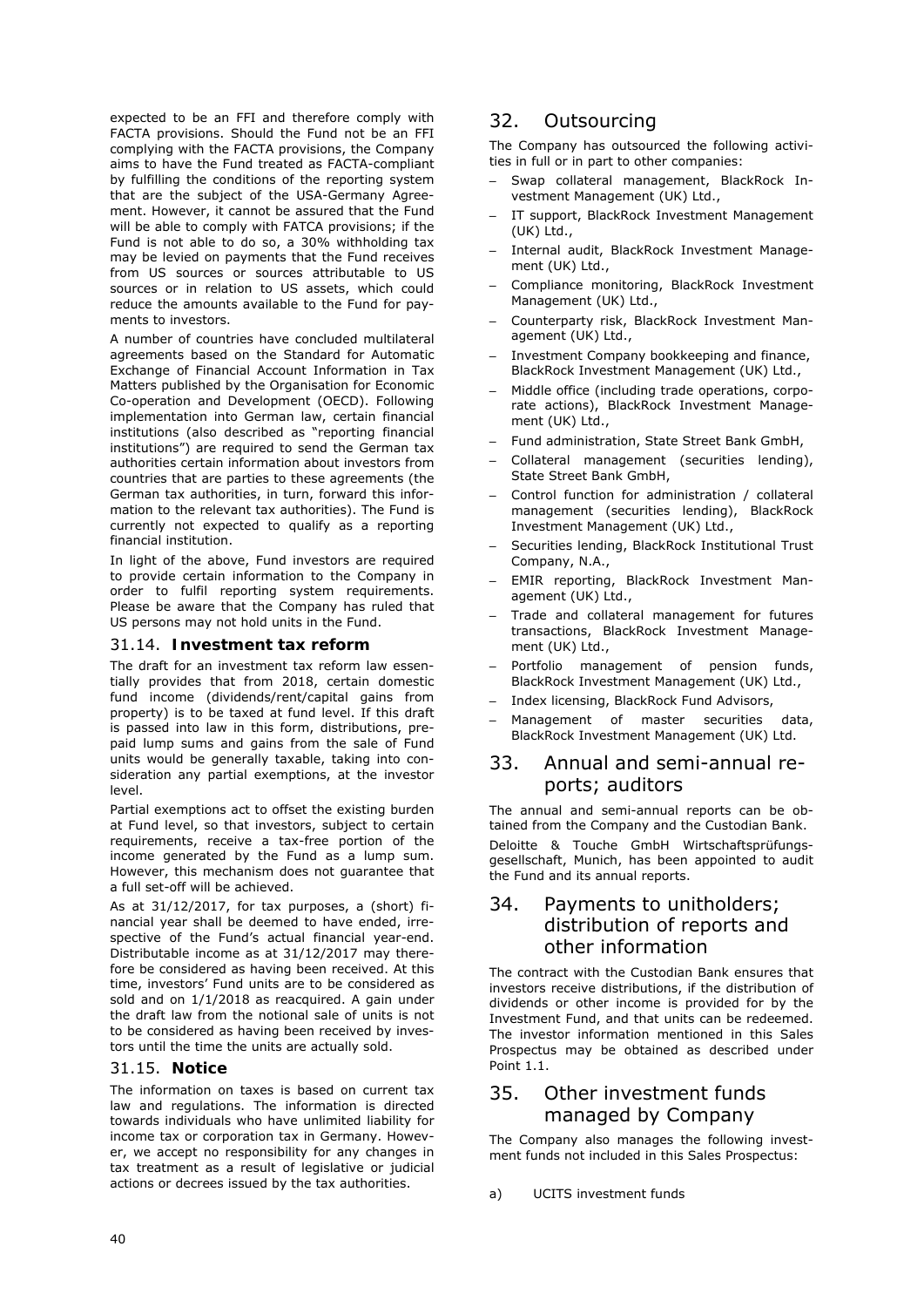expected to be an FFI and therefore comply with FACTA provisions. Should the Fund not be an FFI complying with the FACTA provisions, the Company aims to have the Fund treated as FACTA-compliant by fulfilling the conditions of the reporting system that are the subject of the USA-Germany Agreement. However, it cannot be assured that the Fund will be able to comply with FATCA provisions; if the Fund is not able to do so, a 30% withholding tax may be levied on payments that the Fund receives from US sources or sources attributable to US sources or in relation to US assets, which could reduce the amounts available to the Fund for payments to investors.

A number of countries have concluded multilateral agreements based on the Standard for Automatic Exchange of Financial Account Information in Tax Matters published by the Organisation for Economic Co-operation and Development (OECD). Following implementation into German law, certain financial institutions (also described as "reporting financial institutions") are required to send the German tax authorities certain information about investors from countries that are parties to these agreements (the German tax authorities, in turn, forward this information to the relevant tax authorities). The Fund is currently not expected to qualify as a reporting financial institution.

In light of the above, Fund investors are required to provide certain information to the Company in order to fulfil reporting system requirements. Please be aware that the Company has ruled that US persons may not hold units in the Fund.

### 31.14. **Investment tax reform**

The draft for an investment tax reform law essentially provides that from 2018, certain domestic fund income (dividends/rent/capital gains from property) is to be taxed at fund level. If this draft is passed into law in this form, distributions, prepaid lump sums and gains from the sale of Fund units would be generally taxable, taking into consideration any partial exemptions, at the investor level.

Partial exemptions act to offset the existing burden at Fund level, so that investors, subject to certain requirements, receive a tax-free portion of the income generated by the Fund as a lump sum. However, this mechanism does not guarantee that a full set-off will be achieved.

As at 31/12/2017, for tax purposes, a (short) financial year shall be deemed to have ended, irrespective of the Fund's actual financial year-end. Distributable income as at 31/12/2017 may therefore be considered as having been received. At this time, investors' Fund units are to be considered as sold and on 1/1/2018 as reacquired. A gain under the draft law from the notional sale of units is not to be considered as having been received by investors until the time the units are actually sold.

### 31.15. **Notice**

The information on taxes is based on current tax law and regulations. The information is directed towards individuals who have unlimited liability for income tax or corporation tax in Germany. However, we accept no responsibility for any changes in tax treatment as a result of legislative or judicial actions or decrees issued by the tax authorities.

## 32. Outsourcing

The Company has outsourced the following activities in full or in part to other companies:

- Swap collateral management, BlackRock Investment Management (UK) Ltd.,
- IT support, BlackRock Investment Management (UK) Ltd.,
- Internal audit, BlackRock Investment Management (UK) Ltd.,
- Compliance monitoring, BlackRock Investment Management (UK) Ltd.,
- Counterparty risk, BlackRock Investment Management (UK) Ltd.,
- Investment Company bookkeeping and finance, BlackRock Investment Management (UK) Ltd.,
- Middle office (including trade operations, corporate actions), BlackRock Investment Management (UK) Ltd.,
- Fund administration, State Street Bank GmbH,
- Collateral management (securities lending), State Street Bank GmbH,
- Control function for administration / collateral management (securities lending), BlackRock Investment Management (UK) Ltd.,
- Securities lending, BlackRock Institutional Trust Company, N.A.,
- EMIR reporting, BlackRock Investment Management (UK) Ltd.,
- Trade and collateral management for futures transactions, BlackRock Investment Management (UK) Ltd.,
- Portfolio management of pension funds, BlackRock Investment Management (UK) Ltd.,
- Index licensing, BlackRock Fund Advisors,
- Management of master securities data, BlackRock Investment Management (UK) Ltd.

## 33. Annual and semi-annual reports; auditors

The annual and semi-annual reports can be obtained from the Company and the Custodian Bank.

Deloitte & Touche GmbH Wirtschaftsprüfungsgesellschaft, Munich, has been appointed to audit the Fund and its annual reports.

## 34. Payments to unitholders; distribution of reports and other information

The contract with the Custodian Bank ensures that investors receive distributions, if the distribution of dividends or other income is provided for by the Investment Fund, and that units can be redeemed. The investor information mentioned in this Sales Prospectus may be obtained as described under Point 1.1.

## 35. Other investment funds managed by Company

The Company also manages the following investment funds not included in this Sales Prospectus:

a) UCITS investment funds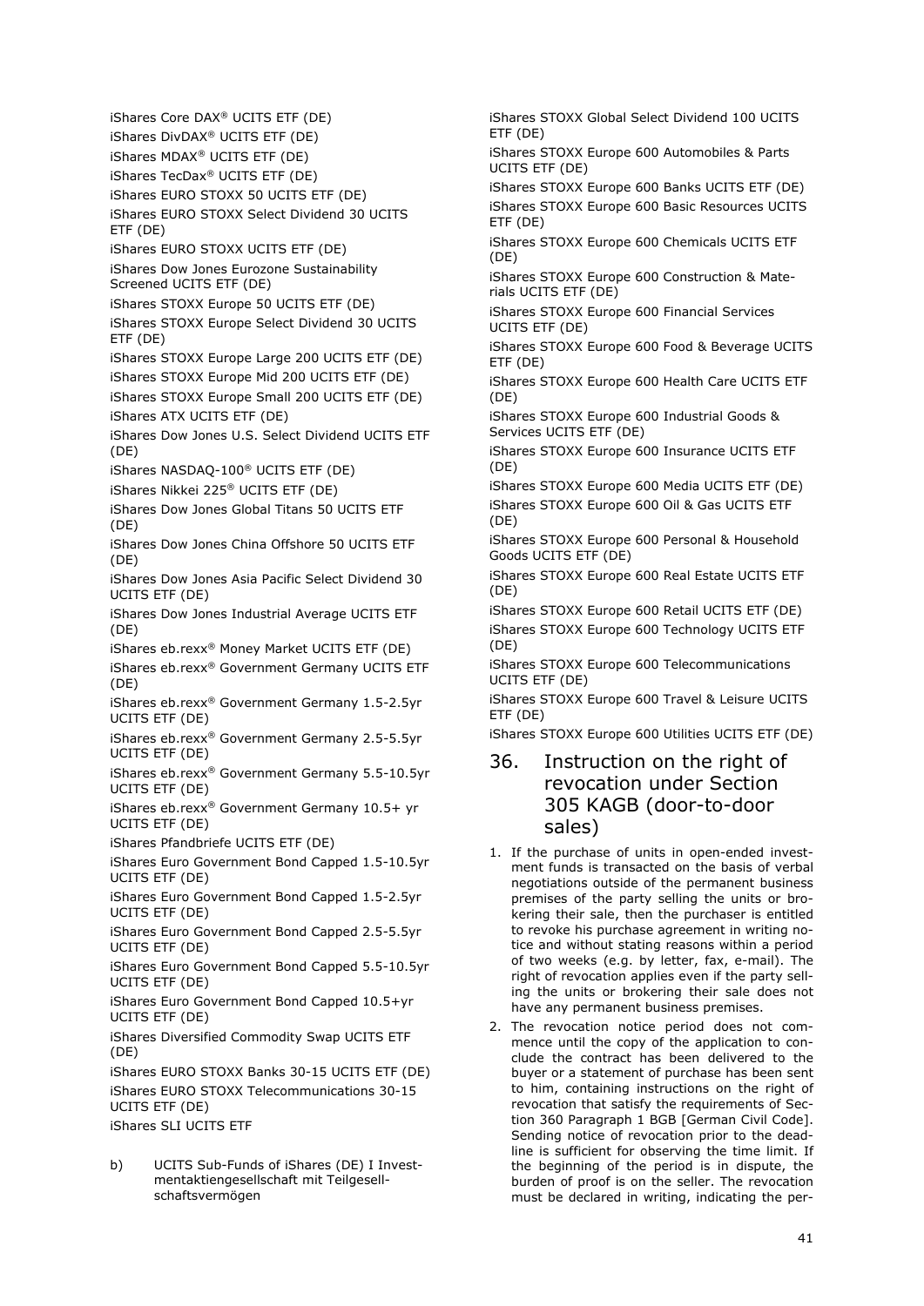iShares Core DAX® UCITS ETF (DE)

iShares DivDAX® UCITS ETF (DE)

iShares MDAX® UCITS ETF (DE)

iShares TecDax® UCITS ETF (DE)

iShares EURO STOXX 50 UCITS ETF (DE)

iShares EURO STOXX Select Dividend 30 UCITS ETF (DE)

iShares EURO STOXX UCITS ETF (DE)

iShares Dow Jones Eurozone Sustainability Screened UCITS ETF (DE)

iShares STOXX Europe 50 UCITS ETF (DE)

iShares STOXX Europe Select Dividend 30 UCITS ETF (DE)

iShares STOXX Europe Large 200 UCITS ETF (DE)

iShares STOXX Europe Mid 200 UCITS ETF (DE)

iShares STOXX Europe Small 200 UCITS ETF (DE)

iShares ATX UCITS ETF (DE)

iShares Dow Jones U.S. Select Dividend UCITS ETF (DE)

iShares NASDAQ-100® UCITS ETF (DE)

iShares Nikkei 225® UCITS ETF (DE)

iShares Dow Jones Global Titans 50 UCITS ETF (DE)

iShares Dow Jones China Offshore 50 UCITS ETF (DE)

iShares Dow Jones Asia Pacific Select Dividend 30 UCITS ETF (DE)

iShares Dow Jones Industrial Average UCITS ETF (DE)

iShares eb.rexx® Money Market UCITS ETF (DE)

iShares eb.rexx® Government Germany UCITS ETF (DE)

iShares eb.rexx® Government Germany 1.5-2.5yr UCITS ETF (DE)

iShares eb.rexx® Government Germany 2.5-5.5yr UCITS ETF (DE)

iShares eb.rexx® Government Germany 5.5-10.5yr UCITS ETF (DE)

iShares eb.rexx® Government Germany 10.5+ yr UCITS ETF (DE)

iShares Pfandbriefe UCITS ETF (DE)

iShares Euro Government Bond Capped 1.5-10.5yr UCITS ETF (DE)

iShares Euro Government Bond Capped 1.5-2.5yr UCITS ETF (DE)

iShares Euro Government Bond Capped 2.5-5.5yr UCITS ETF (DE)

iShares Euro Government Bond Capped 5.5-10.5yr UCITS ETF (DE)

iShares Euro Government Bond Capped 10.5+yr UCITS ETF (DE)

iShares Diversified Commodity Swap UCITS ETF (DE)

iShares EURO STOXX Banks 30-15 UCITS ETF (DE)

iShares EURO STOXX Telecommunications 30-15 UCITS ETF (DE)

iShares SLI UCITS ETF

b) UCITS Sub-Funds of iShares (DE) I Investmentaktiengesellschaft mit Teilgesellschaftsvermögen

iShares STOXX Global Select Dividend 100 UCITS ETF (DE)

iShares STOXX Europe 600 Automobiles & Parts UCITS ETF (DE)

iShares STOXX Europe 600 Banks UCITS ETF (DE)

iShares STOXX Europe 600 Basic Resources UCITS ETF (DE)

iShares STOXX Europe 600 Chemicals UCITS ETF (DE)

iShares STOXX Europe 600 Construction & Materials UCITS ETF (DE)

iShares STOXX Europe 600 Financial Services UCITS ETF (DE)

iShares STOXX Europe 600 Food & Beverage UCITS ETF (DE)

iShares STOXX Europe 600 Health Care UCITS ETF (DE)

iShares STOXX Europe 600 Industrial Goods & Services UCITS ETF (DE)

iShares STOXX Europe 600 Insurance UCITS ETF (DE)

iShares STOXX Europe 600 Media UCITS ETF (DE)

iShares STOXX Europe 600 Oil & Gas UCITS ETF (DE)

iShares STOXX Europe 600 Personal & Household Goods UCITS ETF (DE)

iShares STOXX Europe 600 Real Estate UCITS ETF (DE)

iShares STOXX Europe 600 Retail UCITS ETF (DE)

iShares STOXX Europe 600 Technology UCITS ETF (DE)

iShares STOXX Europe 600 Telecommunications UCITS ETF (DE)

iShares STOXX Europe 600 Travel & Leisure UCITS ETF (DE)

iShares STOXX Europe 600 Utilities UCITS ETF (DE)

## 36. Instruction on the right of revocation under Section 305 KAGB (door-to-door sales)

1. If the purchase of units in open-ended investment funds is transacted on the basis of verbal negotiations outside of the permanent business premises of the party selling the units or brokering their sale, then the purchaser is entitled to revoke his purchase agreement in writing notice and without stating reasons within a period of two weeks (e.g. by letter, fax, e-mail). The right of revocation applies even if the party selling the units or brokering their sale does not have any permanent business premises.
2. The revocation notice period does not commence until the copy of the application to conclude the contract has been delivered to the buyer or a statement of purchase has been sent to him, containing instructions on the right of revocation that satisfy the requirements of Section 360 Paragraph 1 BGB [German Civil Code]. Sending notice of revocation prior to the deadline is sufficient for observing the time limit. If the beginning of the period is in dispute, the burden of proof is on the seller. The revocation must be declared in writing, indicating the per-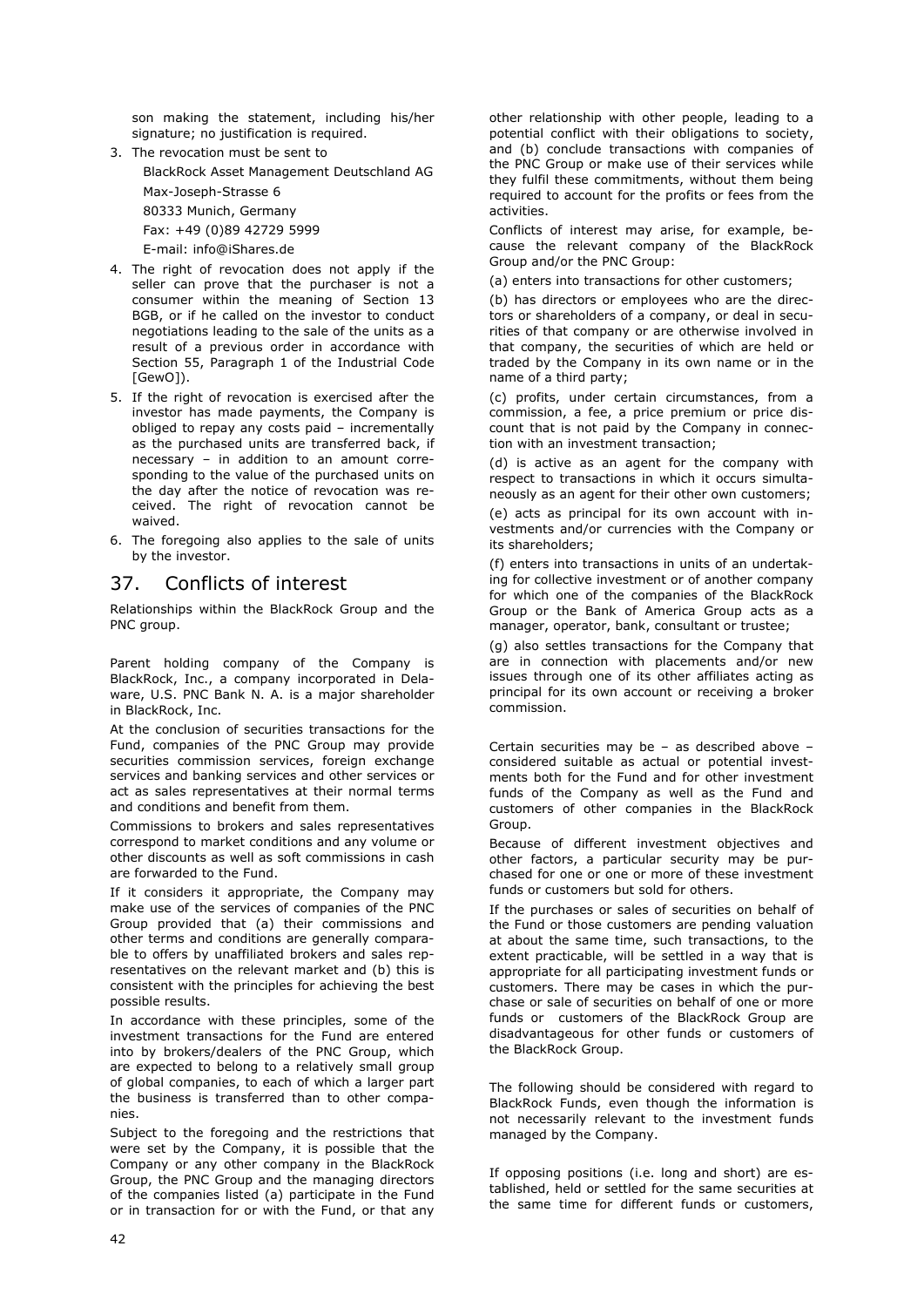son making the statement, including his/her signature; no justification is required.

3. The revocation must be sent to

   BlackRock Asset Management Deutschland AG
   
   Max-Joseph-Strasse 6
   
   80333 Munich, Germany
   
   Fax: +49 (0)89 42729 5999
   
   E-mail: info@iShares.de

4. The right of revocation does not apply if the seller can prove that the purchaser is not a consumer within the meaning of Section 13 BGB, or if he called on the investor to conduct negotiations leading to the sale of the units as a result of a previous order in accordance with Section 55, Paragraph 1 of the Industrial Code [GewO]).
5. If the right of revocation is exercised after the investor has made payments, the Company is obliged to repay any costs paid – incrementally as the purchased units are transferred back, if necessary – in addition to an amount corresponding to the value of the purchased units on the day after the notice of revocation was received. The right of revocation cannot be waived.
6. The foregoing also applies to the sale of units by the investor.

## 37. Conflicts of interest

Relationships within the BlackRock Group and the PNC group.

Parent holding company of the Company is BlackRock, Inc., a company incorporated in Delaware, U.S. PNC Bank N. A. is a major shareholder in BlackRock, Inc.

At the conclusion of securities transactions for the Fund, companies of the PNC Group may provide securities commission services, foreign exchange services and banking services and other services or act as sales representatives at their normal terms and conditions and benefit from them.

Commissions to brokers and sales representatives correspond to market conditions and any volume or other discounts as well as soft commissions in cash are forwarded to the Fund.

If it considers it appropriate, the Company may make use of the services of companies of the PNC Group provided that (a) their commissions and other terms and conditions are generally comparable to offers by unaffiliated brokers and sales representatives on the relevant market and (b) this is consistent with the principles for achieving the best possible results.

In accordance with these principles, some of the investment transactions for the Fund are entered into by brokers/dealers of the PNC Group, which are expected to belong to a relatively small group of global companies, to each of which a larger part the business is transferred than to other companies.

Subject to the foregoing and the restrictions that were set by the Company, it is possible that the Company or any other company in the BlackRock Group, the PNC Group and the managing directors of the companies listed (a) participate in the Fund or in transaction for or with the Fund, or that any other relationship with other people, leading to a potential conflict with their obligations to society, and (b) conclude transactions with companies of the PNC Group or make use of their services while they fulfil these commitments, without them being required to account for the profits or fees from the activities.

Conflicts of interest may arise, for example, because the relevant company of the BlackRock Group and/or the PNC Group:

(a) enters into transactions for other customers;

(b) has directors or employees who are the directors or shareholders of a company, or deal in securities of that company or are otherwise involved in that company, the securities of which are held or traded by the Company in its own name or in the name of a third party;

(c) profits, under certain circumstances, from a commission, a fee, a price premium or price discount that is not paid by the Company in connection with an investment transaction;

(d) is active as an agent for the company with respect to transactions in which it occurs simultaneously as an agent for their other own customers;

(e) acts as principal for its own account with investments and/or currencies with the Company or its shareholders;

(f) enters into transactions in units of an undertaking for collective investment or of another company for which one of the companies of the BlackRock Group or the Bank of America Group acts as a manager, operator, bank, consultant or trustee;

(g) also settles transactions for the Company that are in connection with placements and/or new issues through one of its other affiliates acting as principal for its own account or receiving a broker commission.

Certain securities may be – as described above – considered suitable as actual or potential investments both for the Fund and for other investment funds of the Company as well as the Fund and customers of other companies in the BlackRock Group.

Because of different investment objectives and other factors, a particular security may be purchased for one or one or more of these investment funds or customers but sold for others.

If the purchases or sales of securities on behalf of the Fund or those customers are pending valuation at about the same time, such transactions, to the extent practicable, will be settled in a way that is appropriate for all participating investment funds or customers. There may be cases in which the purchase or sale of securities on behalf of one or more funds or customers of the BlackRock Group are disadvantageous for other funds or customers of the BlackRock Group.

The following should be considered with regard to BlackRock Funds, even though the information is not necessarily relevant to the investment funds managed by the Company.

If opposing positions (i.e. long and short) are established, held or settled for the same securities at the same time for different funds or customers,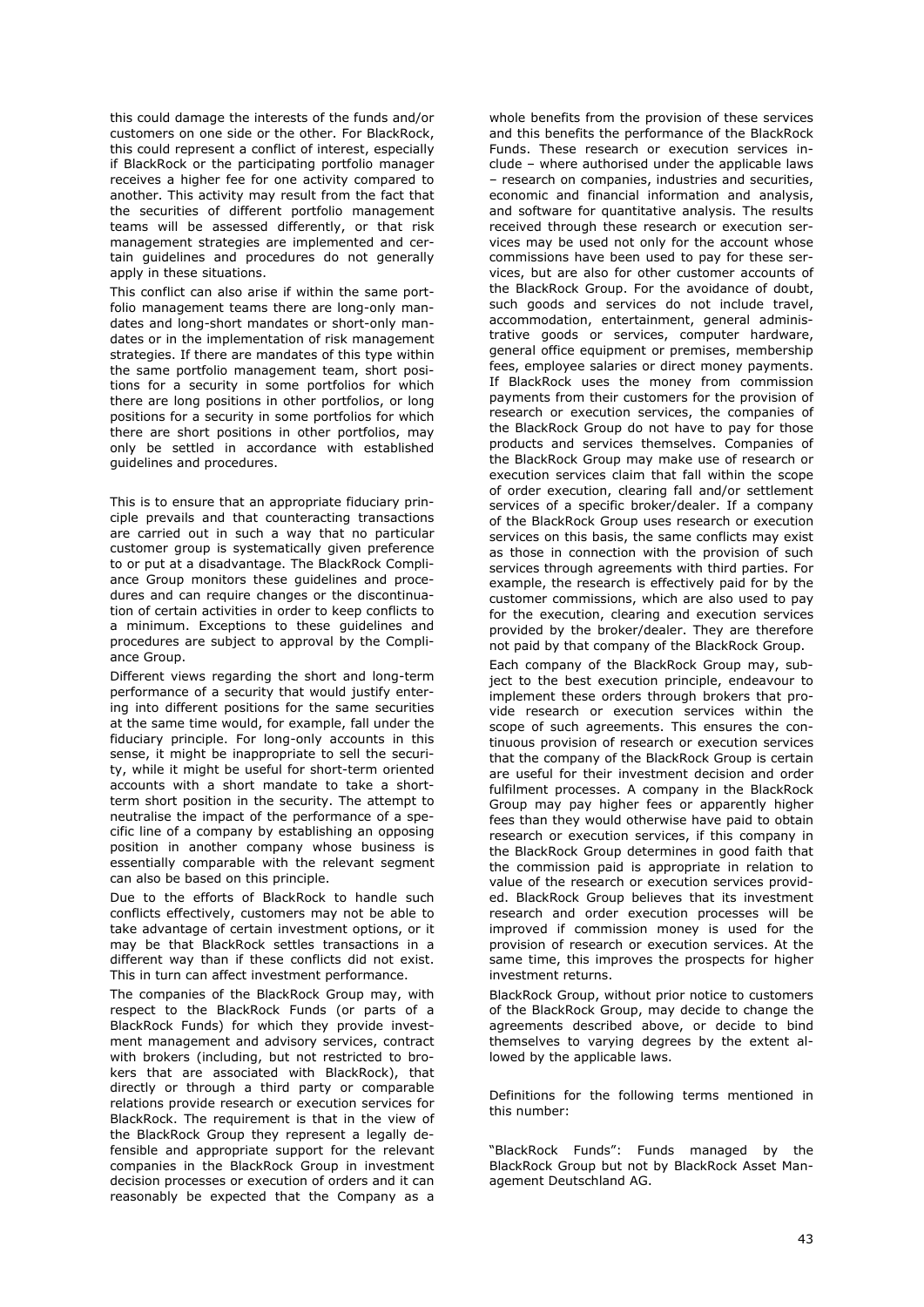this could damage the interests of the funds and/or customers on one side or the other. For BlackRock, this could represent a conflict of interest, especially if BlackRock or the participating portfolio manager receives a higher fee for one activity compared to another. This activity may result from the fact that the securities of different portfolio management teams will be assessed differently, or that risk management strategies are implemented and certain guidelines and procedures do not generally apply in these situations.

This conflict can also arise if within the same portfolio management teams there are long-only mandates and long-short mandates or short-only mandates or in the implementation of risk management strategies. If there are mandates of this type within the same portfolio management team, short positions for a security in some portfolios for which there are long positions in other portfolios, or long positions for a security in some portfolios for which there are short positions in other portfolios, may only be settled in accordance with established guidelines and procedures.

This is to ensure that an appropriate fiduciary principle prevails and that counteracting transactions are carried out in such a way that no particular customer group is systematically given preference to or put at a disadvantage. The BlackRock Compliance Group monitors these guidelines and procedures and can require changes or the discontinuation of certain activities in order to keep conflicts to a minimum. Exceptions to these guidelines and procedures are subject to approval by the Compliance Group.

Different views regarding the short and long-term performance of a security that would justify entering into different positions for the same securities at the same time would, for example, fall under the fiduciary principle. For long-only accounts in this sense, it might be inappropriate to sell the security, while it might be useful for short-term oriented accounts with a short mandate to take a short-term short position in the security. The attempt to neutralise the impact of the performance of a specific line of a company by establishing an opposing position in another company whose business is essentially comparable with the relevant segment can also be based on this principle.

Due to the efforts of BlackRock to handle such conflicts effectively, customers may not be able to take advantage of certain investment options, or it may be that BlackRock settles transactions in a different way than if these conflicts did not exist. This in turn can affect investment performance.

The companies of the BlackRock Group may, with respect to the BlackRock Funds (or parts of a BlackRock Funds) for which they provide investment management and advisory services, contract with brokers (including, but not restricted to brokers that are associated with BlackRock), that directly or through a third party or comparable relations provide research or execution services for BlackRock. The requirement is that in the view of the BlackRock Group they represent a legally defensible and appropriate support for the relevant companies in the BlackRock Group in investment decision processes or execution of orders and it can reasonably be expected that the Company as a whole benefits from the provision of these services and this benefits the performance of the BlackRock Funds. These research or execution services include – where authorised under the applicable laws – research on companies, industries and securities, economic and financial information and analysis, and software for quantitative analysis. The results received through these research or execution services may be used not only for the account whose commissions have been used to pay for these services, but are also for other customer accounts of the BlackRock Group. For the avoidance of doubt, such goods and services do not include travel, accommodation, entertainment, general administrative goods or services, computer hardware, general office equipment or premises, membership fees, employee salaries or direct money payments. If BlackRock uses the money from commission payments from their customers for the provision of research or execution services, the companies of the BlackRock Group do not have to pay for those products and services themselves. Companies of the BlackRock Group may make use of research or execution services claim that fall within the scope of order execution, clearing fall and/or settlement services of a specific broker/dealer. If a company of the BlackRock Group uses research or execution services on this basis, the same conflicts may exist as those in connection with the provision of such services through agreements with third parties. For example, the research is effectively paid for by the customer commissions, which are also used to pay for the execution, clearing and execution services provided by the broker/dealer. They are therefore not paid by that company of the BlackRock Group.

Each company of the BlackRock Group may, subject to the best execution principle, endeavour to implement these orders through brokers that provide research or execution services within the scope of such agreements. This ensures the continuous provision of research or execution services that the company of the BlackRock Group is certain are useful for their investment decision and order fulfilment processes. A company in the BlackRock Group may pay higher fees or apparently higher fees than they would otherwise have paid to obtain research or execution services, if this company in the BlackRock Group determines in good faith that the commission paid is appropriate in relation to value of the research or execution services provided. BlackRock Group believes that its investment research and order execution processes will be improved if commission money is used for the provision of research or execution services. At the same time, this improves the prospects for higher investment returns.

BlackRock Group, without prior notice to customers of the BlackRock Group, may decide to change the agreements described above, or decide to bind themselves to varying degrees by the extent allowed by the applicable laws.

Definitions for the following terms mentioned in this number:

"BlackRock Funds": Funds managed by the BlackRock Group but not by BlackRock Asset Management Deutschland AG.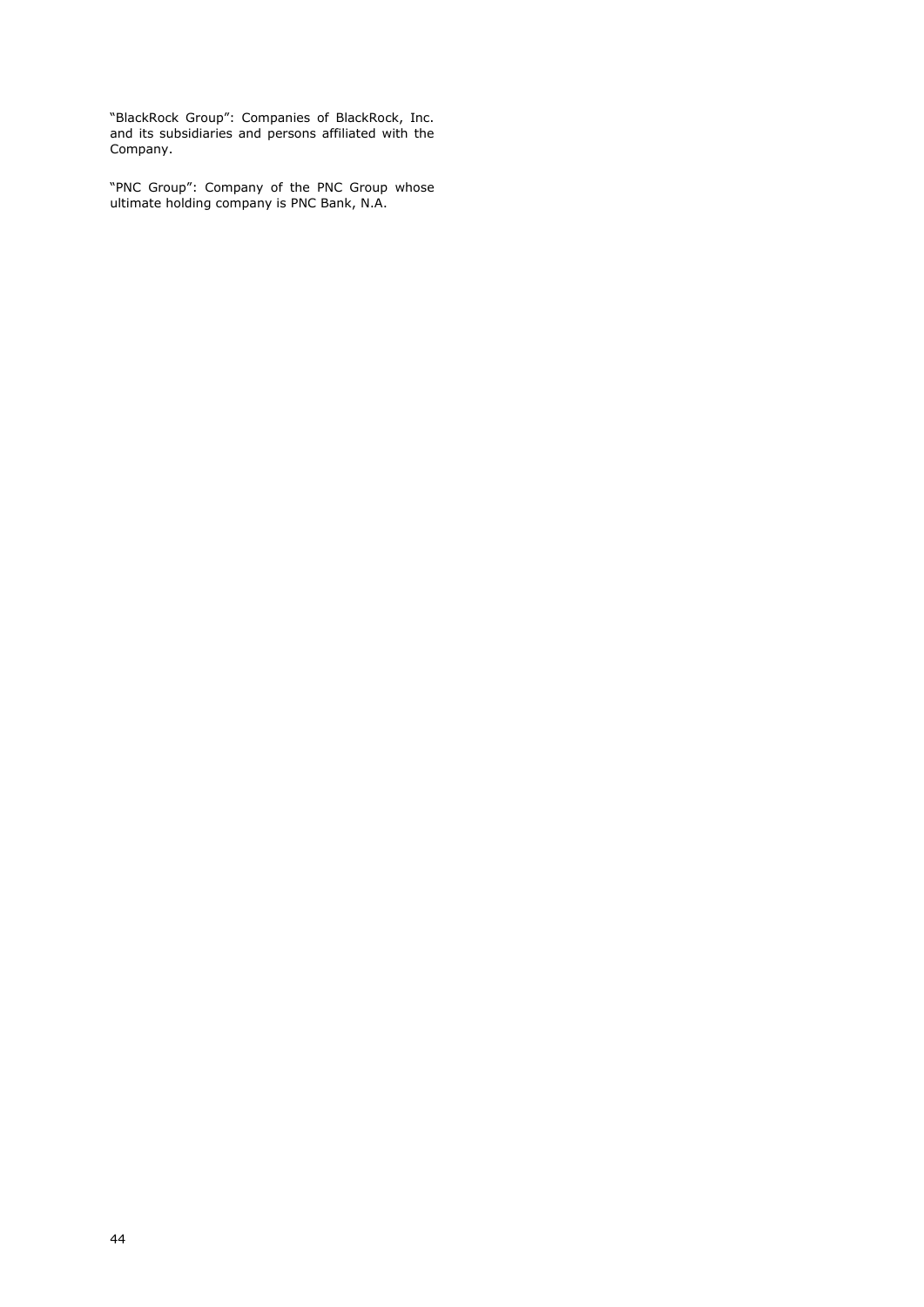"BlackRock Group": Companies of BlackRock, Inc. and its subsidiaries and persons affiliated with the Company.

"PNC Group": Company of the PNC Group whose ultimate holding company is PNC Bank, N.A.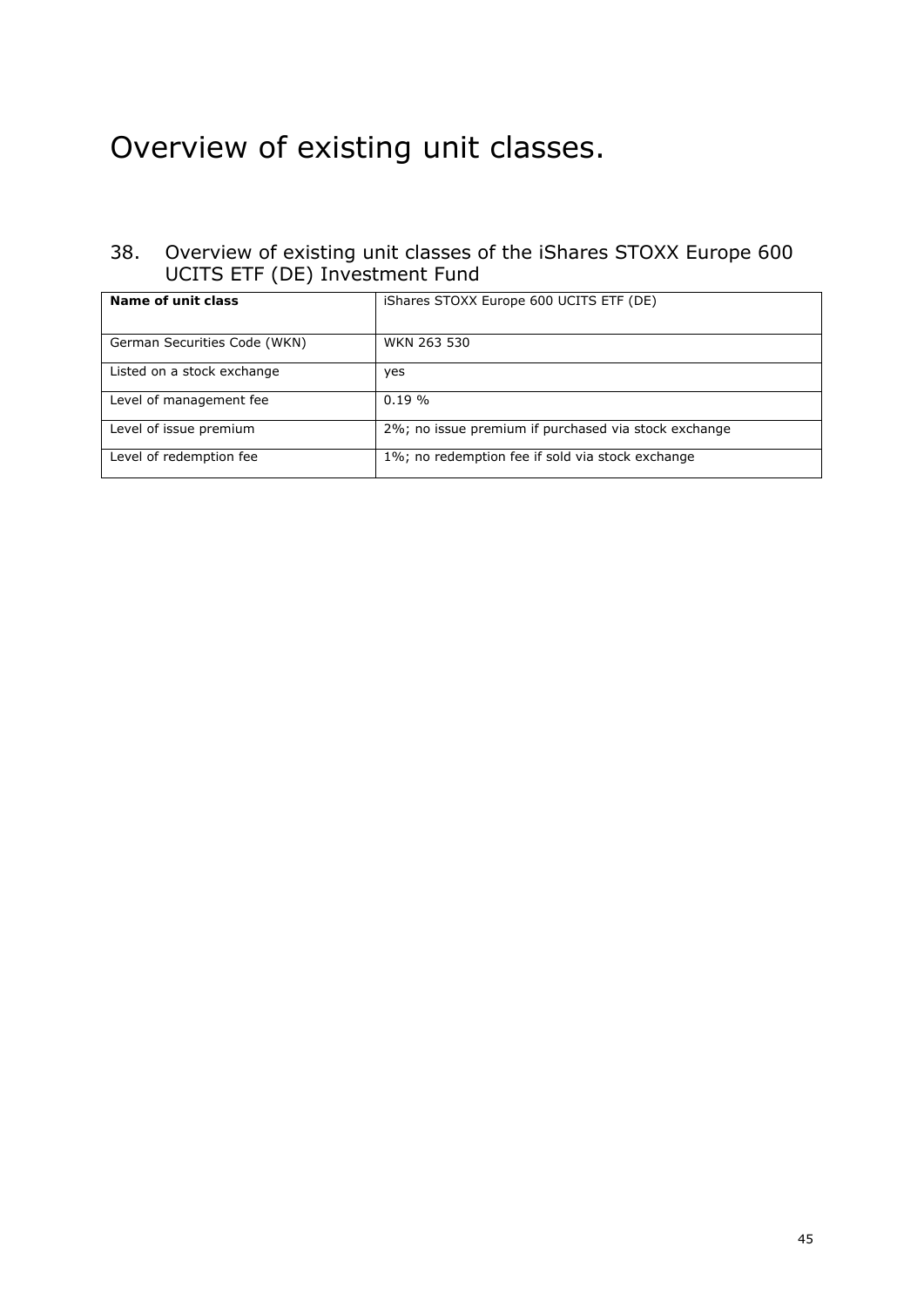# Overview of existing unit classes.

## 38. Overview of existing unit classes of the iShares STOXX Europe 600 UCITS ETF (DE) Investment Fund

| **Name of unit class** | iShares STOXX Europe 600 UCITS ETF (DE) |
|---|---|
| German Securities Code (WKN) | WKN 263 530 |
| Listed on a stock exchange | yes |
| Level of management fee | 0.19 % |
| Level of issue premium | 2%; no issue premium if purchased via stock exchange |
| Level of redemption fee | 1%; no redemption fee if sold via stock exchange |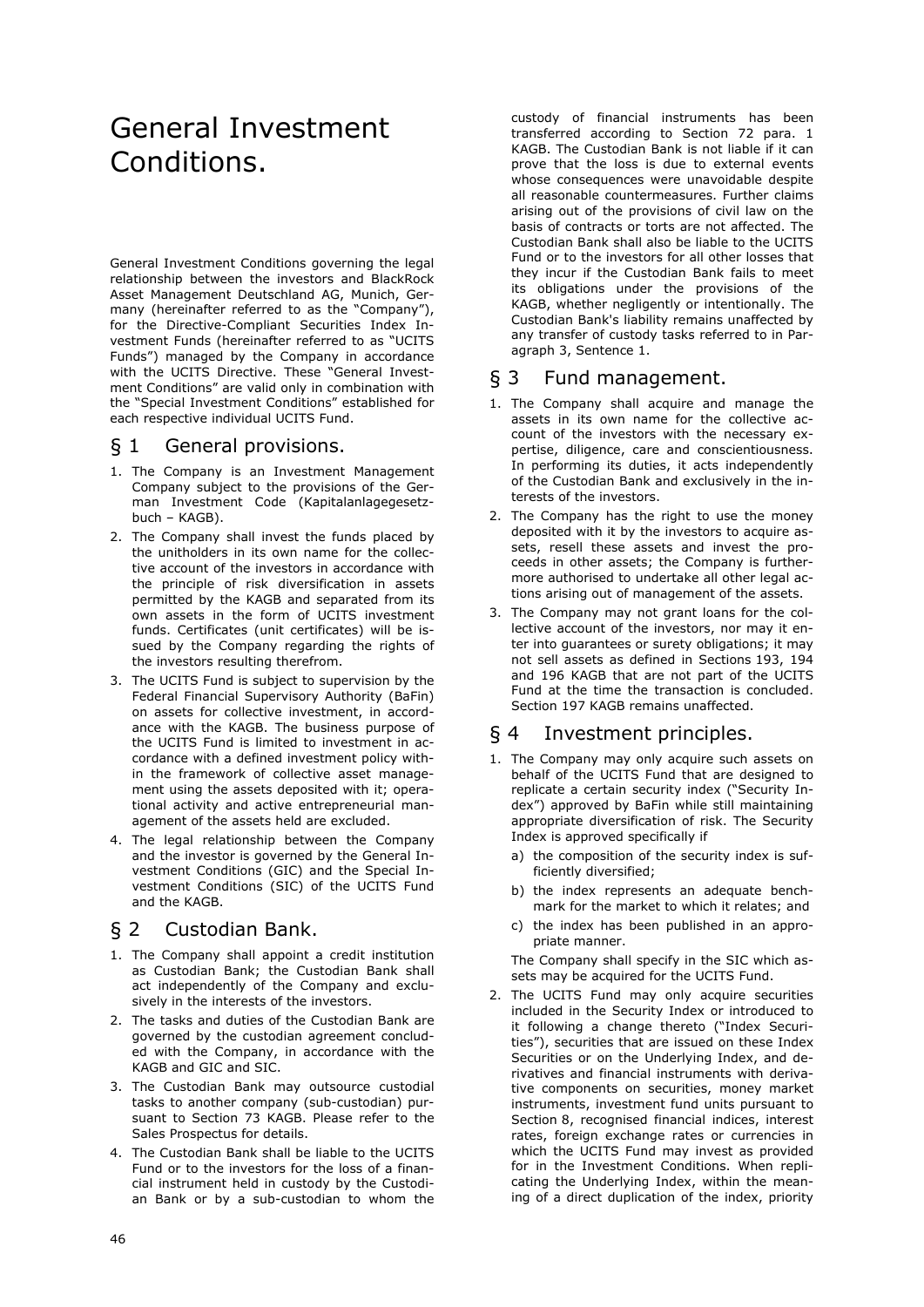# General Investment Conditions.

General Investment Conditions governing the legal relationship between the investors and BlackRock Asset Management Deutschland AG, Munich, Germany (hereinafter referred to as the "Company"), for the Directive-Compliant Securities Index Investment Funds (hereinafter referred to as "UCITS Funds") managed by the Company in accordance with the UCITS Directive. These "General Investment Conditions" are valid only in combination with the "Special Investment Conditions" established for each respective individual UCITS Fund.

## § 1 General provisions.

1. The Company is an Investment Management Company subject to the provisions of the German Investment Code (Kapitalanlagegesetzbuch – KAGB).
2. The Company shall invest the funds placed by the unitholders in its own name for the collective account of the investors in accordance with the principle of risk diversification in assets permitted by the KAGB and separated from its own assets in the form of UCITS investment funds. Certificates (unit certificates) will be issued by the Company regarding the rights of the investors resulting therefrom.
3. The UCITS Fund is subject to supervision by the Federal Financial Supervisory Authority (BaFin) on assets for collective investment, in accordance with the KAGB. The business purpose of the UCITS Fund is limited to investment in accordance with a defined investment policy within the framework of collective asset management using the assets deposited with it; operational activity and active entrepreneurial management of the assets held are excluded.
4. The legal relationship between the Company and the investor is governed by the General Investment Conditions (GIC) and the Special Investment Conditions (SIC) of the UCITS Fund and the KAGB.

## § 2 Custodian Bank.

1. The Company shall appoint a credit institution as Custodian Bank; the Custodian Bank shall act independently of the Company and exclusively in the interests of the investors.
2. The tasks and duties of the Custodian Bank are governed by the custodian agreement concluded with the Company, in accordance with the KAGB and GIC and SIC.
3. The Custodian Bank may outsource custodial tasks to another company (sub-custodian) pursuant to Section 73 KAGB. Please refer to the Sales Prospectus for details.
4. The Custodian Bank shall be liable to the UCITS Fund or to the investors for the loss of a financial instrument held in custody by the Custodian Bank or by a sub-custodian to whom the custody of financial instruments has been transferred according to Section 72 para. 1 KAGB. The Custodian Bank is not liable if it can prove that the loss is due to external events whose consequences were unavoidable despite all reasonable countermeasures. Further claims arising out of the provisions of civil law on the basis of contracts or torts are not affected. The Custodian Bank shall also be liable to the UCITS Fund or to the investors for all other losses that they incur if the Custodian Bank fails to meet its obligations under the provisions of the KAGB, whether negligently or intentionally. The Custodian Bank's liability remains unaffected by any transfer of custody tasks referred to in Paragraph 3, Sentence 1.

## § 3 Fund management.

1. The Company shall acquire and manage the assets in its own name for the collective account of the investors with the necessary expertise, diligence, care and conscientiousness. In performing its duties, it acts independently of the Custodian Bank and exclusively in the interests of the investors.
2. The Company has the right to use the money deposited with it by the investors to acquire assets, resell these assets and invest the proceeds in other assets; the Company is furthermore authorised to undertake all other legal actions arising out of management of the assets.
3. The Company may not grant loans for the collective account of the investors, nor may it enter into guarantees or surety obligations; it may not sell assets as defined in Sections 193, 194 and 196 KAGB that are not part of the UCITS Fund at the time the transaction is concluded. Section 197 KAGB remains unaffected.

## § 4 Investment principles.

1. The Company may only acquire such assets on behalf of the UCITS Fund that are designed to replicate a certain security index ("Security Index") approved by BaFin while still maintaining appropriate diversification of risk. The Security Index is approved specifically if
   a) the composition of the security index is sufficiently diversified;
   b) the index represents an adequate benchmark for the market to which it relates; and
   c) the index has been published in an appropriate manner.

   The Company shall specify in the SIC which assets may be acquired for the UCITS Fund.
2. The UCITS Fund may only acquire securities included in the Security Index or introduced to it following a change thereto ("Index Securities"), securities that are issued on these Index Securities or on the Underlying Index, and derivatives and financial instruments with derivative components on securities, money market instruments, investment fund units pursuant to Section 8, recognised financial indices, interest rates, foreign exchange rates or currencies in which the UCITS Fund may invest as provided for in the Investment Conditions. When replicating the Underlying Index, within the meaning of a direct duplication of the index, priority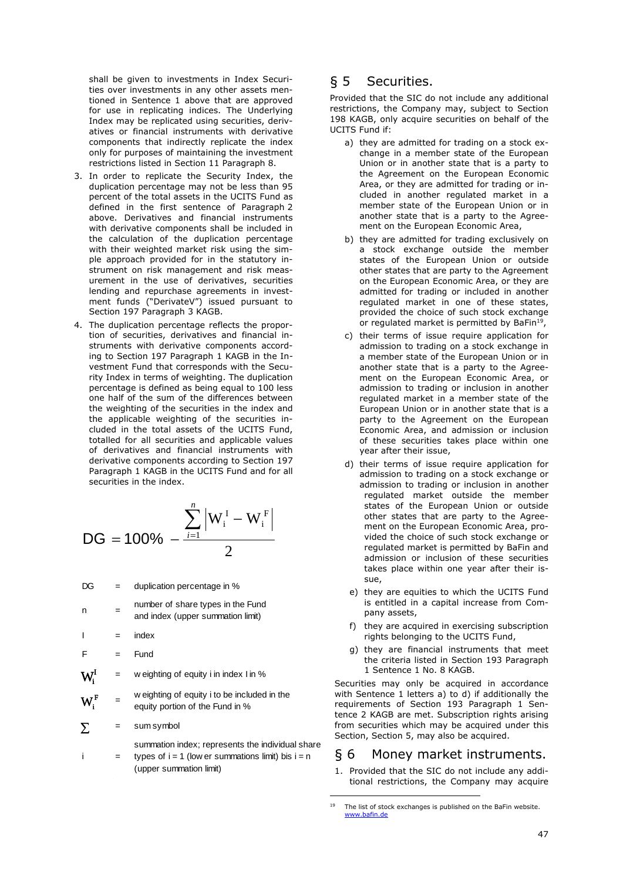shall be given to investments in Index Securities over investments in any other assets mentioned in Sentence 1 above that are approved for use in replicating indices. The Underlying Index may be replicated using securities, derivatives or financial instruments with derivative components that indirectly replicate the index only for purposes of maintaining the investment restrictions listed in Section 11 Paragraph 8.

3. In order to replicate the Security Index, the duplication percentage may not be less than 95 percent of the total assets in the UCITS Fund as defined in the first sentence of Paragraph 2 above. Derivatives and financial instruments with derivative components shall be included in the calculation of the duplication percentage with their weighted market risk using the simple approach provided for in the statutory instrument on risk management and risk measurement in the use of derivatives, securities lending and repurchase agreements in investment funds ("DerivateV") issued pursuant to Section 197 Paragraph 3 KAGB.
4. The duplication percentage reflects the proportion of securities, derivatives and financial instruments with derivative components according to Section 197 Paragraph 1 KAGB in the Investment Fund that corresponds with the Security Index in terms of weighting. The duplication percentage is defined as being equal to 100 less one half of the sum of the differences between the weighting of the securities in the index and the applicable weighting of the securities included in the total assets of the UCITS Fund, totalled for all securities and applicable values of derivatives and financial instruments with derivative components according to Section 197 Paragraph 1 KAGB in the UCITS Fund and for all securities in the index.

$$DG = 100\% - \frac{\sum_{i=1}^{n} \left| W_i^I - W_i^F \right|}{2}$$

| | | |
|---|---|---|
| DG | = | duplication percentage in % |
| n | = | number of share types in the Fund and index (upper summation limit) |
| I | = | index |
| F | = | Fund |
| $W_i^I$ | = | weighting of equity i in index I in % |
| $W_i^F$ | = | weighting of equity i to be included in the equity portion of the Fund in % |
| $\sum$ | = | sum symbol |
| i | = | summation index; represents the individual share types of i = 1 (lower summations limit) bis i = n (upper summation limit) |

## § 5 Securities.

Provided that the SIC do not include any additional restrictions, the Company may, subject to Section 198 KAGB, only acquire securities on behalf of the UCITS Fund if:

a) they are admitted for trading on a stock exchange in a member state of the European Union or in another state that is a party to the Agreement on the European Economic Area, or they are admitted for trading or included in another regulated market in a member state of the European Union or in another state that is a party to the Agreement on the European Economic Area,

b) they are admitted for trading exclusively on a stock exchange outside the member states of the European Union or outside other states that are party to the Agreement on the European Economic Area, or they are admitted for trading or included in another regulated market in one of these states, provided the choice of such stock exchange or regulated market is permitted by BaFin[19],

c) their terms of issue require application for admission to trading on a stock exchange in a member state of the European Union or in another state that is a party to the Agreement on the European Economic Area, or admission to trading or inclusion in another regulated market in a member state of the European Union or in another state that is a party to the Agreement on the European Economic Area, and admission or inclusion of these securities takes place within one year after their issue,

d) their terms of issue require application for admission to trading on a stock exchange or admission to trading or inclusion in another regulated market outside the member states of the European Union or outside other states that are party to the Agreement on the European Economic Area, provided the choice of such stock exchange or regulated market is permitted by BaFin and admission or inclusion of these securities takes place within one year after their issue,

e) they are equities to which the UCITS Fund is entitled in a capital increase from Company assets,

f) they are acquired in exercising subscription rights belonging to the UCITS Fund,

g) they are financial instruments that meet the criteria listed in Section 193 Paragraph 1 Sentence 1 No. 8 KAGB.

Securities may only be acquired in accordance with Sentence 1 letters a) to d) if additionally the requirements of Section 193 Paragraph 1 Sentence 2 KAGB are met. Subscription rights arising from securities which may be acquired under this Section, Section 5, may also be acquired.

## § 6 Money market instruments.

1. Provided that the SIC do not include any additional restrictions, the Company may acquire

[19] The list of stock exchanges is published on the BaFin website. www.bafin.de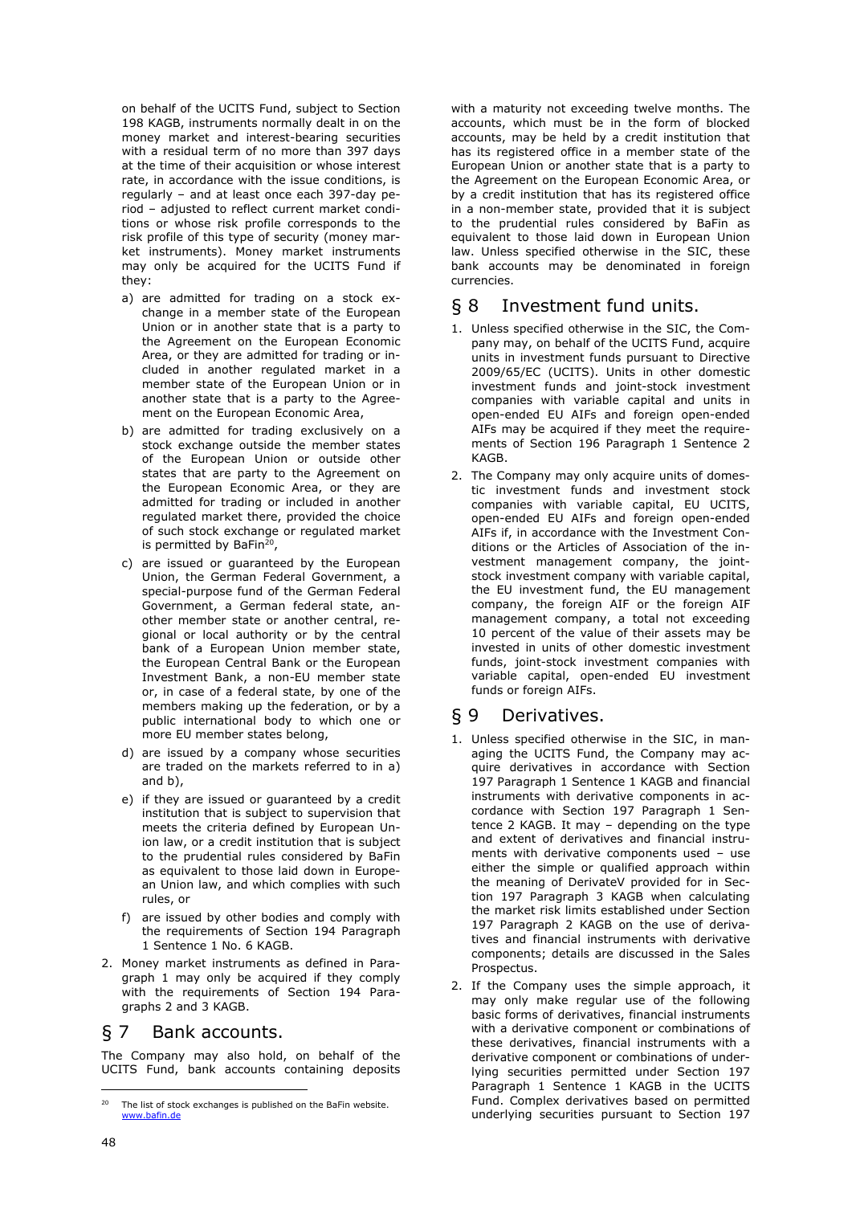on behalf of the UCITS Fund, subject to Section 198 KAGB, instruments normally dealt in on the money market and interest-bearing securities with a residual term of no more than 397 days at the time of their acquisition or whose interest rate, in accordance with the issue conditions, is regularly – and at least once each 397-day period – adjusted to reflect current market conditions or whose risk profile corresponds to the risk profile of this type of security (money market instruments). Money market instruments may only be acquired for the UCITS Fund if they:

a) are admitted for trading on a stock exchange in a member state of the European Union or in another state that is a party to the Agreement on the European Economic Area, or they are admitted for trading or included in another regulated market in a member state of the European Union or in another state that is a party to the Agreement on the European Economic Area,
b) are admitted for trading exclusively on a stock exchange outside the member states of the European Union or outside other states that are party to the Agreement on the European Economic Area, or they are admitted for trading or included in another regulated market there, provided the choice of such stock exchange or regulated market is permitted by BaFin[20],
c) are issued or guaranteed by the European Union, the German Federal Government, a special-purpose fund of the German Federal Government, a German federal state, another member state or another central, regional or local authority or by the central bank of a European Union member state, the European Central Bank or the European Investment Bank, a non-EU member state or, in case of a federal state, by one of the members making up the federation, or by a public international body to which one or more EU member states belong,
d) are issued by a company whose securities are traded on the markets referred to in a) and b),
e) if they are issued or guaranteed by a credit institution that is subject to supervision that meets the criteria defined by European Union law, or a credit institution that is subject to the prudential rules considered by BaFin as equivalent to those laid down in European Union law, and which complies with such rules, or
f) are issued by other bodies and comply with the requirements of Section 194 Paragraph 1 Sentence 1 No. 6 KAGB.

2. Money market instruments as defined in Paragraph 1 may only be acquired if they comply with the requirements of Section 194 Paragraphs 2 and 3 KAGB.

## § 7 Bank accounts.

The Company may also hold, on behalf of the UCITS Fund, bank accounts containing deposits with a maturity not exceeding twelve months. The accounts, which must be in the form of blocked accounts, may be held by a credit institution that has its registered office in a member state of the European Union or another state that is a party to the Agreement on the European Economic Area, or by a credit institution that has its registered office in a non-member state, provided that it is subject to the prudential rules considered by BaFin as equivalent to those laid down in European Union law. Unless specified otherwise in the SIC, these bank accounts may be denominated in foreign currencies.

## § 8 Investment fund units.

1. Unless specified otherwise in the SIC, the Company may, on behalf of the UCITS Fund, acquire units in investment funds pursuant to Directive 2009/65/EC (UCITS). Units in other domestic investment funds and joint-stock investment companies with variable capital and units in open-ended EU AIFs and foreign open-ended AIFs may be acquired if they meet the requirements of Section 196 Paragraph 1 Sentence 2 KAGB.
2. The Company may only acquire units of domestic investment funds and investment stock companies with variable capital, EU UCITS, open-ended EU AIFs and foreign open-ended AIFs if, in accordance with the Investment Conditions or the Articles of Association of the investment management company, the joint-stock investment company with variable capital, the EU investment fund, the EU management company, the foreign AIF or the foreign AIF management company, a total not exceeding 10 percent of the value of their assets may be invested in units of other domestic investment funds, joint-stock investment companies with variable capital, open-ended EU investment funds or foreign AIFs.

## § 9 Derivatives.

1. Unless specified otherwise in the SIC, in managing the UCITS Fund, the Company may acquire derivatives in accordance with Section 197 Paragraph 1 Sentence 1 KAGB and financial instruments with derivative components in accordance with Section 197 Paragraph 1 Sentence 2 KAGB. It may – depending on the type and extent of derivatives and financial instruments with derivative components used – use either the simple or qualified approach within the meaning of DerivateV provided for in Section 197 Paragraph 3 KAGB when calculating the market risk limits established under Section 197 Paragraph 2 KAGB on the use of derivatives and financial instruments with derivative components; details are discussed in the Sales Prospectus.
2. If the Company uses the simple approach, it may only make regular use of the following basic forms of derivatives, financial instruments with a derivative component or combinations of these derivatives, financial instruments with a derivative component or combinations of underlying securities permitted under Section 197 Paragraph 1 Sentence 1 KAGB in the UCITS Fund. Complex derivatives based on permitted underlying securities pursuant to Section 197

[20] The list of stock exchanges is published on the BaFin website. www.bafin.de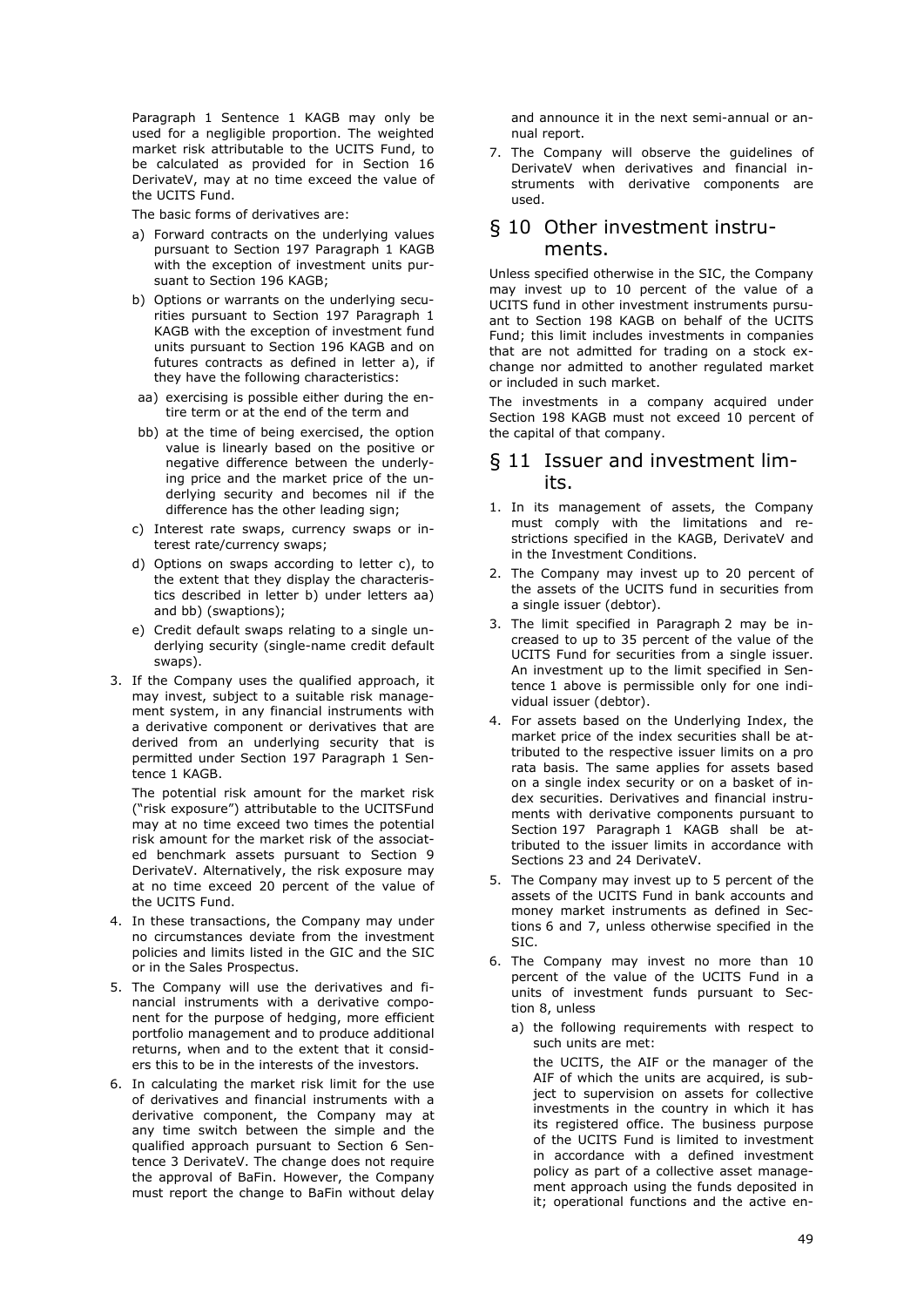Paragraph 1 Sentence 1 KAGB may only be used for a negligible proportion. The weighted market risk attributable to the UCITS Fund, to be calculated as provided for in Section 16 DerivateV, may at no time exceed the value of the UCITS Fund.

The basic forms of derivatives are:

a) Forward contracts on the underlying values pursuant to Section 197 Paragraph 1 KAGB with the exception of investment units pursuant to Section 196 KAGB;
b) Options or warrants on the underlying securities pursuant to Section 197 Paragraph 1 KAGB with the exception of investment fund units pursuant to Section 196 KAGB and on futures contracts as defined in letter a), if they have the following characteristics:
   aa) exercising is possible either during the entire term or at the end of the term and
   bb) at the time of being exercised, the option value is linearly based on the positive or negative difference between the underlying price and the market price of the underlying security and becomes nil if the difference has the other leading sign;
c) Interest rate swaps, currency swaps or interest rate/currency swaps;
d) Options on swaps according to letter c), to the extent that they display the characteristics described in letter b) under letters aa) and bb) (swaptions);
e) Credit default swaps relating to a single underlying security (single-name credit default swaps).

3. If the Company uses the qualified approach, it may invest, subject to a suitable risk management system, in any financial instruments with a derivative component or derivatives that are derived from an underlying security that is permitted under Section 197 Paragraph 1 Sentence 1 KAGB.

   The potential risk amount for the market risk ("risk exposure") attributable to the UCITSFund may at no time exceed two times the potential risk amount for the market risk of the associated benchmark assets pursuant to Section 9 DerivateV. Alternatively, the risk exposure may at no time exceed 20 percent of the value of the UCITS Fund.

4. In these transactions, the Company may under no circumstances deviate from the investment policies and limits listed in the GIC and the SIC or in the Sales Prospectus.
5. The Company will use the derivatives and financial instruments with a derivative component for the purpose of hedging, more efficient portfolio management and to produce additional returns, when and to the extent that it considers this to be in the interests of the investors.
6. In calculating the market risk limit for the use of derivatives and financial instruments with a derivative component, the Company may at any time switch between the simple and the qualified approach pursuant to Section 6 Sentence 3 DerivateV. The change does not require the approval of BaFin. However, the Company must report the change to BaFin without delay and announce it in the next semi-annual or annual report.
7. The Company will observe the guidelines of DerivateV when derivatives and financial instruments with derivative components are used.

## § 10 Other investment instruments.

Unless specified otherwise in the SIC, the Company may invest up to 10 percent of the value of a UCITS fund in other investment instruments pursuant to Section 198 KAGB on behalf of the UCITS Fund; this limit includes investments in companies that are not admitted for trading on a stock exchange nor admitted to another regulated market or included in such market.

The investments in a company acquired under Section 198 KAGB must not exceed 10 percent of the capital of that company.

## § 11 Issuer and investment limits.

1. In its management of assets, the Company must comply with the limitations and restrictions specified in the KAGB, DerivateV and in the Investment Conditions.
2. The Company may invest up to 20 percent of the assets of the UCITS fund in securities from a single issuer (debtor).
3. The limit specified in Paragraph 2 may be increased to up to 35 percent of the value of the UCITS Fund for securities from a single issuer. An investment up to the limit specified in Sentence 1 above is permissible only for one individual issuer (debtor).
4. For assets based on the Underlying Index, the market price of the index securities shall be attributed to the respective issuer limits on a pro rata basis. The same applies for assets based on a single index security or on a basket of index securities. Derivatives and financial instruments with derivative components pursuant to Section 197 Paragraph 1 KAGB shall be attributed to the issuer limits in accordance with Sections 23 and 24 DerivateV.
5. The Company may invest up to 5 percent of the assets of the UCITS Fund in bank accounts and money market instruments as defined in Sections 6 and 7, unless otherwise specified in the SIC.
6. The Company may invest no more than 10 percent of the value of the UCITS Fund in a units of investment funds pursuant to Section 8, unless
   a) the following requirements with respect to such units are met:

      the UCITS, the AIF or the manager of the AIF of which the units are acquired, is subject to supervision on assets for collective investments in the country in which it has its registered office. The business purpose of the UCITS Fund is limited to investment in accordance with a defined investment policy as part of a collective asset management approach using the funds deposited in it; operational functions and the active en-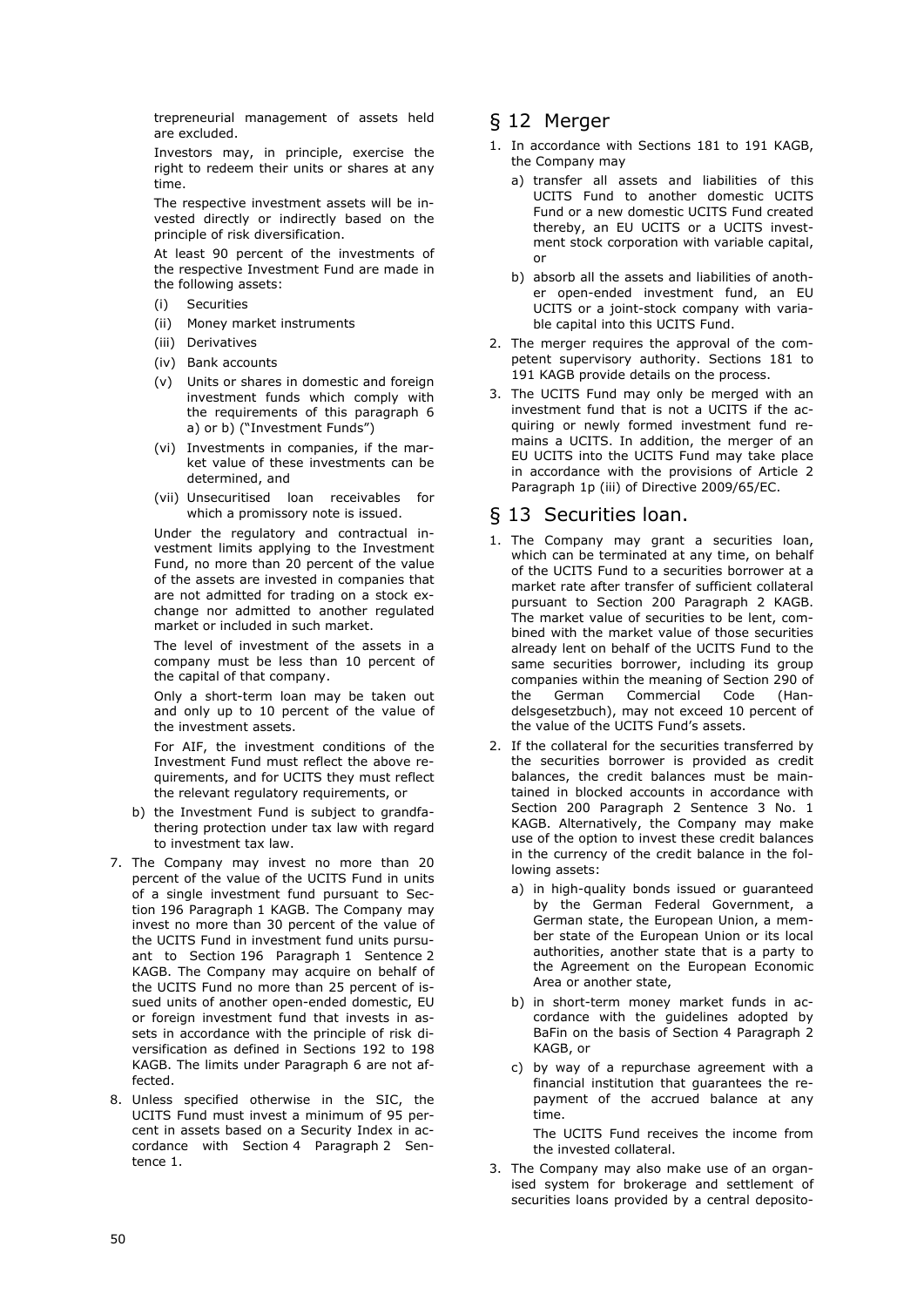trepreneurial management of assets held are excluded.

Investors may, in principle, exercise the right to redeem their units or shares at any time.

The respective investment assets will be invested directly or indirectly based on the principle of risk diversification.

At least 90 percent of the investments of the respective Investment Fund are made in the following assets:

(i) Securities
(ii) Money market instruments
(iii) Derivatives
(iv) Bank accounts
(v) Units or shares in domestic and foreign investment funds which comply with the requirements of this paragraph 6 a) or b) ("Investment Funds")
(vi) Investments in companies, if the market value of these investments can be determined, and
(vii) Unsecuritised loan receivables for which a promissory note is issued.

Under the regulatory and contractual investment limits applying to the Investment Fund, no more than 20 percent of the value of the assets are invested in companies that are not admitted for trading on a stock exchange nor admitted to another regulated market or included in such market.

The level of investment of the assets in a company must be less than 10 percent of the capital of that company.

Only a short-term loan may be taken out and only up to 10 percent of the value of the investment assets.

For AIF, the investment conditions of the Investment Fund must reflect the above requirements, and for UCITS they must reflect the relevant regulatory requirements, or

b) the Investment Fund is subject to grandfathering protection under tax law with regard to investment tax law.

7. The Company may invest no more than 20 percent of the value of the UCITS Fund in units of a single investment fund pursuant to Section 196 Paragraph 1 KAGB. The Company may invest no more than 30 percent of the value of the UCITS Fund in investment fund units pursuant to Section 196 Paragraph 1 Sentence 2 KAGB. The Company may acquire on behalf of the UCITS Fund no more than 25 percent of issued units of another open-ended domestic, EU or foreign investment fund that invests in assets in accordance with the principle of risk diversification as defined in Sections 192 to 198 KAGB. The limits under Paragraph 6 are not affected.

8. Unless specified otherwise in the SIC, the UCITS Fund must invest a minimum of 95 percent in assets based on a Security Index in accordance with Section 4 Paragraph 2 Sentence 1.

## § 12 Merger

1. In accordance with Sections 181 to 191 KAGB, the Company may
   a) transfer all assets and liabilities of this UCITS Fund to another domestic UCITS Fund or a new domestic UCITS Fund created thereby, an EU UCITS or a UCITS investment stock corporation with variable capital, or
   b) absorb all the assets and liabilities of another open-ended investment fund, an EU UCITS or a joint-stock company with variable capital into this UCITS Fund.
2. The merger requires the approval of the competent supervisory authority. Sections 181 to 191 KAGB provide details on the process.
3. The UCITS Fund may only be merged with an investment fund that is not a UCITS if the acquiring or newly formed investment fund remains a UCITS. In addition, the merger of an EU UCITS into the UCITS Fund may take place in accordance with the provisions of Article 2 Paragraph 1p (iii) of Directive 2009/65/EC.

## § 13 Securities loan.

1. The Company may grant a securities loan, which can be terminated at any time, on behalf of the UCITS Fund to a securities borrower at a market rate after transfer of sufficient collateral pursuant to Section 200 Paragraph 2 KAGB. The market value of securities to be lent, combined with the market value of those securities already lent on behalf of the UCITS Fund to the same securities borrower, including its group companies within the meaning of Section 290 of the German Commercial Code (Handelsgesetzbuch), may not exceed 10 percent of the value of the UCITS Fund's assets.
2. If the collateral for the securities transferred by the securities borrower is provided as credit balances, the credit balances must be maintained in blocked accounts in accordance with Section 200 Paragraph 2 Sentence 3 No. 1 KAGB. Alternatively, the Company may make use of the option to invest these credit balances in the currency of the credit balance in the following assets:
   a) in high-quality bonds issued or guaranteed by the German Federal Government, a German state, the European Union, a member state of the European Union or its local authorities, another state that is a party to the Agreement on the European Economic Area or another state,
   b) in short-term money market funds in accordance with the guidelines adopted by BaFin on the basis of Section 4 Paragraph 2 KAGB, or
   c) by way of a repurchase agreement with a financial institution that guarantees the repayment of the accrued balance at any time.

   The UCITS Fund receives the income from the invested collateral.
3. The Company may also make use of an organised system for brokerage and settlement of securities loans provided by a central deposito-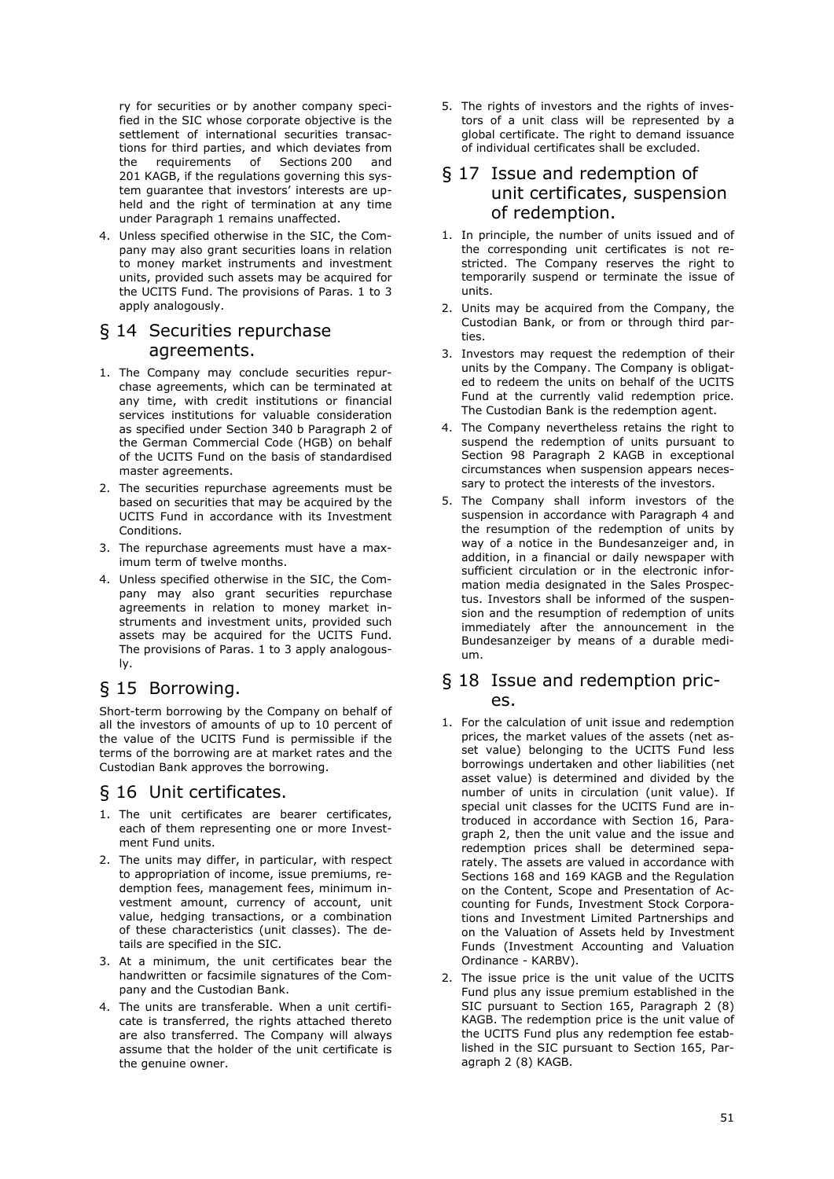ry for securities or by another company specified in the SIC whose corporate objective is the settlement of international securities transactions for third parties, and which deviates from the requirements of Sections 200 and 201 KAGB, if the regulations governing this system guarantee that investors' interests are upheld and the right of termination at any time under Paragraph 1 remains unaffected.

4. Unless specified otherwise in the SIC, the Company may also grant securities loans in relation to money market instruments and investment units, provided such assets may be acquired for the UCITS Fund. The provisions of Paras. 1 to 3 apply analogously.

## § 14 Securities repurchase agreements.

1. The Company may conclude securities repurchase agreements, which can be terminated at any time, with credit institutions or financial services institutions for valuable consideration as specified under Section 340 b Paragraph 2 of the German Commercial Code (HGB) on behalf of the UCITS Fund on the basis of standardised master agreements.
2. The securities repurchase agreements must be based on securities that may be acquired by the UCITS Fund in accordance with its Investment Conditions.
3. The repurchase agreements must have a maximum term of twelve months.
4. Unless specified otherwise in the SIC, the Company may also grant securities repurchase agreements in relation to money market instruments and investment units, provided such assets may be acquired for the UCITS Fund. The provisions of Paras. 1 to 3 apply analogously.

## § 15 Borrowing.

Short-term borrowing by the Company on behalf of all the investors of amounts of up to 10 percent of the value of the UCITS Fund is permissible if the terms of the borrowing are at market rates and the Custodian Bank approves the borrowing.

## § 16 Unit certificates.

1. The unit certificates are bearer certificates, each of them representing one or more Investment Fund units.
2. The units may differ, in particular, with respect to appropriation of income, issue premiums, redemption fees, management fees, minimum investment amount, currency of account, unit value, hedging transactions, or a combination of these characteristics (unit classes). The details are specified in the SIC.
3. At a minimum, the unit certificates bear the handwritten or facsimile signatures of the Company and the Custodian Bank.
4. The units are transferable. When a unit certificate is transferred, the rights attached thereto are also transferred. The Company will always assume that the holder of the unit certificate is the genuine owner.
5. The rights of investors and the rights of investors of a unit class will be represented by a global certificate. The right to demand issuance of individual certificates shall be excluded.

## § 17 Issue and redemption of unit certificates, suspension of redemption.

1. In principle, the number of units issued and of the corresponding unit certificates is not restricted. The Company reserves the right to temporarily suspend or terminate the issue of units.
2. Units may be acquired from the Company, the Custodian Bank, or from or through third parties.
3. Investors may request the redemption of their units by the Company. The Company is obligated to redeem the units on behalf of the UCITS Fund at the currently valid redemption price. The Custodian Bank is the redemption agent.
4. The Company nevertheless retains the right to suspend the redemption of units pursuant to Section 98 Paragraph 2 KAGB in exceptional circumstances when suspension appears necessary to protect the interests of the investors.
5. The Company shall inform investors of the suspension in accordance with Paragraph 4 and the resumption of the redemption of units by way of a notice in the Bundesanzeiger and, in addition, in a financial or daily newspaper with sufficient circulation or in the electronic information media designated in the Sales Prospectus. Investors shall be informed of the suspension and the resumption of redemption of units immediately after the announcement in the Bundesanzeiger by means of a durable medium.

## § 18 Issue and redemption prices.

1. For the calculation of unit issue and redemption prices, the market values of the assets (net asset value) belonging to the UCITS Fund less borrowings undertaken and other liabilities (net asset value) is determined and divided by the number of units in circulation (unit value). If special unit classes for the UCITS Fund are introduced in accordance with Section 16, Paragraph 2, then the unit value and the issue and redemption prices shall be determined separately. The assets are valued in accordance with Sections 168 and 169 KAGB and the Regulation on the Content, Scope and Presentation of Accounting for Funds, Investment Stock Corporations and Investment Limited Partnerships and on the Valuation of Assets held by Investment Funds (Investment Accounting and Valuation Ordinance - KARBV).
2. The issue price is the unit value of the UCITS Fund plus any issue premium established in the SIC pursuant to Section 165, Paragraph 2 (8) KAGB. The redemption price is the unit value of the UCITS Fund plus any redemption fee established in the SIC pursuant to Section 165, Paragraph 2 (8) KAGB.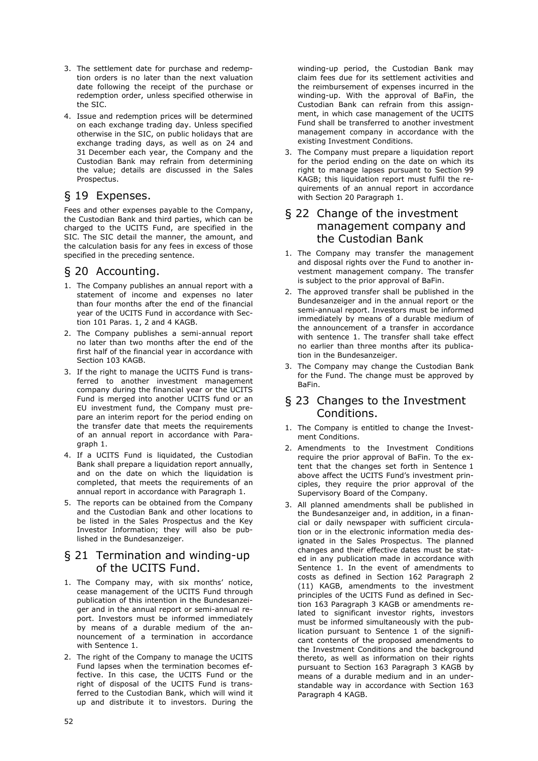3. The settlement date for purchase and redemption orders is no later than the next valuation date following the receipt of the purchase or redemption order, unless specified otherwise in the SIC.
4. Issue and redemption prices will be determined on each exchange trading day. Unless specified otherwise in the SIC, on public holidays that are exchange trading days, as well as on 24 and 31 December each year, the Company and the Custodian Bank may refrain from determining the value; details are discussed in the Sales Prospectus.

## § 19 Expenses.

Fees and other expenses payable to the Company, the Custodian Bank and third parties, which can be charged to the UCITS Fund, are specified in the SIC. The SIC detail the manner, the amount, and the calculation basis for any fees in excess of those specified in the preceding sentence.

## § 20 Accounting.

1. The Company publishes an annual report with a statement of income and expenses no later than four months after the end of the financial year of the UCITS Fund in accordance with Section 101 Paras. 1, 2 and 4 KAGB.
2. The Company publishes a semi-annual report no later than two months after the end of the first half of the financial year in accordance with Section 103 KAGB.
3. If the right to manage the UCITS Fund is transferred to another investment management company during the financial year or the UCITS Fund is merged into another UCITS fund or an EU investment fund, the Company must prepare an interim report for the period ending on the transfer date that meets the requirements of an annual report in accordance with Paragraph 1.
4. If a UCITS Fund is liquidated, the Custodian Bank shall prepare a liquidation report annually, and on the date on which the liquidation is completed, that meets the requirements of an annual report in accordance with Paragraph 1.
5. The reports can be obtained from the Company and the Custodian Bank and other locations to be listed in the Sales Prospectus and the Key Investor Information; they will also be published in the Bundesanzeiger.

## § 21 Termination and winding-up of the UCITS Fund.

1. The Company may, with six months' notice, cease management of the UCITS Fund through publication of this intention in the Bundesanzeiger and in the annual report or semi-annual report. Investors must be informed immediately by means of a durable medium of the announcement of a termination in accordance with Sentence 1.
2. The right of the Company to manage the UCITS Fund lapses when the termination becomes effective. In this case, the UCITS Fund or the right of disposal of the UCITS Fund is transferred to the Custodian Bank, which will wind it up and distribute it to investors. During the winding-up period, the Custodian Bank may claim fees due for its settlement activities and the reimbursement of expenses incurred in the winding-up. With the approval of BaFin, the Custodian Bank can refrain from this assignment, in which case management of the UCITS Fund shall be transferred to another investment management company in accordance with the existing Investment Conditions.
3. The Company must prepare a liquidation report for the period ending on the date on which its right to manage lapses pursuant to Section 99 KAGB; this liquidation report must fulfil the requirements of an annual report in accordance with Section 20 Paragraph 1.

## § 22 Change of the investment management company and the Custodian Bank

1. The Company may transfer the management and disposal rights over the Fund to another investment management company. The transfer is subject to the prior approval of BaFin.
2. The approved transfer shall be published in the Bundesanzeiger and in the annual report or the semi-annual report. Investors must be informed immediately by means of a durable medium of the announcement of a transfer in accordance with sentence 1. The transfer shall take effect no earlier than three months after its publication in the Bundesanzeiger.
3. The Company may change the Custodian Bank for the Fund. The change must be approved by BaFin.

## § 23 Changes to the Investment Conditions.

1. The Company is entitled to change the Investment Conditions.
2. Amendments to the Investment Conditions require the prior approval of BaFin. To the extent that the changes set forth in Sentence 1 above affect the UCITS Fund's investment principles, they require the prior approval of the Supervisory Board of the Company.
3. All planned amendments shall be published in the Bundesanzeiger and, in addition, in a financial or daily newspaper with sufficient circulation or in the electronic information media designated in the Sales Prospectus. The planned changes and their effective dates must be stated in any publication made in accordance with Sentence 1. In the event of amendments to costs as defined in Section 162 Paragraph 2 (11) KAGB, amendments to the investment principles of the UCITS Fund as defined in Section 163 Paragraph 3 KAGB or amendments related to significant investor rights, investors must be informed simultaneously with the publication pursuant to Sentence 1 of the significant contents of the proposed amendments to the Investment Conditions and the background thereto, as well as information on their rights pursuant to Section 163 Paragraph 3 KAGB by means of a durable medium and in an understandable way in accordance with Section 163 Paragraph 4 KAGB.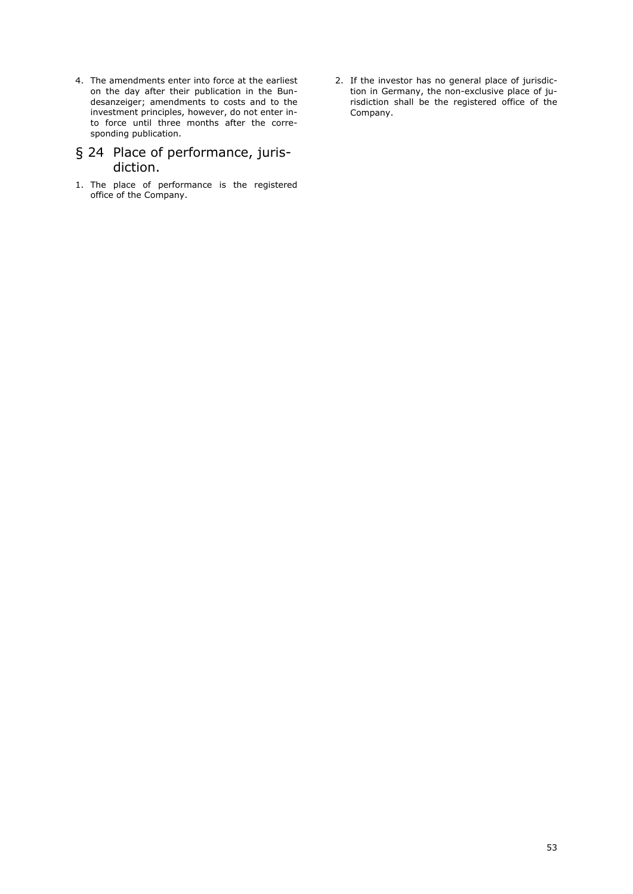4. The amendments enter into force at the earliest on the day after their publication in the Bundesanzeiger; amendments to costs and to the investment principles, however, do not enter into force until three months after the corresponding publication.

## § 24 Place of performance, jurisdiction.

1. The place of performance is the registered office of the Company.
2. If the investor has no general place of jurisdiction in Germany, the non-exclusive place of jurisdiction shall be the registered office of the Company.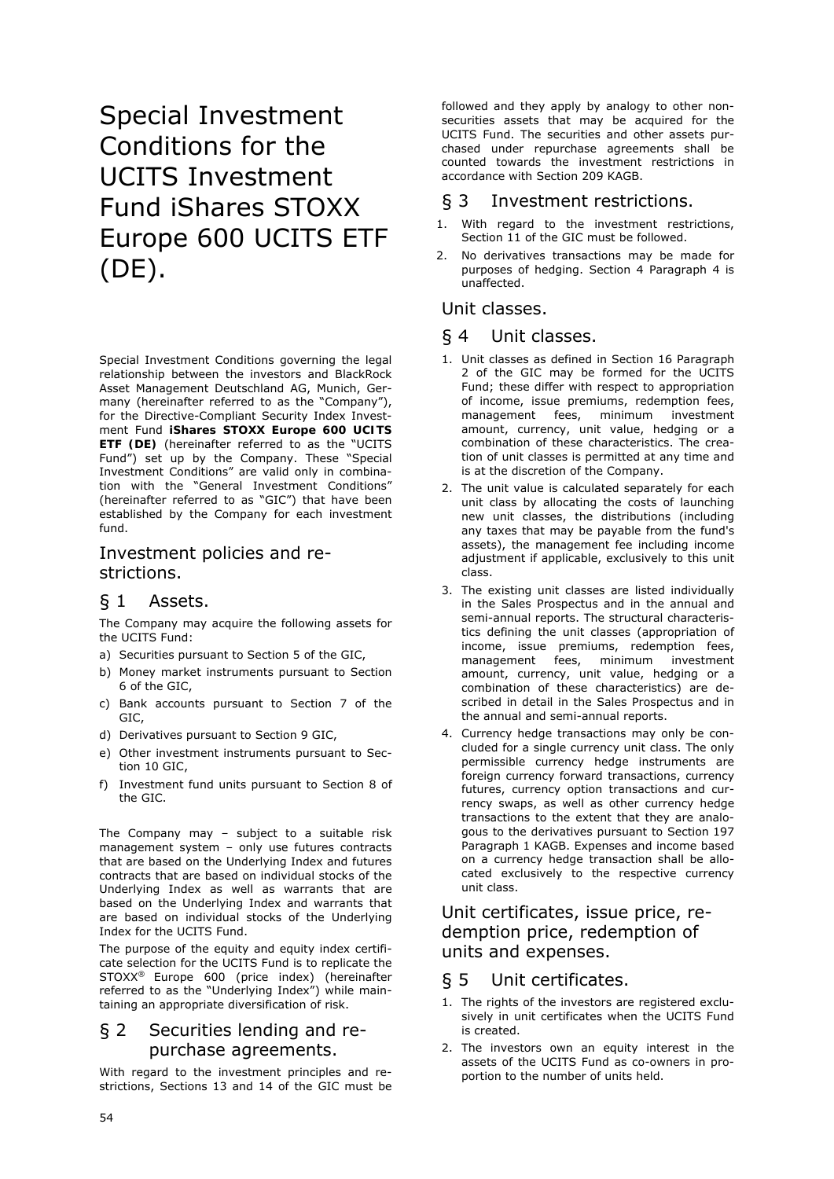# Special Investment Conditions for the UCITS Investment Fund iShares STOXX Europe 600 UCITS ETF (DE).

Special Investment Conditions governing the legal relationship between the investors and BlackRock Asset Management Deutschland AG, Munich, Germany (hereinafter referred to as the "Company"), for the Directive-Compliant Security Index Investment Fund **iShares STOXX Europe 600 UCITS ETF (DE)** (hereinafter referred to as the "UCITS Fund") set up by the Company. These "Special Investment Conditions" are valid only in combination with the "General Investment Conditions" (hereinafter referred to as "GIC") that have been established by the Company for each investment fund.

## Investment policies and restrictions.

### § 1 Assets.

The Company may acquire the following assets for the UCITS Fund:

a) Securities pursuant to Section 5 of the GIC,
b) Money market instruments pursuant to Section 6 of the GIC,
c) Bank accounts pursuant to Section 7 of the GIC,
d) Derivatives pursuant to Section 9 GIC,
e) Other investment instruments pursuant to Section 10 GIC,
f) Investment fund units pursuant to Section 8 of the GIC.

The Company may – subject to a suitable risk management system – only use futures contracts that are based on the Underlying Index and futures contracts that are based on individual stocks of the Underlying Index as well as warrants that are based on the Underlying Index and warrants that are based on individual stocks of the Underlying Index for the UCITS Fund.

The purpose of the equity and equity index certificate selection for the UCITS Fund is to replicate the STOXX® Europe 600 (price index) (hereinafter referred to as the "Underlying Index") while maintaining an appropriate diversification of risk.

### § 2 Securities lending and repurchase agreements.

With regard to the investment principles and restrictions, Sections 13 and 14 of the GIC must be followed and they apply by analogy to other non-securities assets that may be acquired for the UCITS Fund. The securities and other assets purchased under repurchase agreements shall be counted towards the investment restrictions in accordance with Section 209 KAGB.

### § 3 Investment restrictions.

1. With regard to the investment restrictions, Section 11 of the GIC must be followed.
2. No derivatives transactions may be made for purposes of hedging. Section 4 Paragraph 4 is unaffected.

## Unit classes.

### § 4 Unit classes.

1. Unit classes as defined in Section 16 Paragraph 2 of the GIC may be formed for the UCITS Fund; these differ with respect to appropriation of income, issue premiums, redemption fees, management fees, minimum investment amount, currency, unit value, hedging or a combination of these characteristics. The creation of unit classes is permitted at any time and is at the discretion of the Company.
2. The unit value is calculated separately for each unit class by allocating the costs of launching new unit classes, the distributions (including any taxes that may be payable from the fund's assets), the management fee including income adjustment if applicable, exclusively to this unit class.
3. The existing unit classes are listed individually in the Sales Prospectus and in the annual and semi-annual reports. The structural characteristics defining the unit classes (appropriation of income, issue premiums, redemption fees, management fees, minimum investment amount, currency, unit value, hedging or a combination of these characteristics) are described in detail in the Sales Prospectus and in the annual and semi-annual reports.
4. Currency hedge transactions may only be concluded for a single currency unit class. The only permissible currency hedge instruments are foreign currency forward transactions, currency futures, currency option transactions and currency swaps, as well as other currency hedge transactions to the extent that they are analogous to the derivatives pursuant to Section 197 Paragraph 1 KAGB. Expenses and income based on a currency hedge transaction shall be allocated exclusively to the respective currency unit class.

## Unit certificates, issue price, redemption price, redemption of units and expenses.

### § 5 Unit certificates.

1. The rights of the investors are registered exclusively in unit certificates when the UCITS Fund is created.
2. The investors own an equity interest in the assets of the UCITS Fund as co-owners in proportion to the number of units held.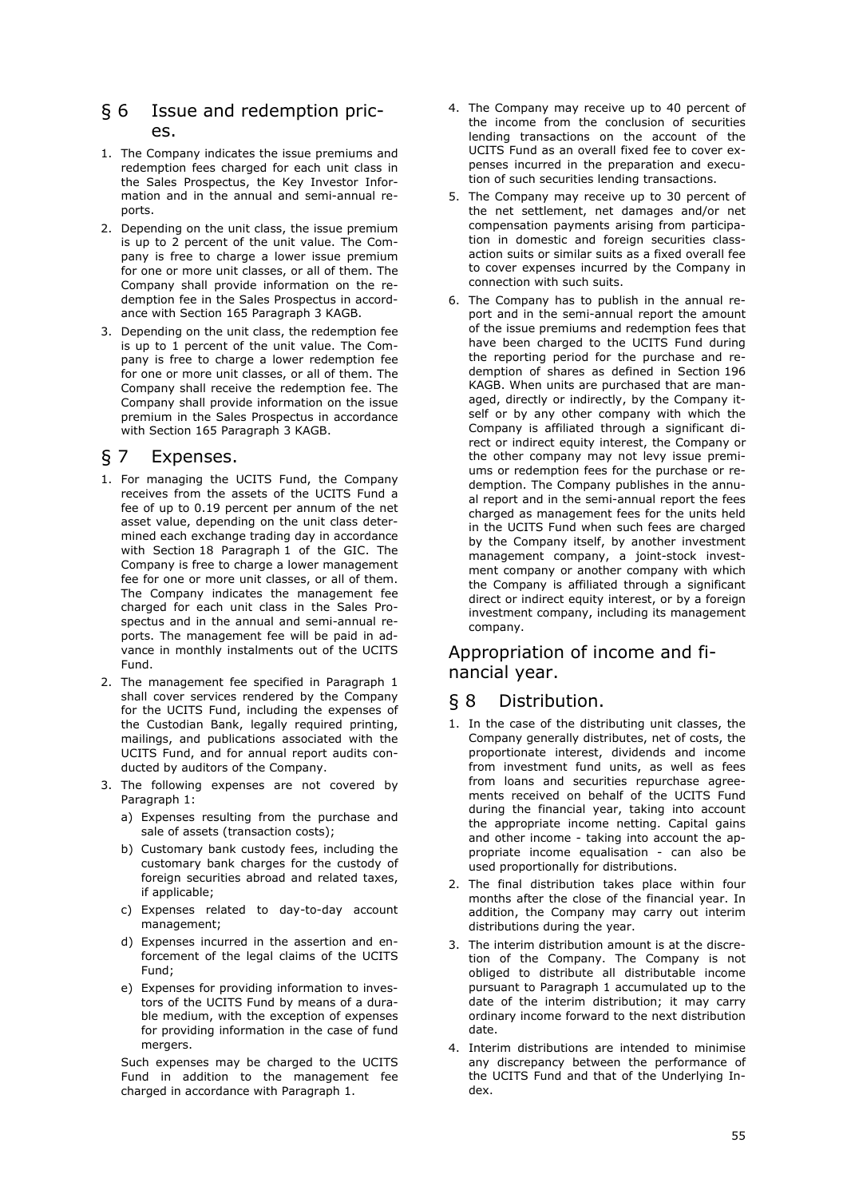## § 6 Issue and redemption prices.

1. The Company indicates the issue premiums and redemption fees charged for each unit class in the Sales Prospectus, the Key Investor Information and in the annual and semi-annual reports.
2. Depending on the unit class, the issue premium is up to 2 percent of the unit value. The Company is free to charge a lower issue premium for one or more unit classes, or all of them. The Company shall provide information on the redemption fee in the Sales Prospectus in accordance with Section 165 Paragraph 3 KAGB.
3. Depending on the unit class, the redemption fee is up to 1 percent of the unit value. The Company is free to charge a lower redemption fee for one or more unit classes, or all of them. The Company shall receive the redemption fee. The Company shall provide information on the issue premium in the Sales Prospectus in accordance with Section 165 Paragraph 3 KAGB.

## § 7 Expenses.

1. For managing the UCITS Fund, the Company receives from the assets of the UCITS Fund a fee of up to 0.19 percent per annum of the net asset value, depending on the unit class determined each exchange trading day in accordance with Section 18 Paragraph 1 of the GIC. The Company is free to charge a lower management fee for one or more unit classes, or all of them. The Company indicates the management fee charged for each unit class in the Sales Prospectus and in the annual and semi-annual reports. The management fee will be paid in advance in monthly instalments out of the UCITS Fund.
2. The management fee specified in Paragraph 1 shall cover services rendered by the Company for the UCITS Fund, including the expenses of the Custodian Bank, legally required printing, mailings, and publications associated with the UCITS Fund, and for annual report audits conducted by auditors of the Company.
3. The following expenses are not covered by Paragraph 1:
   a) Expenses resulting from the purchase and sale of assets (transaction costs);
   b) Customary bank custody fees, including the customary bank charges for the custody of foreign securities abroad and related taxes, if applicable;
   c) Expenses related to day-to-day account management;
   d) Expenses incurred in the assertion and enforcement of the legal claims of the UCITS Fund;
   e) Expenses for providing information to investors of the UCITS Fund by means of a durable medium, with the exception of expenses for providing information in the case of fund mergers.

   Such expenses may be charged to the UCITS Fund in addition to the management fee charged in accordance with Paragraph 1.
4. The Company may receive up to 40 percent of the income from the conclusion of securities lending transactions on the account of the UCITS Fund as an overall fixed fee to cover expenses incurred in the preparation and execution of such securities lending transactions.
5. The Company may receive up to 30 percent of the net settlement, net damages and/or net compensation payments arising from participation in domestic and foreign securities class-action suits or similar suits as a fixed overall fee to cover expenses incurred by the Company in connection with such suits.
6. The Company has to publish in the annual report and in the semi-annual report the amount of the issue premiums and redemption fees that have been charged to the UCITS Fund during the reporting period for the purchase and redemption of shares as defined in Section 196 KAGB. When units are purchased that are managed, directly or indirectly, by the Company itself or by any other company with which the Company is affiliated through a significant direct or indirect equity interest, the Company or the other company may not levy issue premiums or redemption fees for the purchase or redemption. The Company publishes in the annual report and in the semi-annual report the fees charged as management fees for the units held in the UCITS Fund when such fees are charged by the Company itself, by another investment management company, a joint-stock investment company or another company with which the Company is affiliated through a significant direct or indirect equity interest, or by a foreign investment company, including its management company.

# Appropriation of income and financial year.

## § 8 Distribution.

1. In the case of the distributing unit classes, the Company generally distributes, net of costs, the proportionate interest, dividends and income from investment fund units, as well as fees from loans and securities repurchase agreements received on behalf of the UCITS Fund during the financial year, taking into account the appropriate income netting. Capital gains and other income - taking into account the appropriate income equalisation - can also be used proportionally for distributions.
2. The final distribution takes place within four months after the close of the financial year. In addition, the Company may carry out interim distributions during the year.
3. The interim distribution amount is at the discretion of the Company. The Company is not obliged to distribute all distributable income pursuant to Paragraph 1 accumulated up to the date of the interim distribution; it may carry ordinary income forward to the next distribution date.
4. Interim distributions are intended to minimise any discrepancy between the performance of the UCITS Fund and that of the Underlying Index.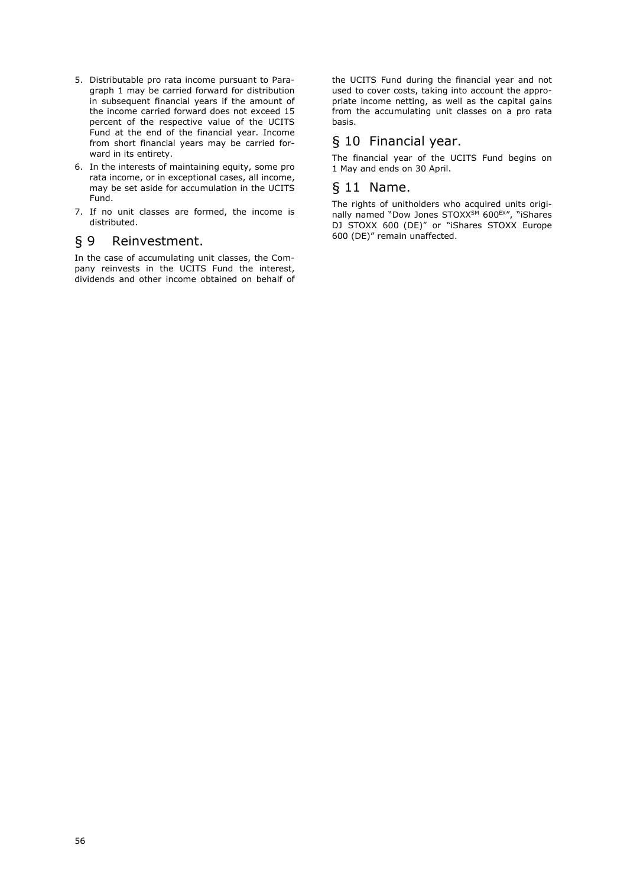5. Distributable pro rata income pursuant to Paragraph 1 may be carried forward for distribution in subsequent financial years if the amount of the income carried forward does not exceed 15 percent of the respective value of the UCITS Fund at the end of the financial year. Income from short financial years may be carried forward in its entirety.
6. In the interests of maintaining equity, some pro rata income, or in exceptional cases, all income, may be set aside for accumulation in the UCITS Fund.
7. If no unit classes are formed, the income is distributed.

## § 9 Reinvestment.

In the case of accumulating unit classes, the Company reinvests in the UCITS Fund the interest, dividends and other income obtained on behalf of the UCITS Fund during the financial year and not used to cover costs, taking into account the appropriate income netting, as well as the capital gains from the accumulating unit classes on a pro rata basis.

## § 10 Financial year.

The financial year of the UCITS Fund begins on 1 May and ends on 30 April.

## § 11 Name.

The rights of unitholders who acquired units originally named "Dow Jones STOXX[SM] 600[EX]", "iShares DJ STOXX 600 (DE)" or "iShares STOXX Europe 600 (DE)" remain unaffected.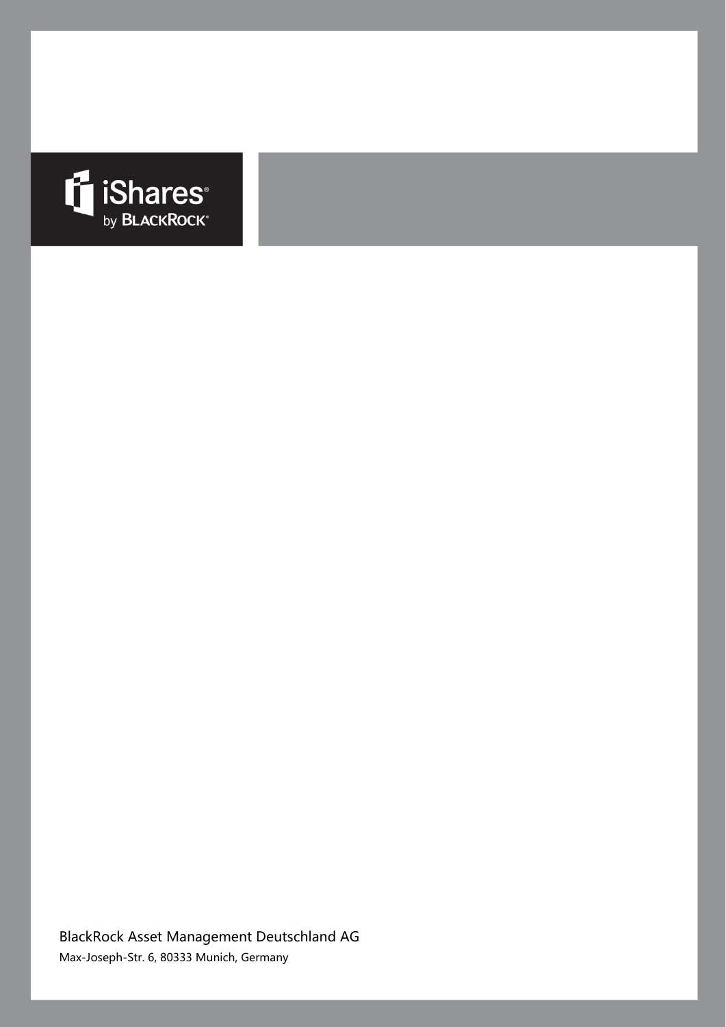iShares by BlackRock

BlackRock Asset Management Deutschland AG

Max-Joseph-Str. 6, 80333 Munich, Germany